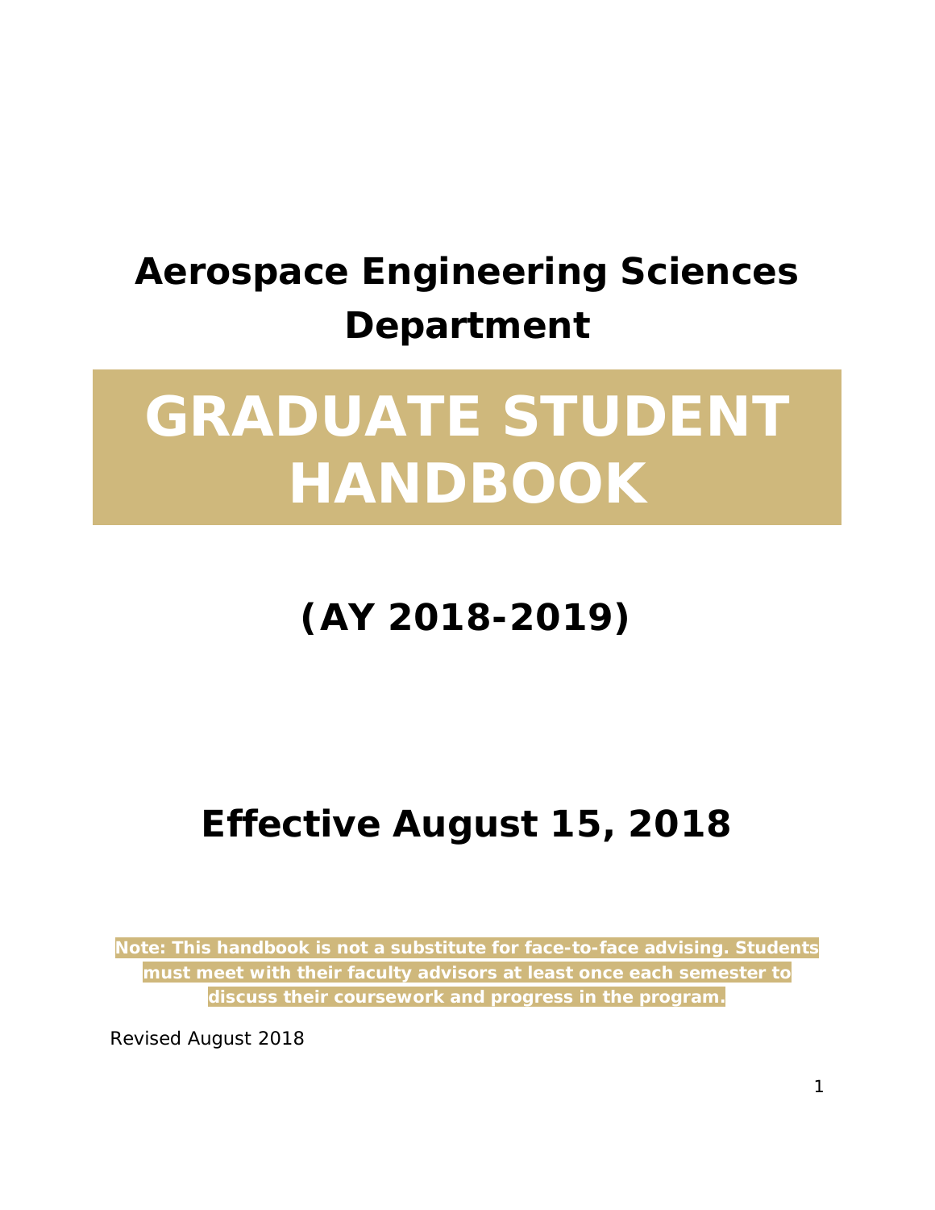# Aerospace Engineering Sciences Department

# GRADUATE STUDENT HANDBOOK

## (AY 2018-2019)

## Effective August 15, 2018

**Note: This handbook is not a substitute for face-to-face advising. Students must meet with their faculty advisors at least once each semester to discuss their coursework and progress in the program.**

Revised August 2018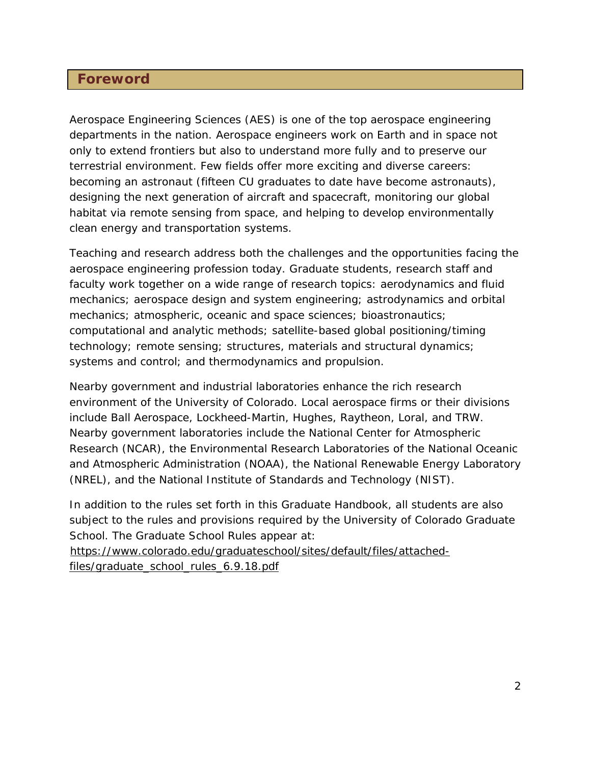# Foreword

Aerospace Engineering Sciences (AES) is one of the top aerospace engineering departments in the nation. Aerospace engineers work on Earth and in space not only to extend frontiers but also to understand more fully and to preserve our terrestrial environment. Few fields offer more exciting and diverse careers: becoming an astronaut (fifteen CU graduates to date have become astronauts), designing the next generation of aircraft and spacecraft, monitoring our global habitat via remote sensing from space, and helping to develop environmentally clean energy and transportation systems.

Teaching and research address both the challenges and the opportunities facing the aerospace engineering profession today. Graduate students, research staff and faculty work together on a wide range of research topics: aerodynamics and fluid mechanics; aerospace design and system engineering; astrodynamics and orbital mechanics; atmospheric, oceanic and space sciences; bioastronautics; computational and analytic methods; satellite-based global positioning/timing technology; remote sensing; structures, materials and structural dynamics; systems and control; and thermodynamics and propulsion.

Nearby government and industrial laboratories enhance the rich research environment of the University of Colorado. Local aerospace firms or their divisions include Ball Aerospace, Lockheed-Martin, Hughes, Raytheon, Loral, and TRW. Nearby government laboratories include the National Center for Atmospheric Research (NCAR), the Environmental Research Laboratories of the National Oceanic and Atmospheric Administration (NOAA), the National Renewable Energy Laboratory (NREL), and the National Institute of Standards and Technology (NIST).

In addition to the rules set forth in this Graduate Handbook, all students are also subject to the rules and provisions required by the University of Colorado Graduate School. The Graduate School Rules appear at: https://www.colorado.edu/graduateschool/sites/default/files/attached-files/graduate_school_rules_6.9.18.pdf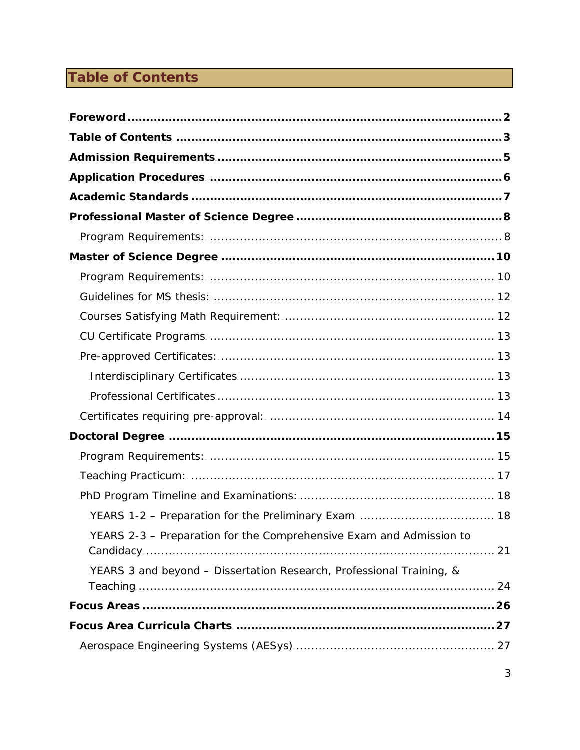# Table of Contents

**Foreword** ........ **2**

**Table of Contents** ........ **3**

**Admission Requirements** ........ **5**

**Application Procedures** ........ **6**

**Academic Standards** ........ **7**

**Professional Master of Science Degree** ........ **8**

- Program Requirements: ........ 8

**Master of Science Degree** ........ **10**

- Program Requirements: ........ 10
- Guidelines for MS thesis: ........ 12
- Courses Satisfying Math Requirement: ........ 12
- CU Certificate Programs ........ 13
- Pre-approved Certificates: ........ 13
  - Interdisciplinary Certificates ........ 13
  - Professional Certificates ........ 13
- Certificates requiring pre-approval: ........ 14

**Doctoral Degree** ........ **15**

- Program Requirements: ........ 15
- Teaching Practicum: ........ 17
- PhD Program Timeline and Examinations: ........ 18
  - YEARS 1-2 – Preparation for the Preliminary Exam ........ 18
  - YEARS 2-3 – Preparation for the Comprehensive Exam and Admission to Candidacy ........ 21
  - YEARS 3 and beyond – Dissertation Research, Professional Training, & Teaching ........ 24

**Focus Areas** ........ **26**

**Focus Area Curricula Charts** ........ **27**

- Aerospace Engineering Systems (AESys) ........ 27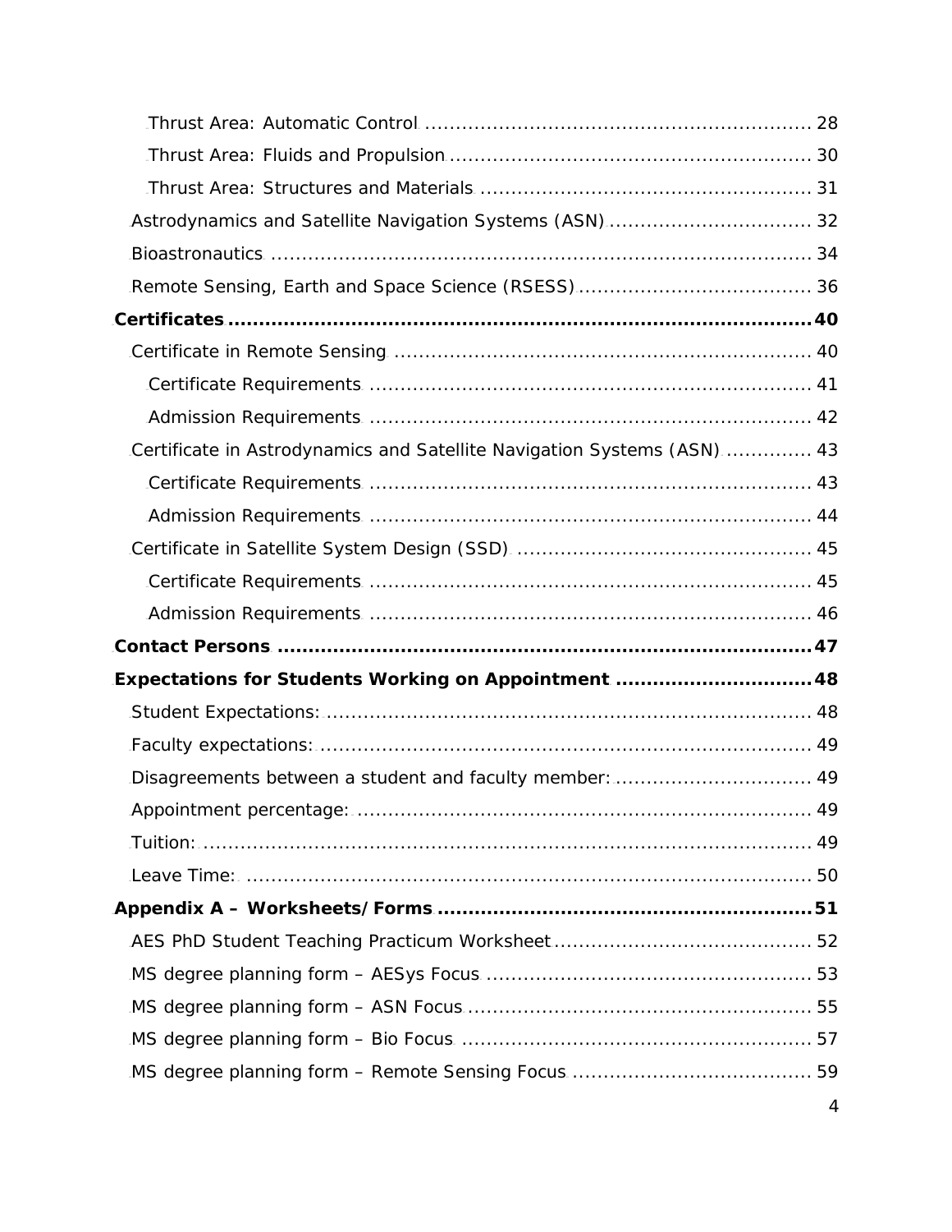- Thrust Area: Automatic Control ... 28
- Thrust Area: Fluids and Propulsion ... 30
- Thrust Area: Structures and Materials ... 31

Astrodynamics and Satellite Navigation Systems (ASN) ... 32

Bioastronautics ... 34

Remote Sensing, Earth and Space Science (RSESS) ... 36

**Certificates ... 40**

Certificate in Remote Sensing ... 40

- Certificate Requirements ... 41
- Admission Requirements ... 42

Certificate in Astrodynamics and Satellite Navigation Systems (ASN) ... 43

- Certificate Requirements ... 43
- Admission Requirements ... 44

Certificate in Satellite System Design (SSD) ... 45

- Certificate Requirements ... 45
- Admission Requirements ... 46

**Contact Persons ... 47**

**Expectations for Students Working on Appointment ... 48**

Student Expectations: ... 48

Faculty expectations: ... 49

Disagreements between a student and faculty member: ... 49

Appointment percentage: ... 49

Tuition: ... 49

Leave Time: ... 50

**Appendix A – Worksheets/Forms ... 51**

AES PhD Student Teaching Practicum Worksheet ... 52

MS degree planning form – AESys Focus ... 53

MS degree planning form – ASN Focus ... 55

MS degree planning form – Bio Focus ... 57

MS degree planning form – Remote Sensing Focus ... 59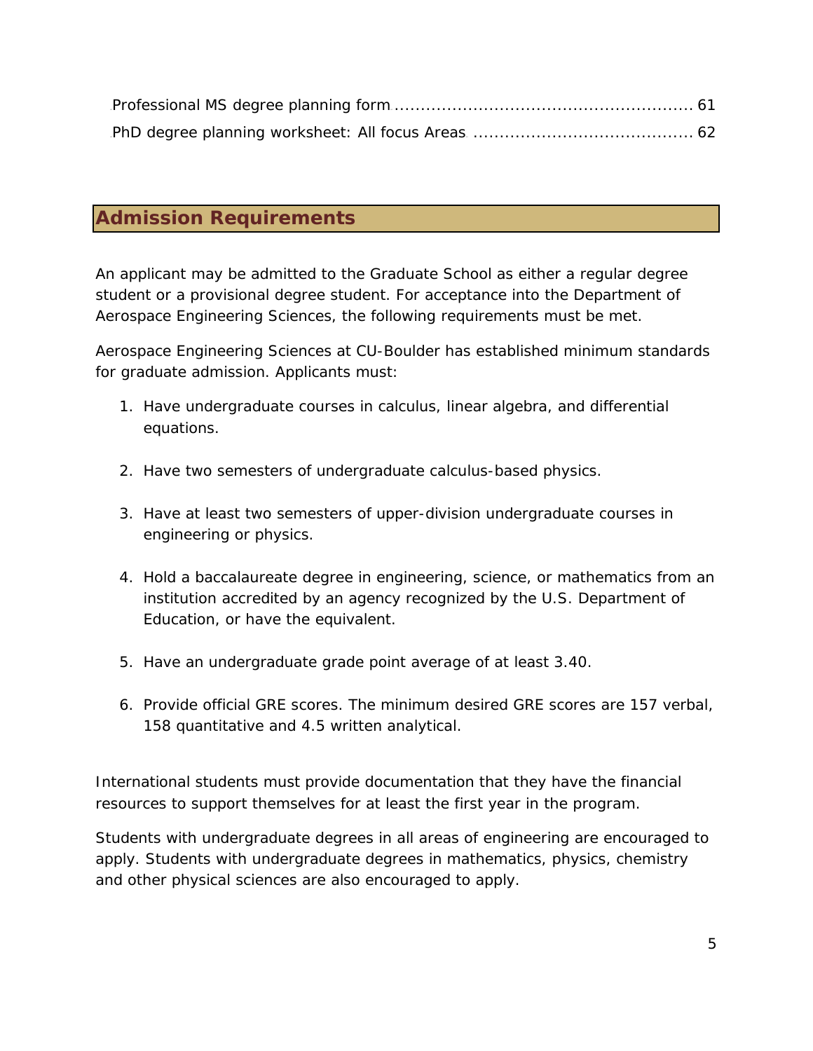Professional MS degree planning form ........................................................ 61

PhD degree planning worksheet: All focus Areas ........................................ 62

## Admission Requirements

An applicant may be admitted to the Graduate School as either a regular degree student or a provisional degree student. For acceptance into the Department of Aerospace Engineering Sciences, the following requirements must be met.

Aerospace Engineering Sciences at CU-Boulder has established minimum standards for graduate admission. Applicants must:

1. Have undergraduate courses in calculus, linear algebra, and differential equations.

2. Have two semesters of undergraduate calculus-based physics.

3. Have at least two semesters of upper-division undergraduate courses in engineering or physics.

4. Hold a baccalaureate degree in engineering, science, or mathematics from an institution accredited by an agency recognized by the U.S. Department of Education, or have the equivalent.

5. Have an undergraduate grade point average of at least 3.40.

6. Provide official GRE scores. The minimum desired GRE scores are 157 verbal, 158 quantitative and 4.5 written analytical.

International students must provide documentation that they have the financial resources to support themselves for at least the first year in the program.

Students with undergraduate degrees in all areas of engineering are encouraged to apply. Students with undergraduate degrees in mathematics, physics, chemistry and other physical sciences are also encouraged to apply.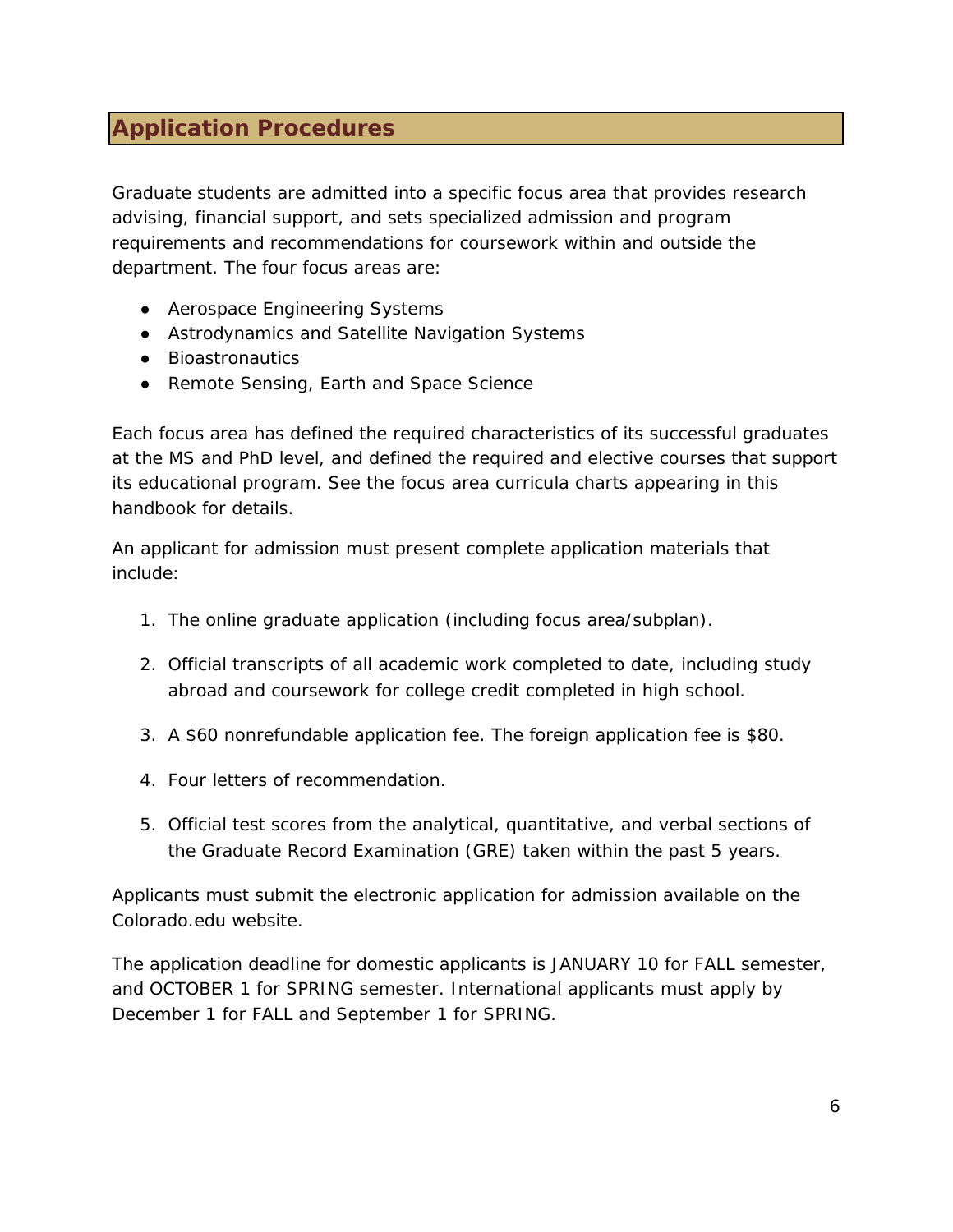## Application Procedures

Graduate students are admitted into a specific focus area that provides research advising, financial support, and sets specialized admission and program requirements and recommendations for coursework within and outside the department. The four focus areas are:

- Aerospace Engineering Systems
- Astrodynamics and Satellite Navigation Systems
- Bioastronautics
- Remote Sensing, Earth and Space Science

Each focus area has defined the required characteristics of its successful graduates at the MS and PhD level, and defined the required and elective courses that support its educational program. See the focus area curricula charts appearing in this handbook for details.

An applicant for admission must present complete application materials that include:

1. The online graduate application (including focus area/subplan).
2. Official transcripts of all academic work completed to date, including study abroad and coursework for college credit completed in high school.
3. A $60 nonrefundable application fee. The foreign application fee is $80.
4. Four letters of recommendation.
5. Official test scores from the analytical, quantitative, and verbal sections of the Graduate Record Examination (GRE) taken within the past 5 years.

Applicants must submit the electronic application for admission available on the Colorado.edu website.

The application deadline for domestic applicants is JANUARY 10 for FALL semester, and OCTOBER 1 for SPRING semester. International applicants must apply by December 1 for FALL and September 1 for SPRING.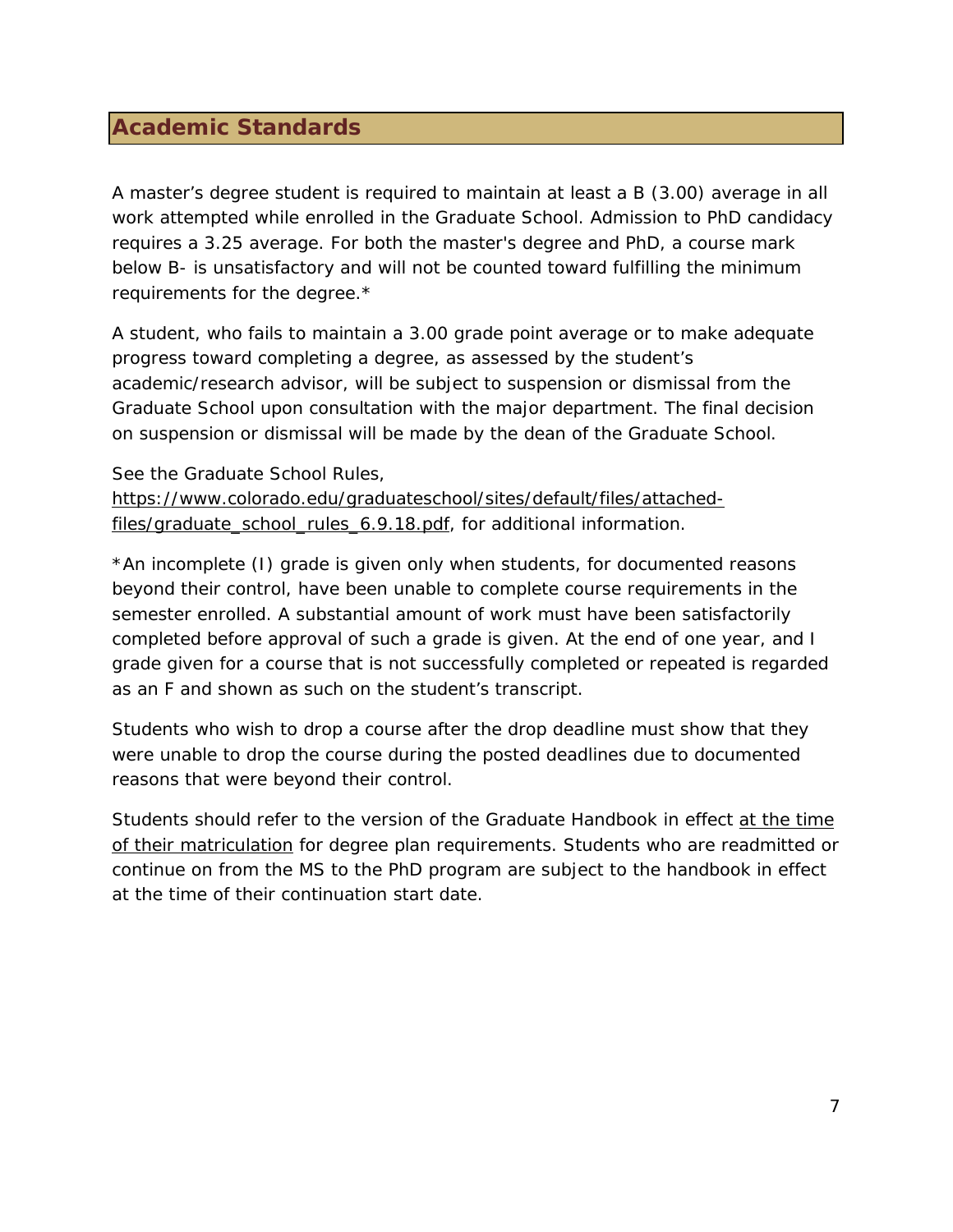## Academic Standards

A master's degree student is required to maintain at least a B (3.00) average in all work attempted while enrolled in the Graduate School. Admission to PhD candidacy requires a 3.25 average. For both the master's degree and PhD, a course mark below B- is unsatisfactory and will not be counted toward fulfilling the minimum requirements for the degree.*

A student, who fails to maintain a 3.00 grade point average or to make adequate progress toward completing a degree, as assessed by the student's academic/research advisor, will be subject to suspension or dismissal from the Graduate School upon consultation with the major department. The final decision on suspension or dismissal will be made by the dean of the Graduate School.

See the Graduate School Rules, https://www.colorado.edu/graduateschool/sites/default/files/attached-files/graduate_school_rules_6.9.18.pdf, for additional information.

*An incomplete (I) grade is given only when students, for documented reasons beyond their control, have been unable to complete course requirements in the semester enrolled. A substantial amount of work must have been satisfactorily completed before approval of such a grade is given. At the end of one year, and I grade given for a course that is not successfully completed or repeated is regarded as an F and shown as such on the student's transcript.

Students who wish to drop a course after the drop deadline must show that they were unable to drop the course during the posted deadlines due to documented reasons that were beyond their control.

Students should refer to the version of the Graduate Handbook in effect at the time of their matriculation for degree plan requirements. Students who are readmitted or continue on from the MS to the PhD program are subject to the handbook in effect at the time of their continuation start date.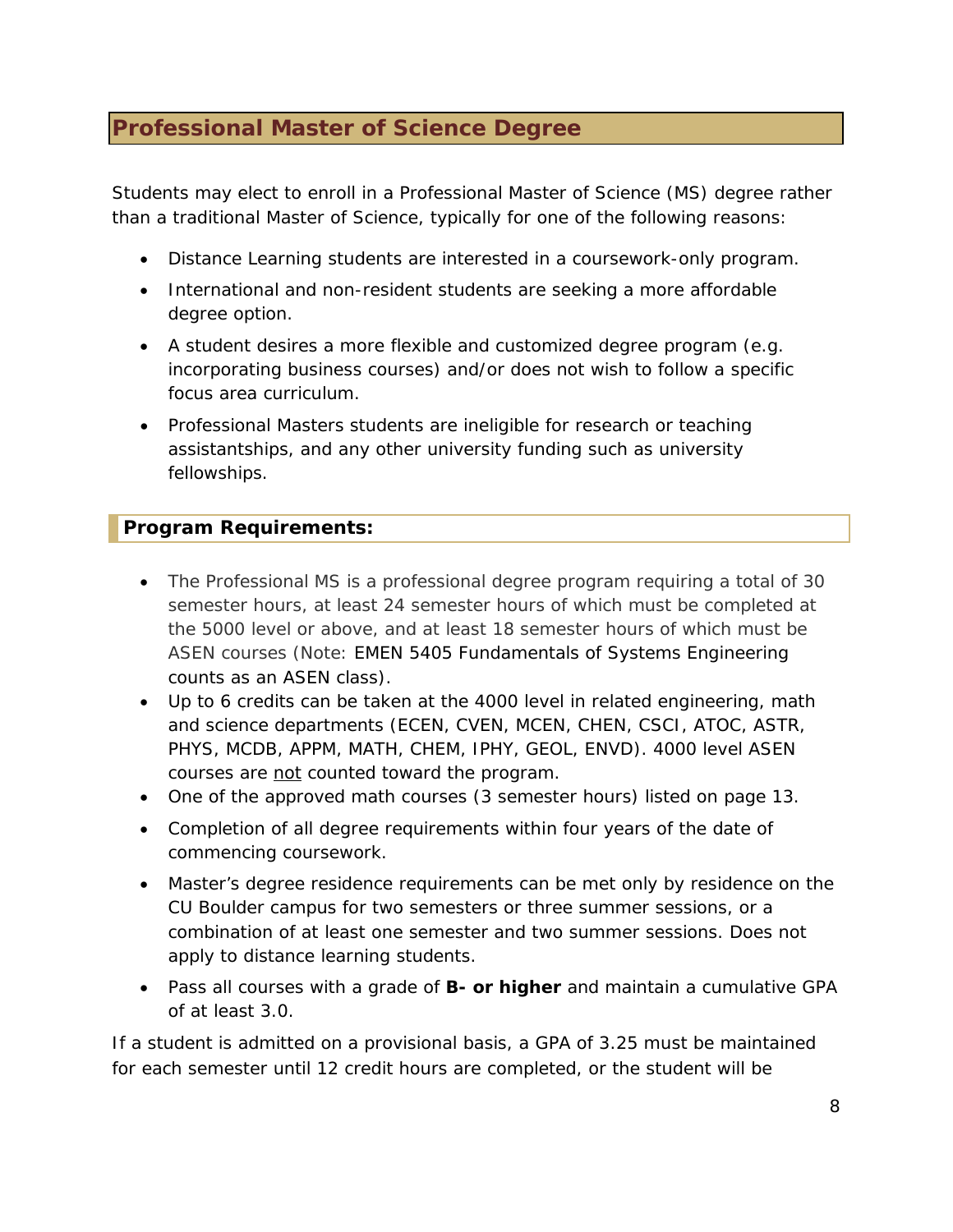## Professional Master of Science Degree

Students may elect to enroll in a Professional Master of Science (MS) degree rather than a traditional Master of Science, typically for one of the following reasons:

- Distance Learning students are interested in a coursework-only program.
- International and non-resident students are seeking a more affordable degree option.
- A student desires a more flexible and customized degree program (e.g. incorporating business courses) and/or does not wish to follow a specific focus area curriculum.
- Professional Masters students are ineligible for research or teaching assistantships, and any other university funding such as university fellowships.

### Program Requirements:

- The Professional MS is a professional degree program requiring a total of 30 semester hours, at least 24 semester hours of which must be completed at the 5000 level or above, and at least 18 semester hours of which must be ASEN courses (Note: EMEN 5405 Fundamentals of Systems Engineering counts as an ASEN class).
- Up to 6 credits can be taken at the 4000 level in related engineering, math and science departments (ECEN, CVEN, MCEN, CHEN, CSCI, ATOC, ASTR, PHYS, MCDB, APPM, MATH, CHEM, IPHY, GEOL, ENVD). 4000 level ASEN courses are not counted toward the program.
- One of the approved math courses (3 semester hours) listed on page 13.
- Completion of all degree requirements within four years of the date of commencing coursework.
- Master's degree residence requirements can be met only by residence on the CU Boulder campus for two semesters or three summer sessions, or a combination of at least one semester and two summer sessions. Does not apply to distance learning students.
- Pass all courses with a grade of **B- or higher** and maintain a cumulative GPA of at least 3.0.

If a student is admitted on a provisional basis, a GPA of 3.25 must be maintained for each semester until 12 credit hours are completed, or the student will be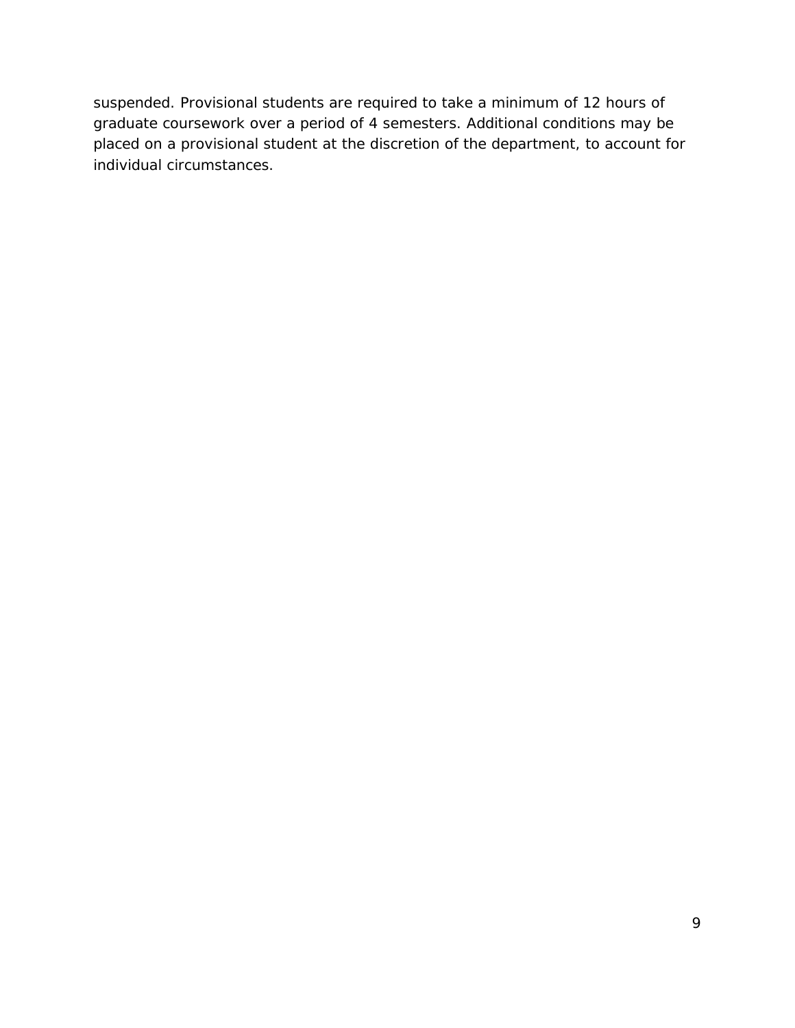suspended. Provisional students are required to take a minimum of 12 hours of graduate coursework over a period of 4 semesters. Additional conditions may be placed on a provisional student at the discretion of the department, to account for individual circumstances.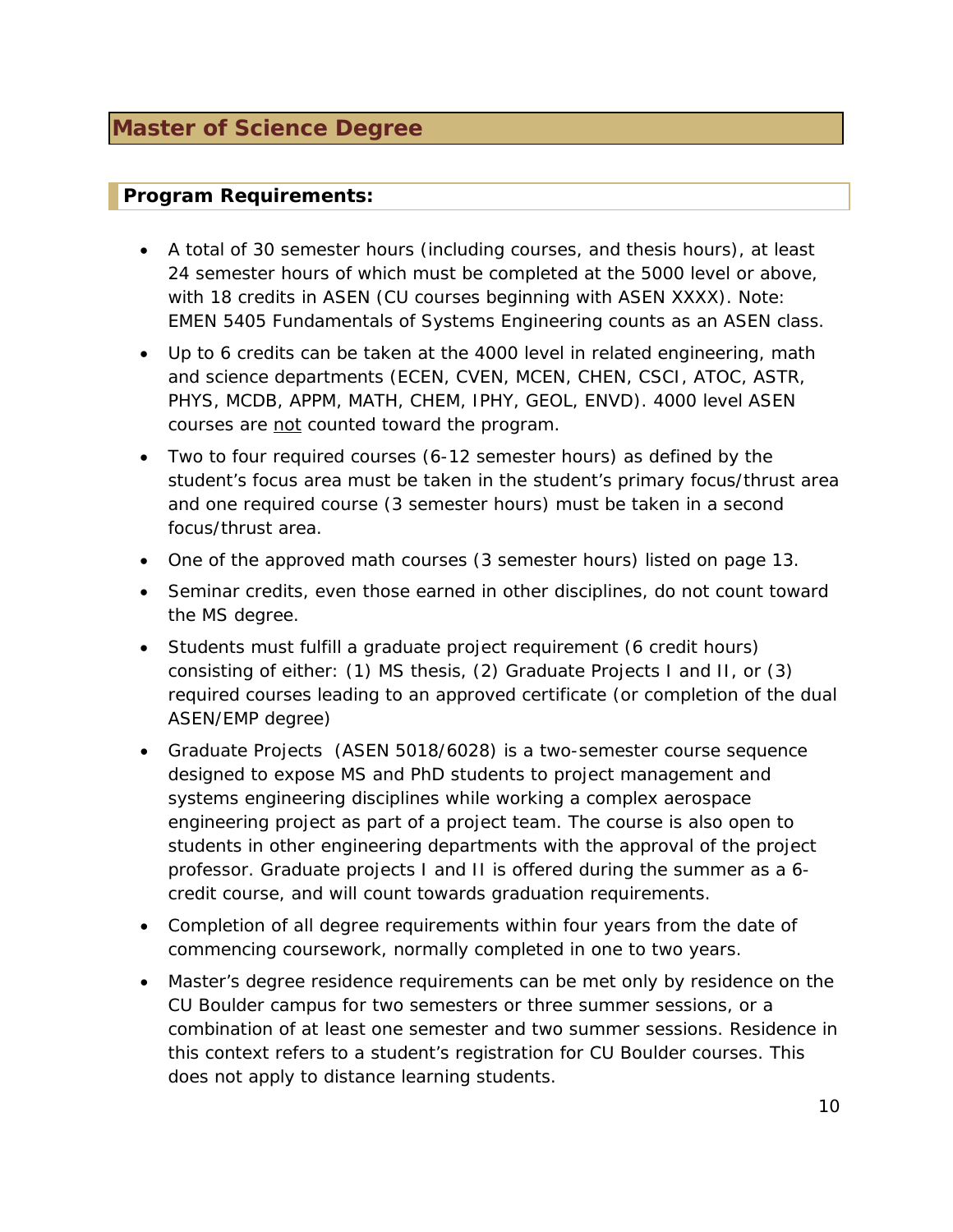# Master of Science Degree

## Program Requirements:

- A total of 30 semester hours (including courses, and thesis hours), at least 24 semester hours of which must be completed at the 5000 level or above, with 18 credits in ASEN (CU courses beginning with ASEN XXXX). Note: EMEN 5405 Fundamentals of Systems Engineering counts as an ASEN class.
- Up to 6 credits can be taken at the 4000 level in related engineering, math and science departments (ECEN, CVEN, MCEN, CHEN, CSCI, ATOC, ASTR, PHYS, MCDB, APPM, MATH, CHEM, IPHY, GEOL, ENVD). 4000 level ASEN courses are <u>not</u> counted toward the program.
- Two to four required courses (6-12 semester hours) as defined by the student's focus area must be taken in the student's primary focus/thrust area and one required course (3 semester hours) must be taken in a second focus/thrust area.
- One of the approved math courses (3 semester hours) listed on page 13.
- Seminar credits, even those earned in other disciplines, do not count toward the MS degree.
- Students must fulfill a graduate project requirement (6 credit hours) consisting of either: (1) MS thesis, (2) Graduate Projects I and II, or (3) required courses leading to an approved certificate (or completion of the dual ASEN/EMP degree)
- Graduate Projects (ASEN 5018/6028) is a two-semester course sequence designed to expose MS and PhD students to project management and systems engineering disciplines while working a complex aerospace engineering project as part of a project team. The course is also open to students in other engineering departments with the approval of the project professor. Graduate projects I and II is offered during the summer as a 6-credit course, and will count towards graduation requirements.
- Completion of all degree requirements within four years from the date of commencing coursework, normally completed in one to two years.
- Master's degree residence requirements can be met only by residence on the CU Boulder campus for two semesters or three summer sessions, or a combination of at least one semester and two summer sessions. Residence in this context refers to a student's registration for CU Boulder courses. This does not apply to distance learning students.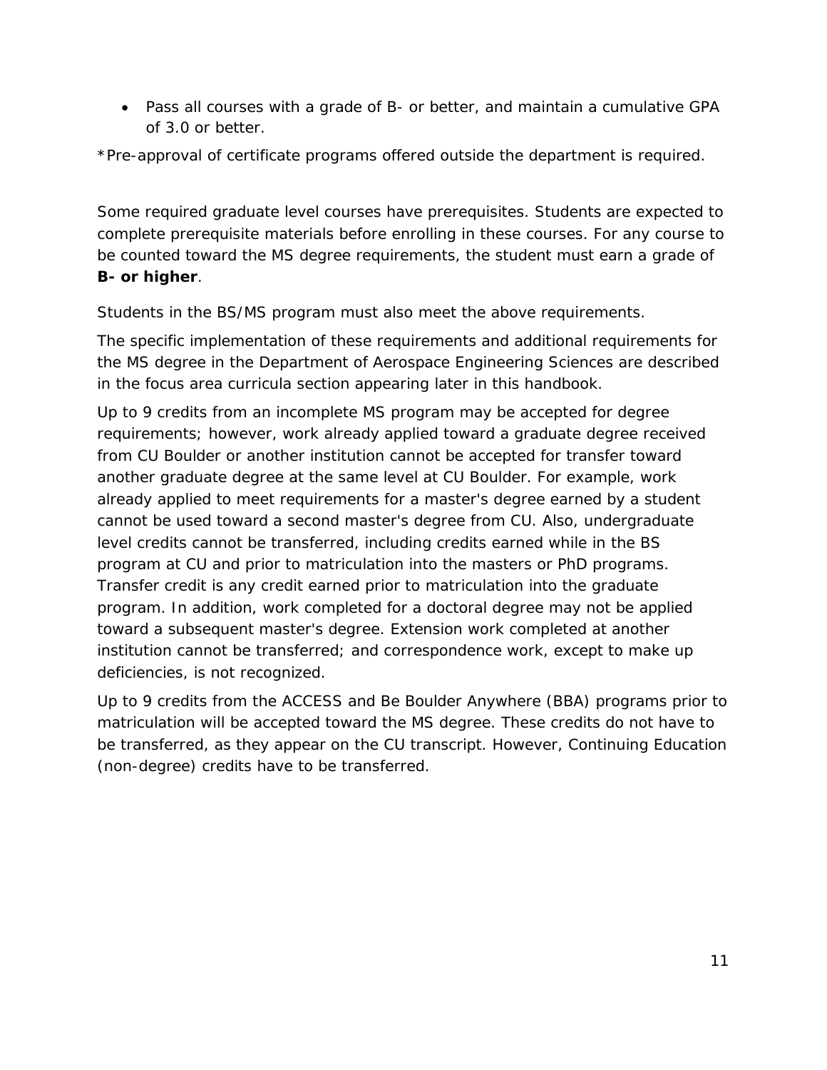- Pass all courses with a grade of B- or better, and maintain a cumulative GPA of 3.0 or better.

*Pre-approval of certificate programs offered outside the department is required.

Some required graduate level courses have prerequisites. Students are expected to complete prerequisite materials before enrolling in these courses. For any course to be counted toward the MS degree requirements, the student must earn a grade of **B- or higher**.

Students in the BS/MS program must also meet the above requirements.

The specific implementation of these requirements and additional requirements for the MS degree in the Department of Aerospace Engineering Sciences are described in the focus area curricula section appearing later in this handbook.

Up to 9 credits from an incomplete MS program may be accepted for degree requirements; however, work already applied toward a graduate degree received from CU Boulder or another institution cannot be accepted for transfer toward another graduate degree at the same level at CU Boulder. For example, work already applied to meet requirements for a master's degree earned by a student cannot be used toward a second master's degree from CU. Also, undergraduate level credits cannot be transferred, including credits earned while in the BS program at CU and prior to matriculation into the masters or PhD programs. Transfer credit is any credit earned prior to matriculation into the graduate program. In addition, work completed for a doctoral degree may not be applied toward a subsequent master's degree. Extension work completed at another institution cannot be transferred; and correspondence work, except to make up deficiencies, is not recognized.

Up to 9 credits from the ACCESS and Be Boulder Anywhere (BBA) programs prior to matriculation will be accepted toward the MS degree. These credits do not have to be transferred, as they appear on the CU transcript. However, Continuing Education (non-degree) credits have to be transferred.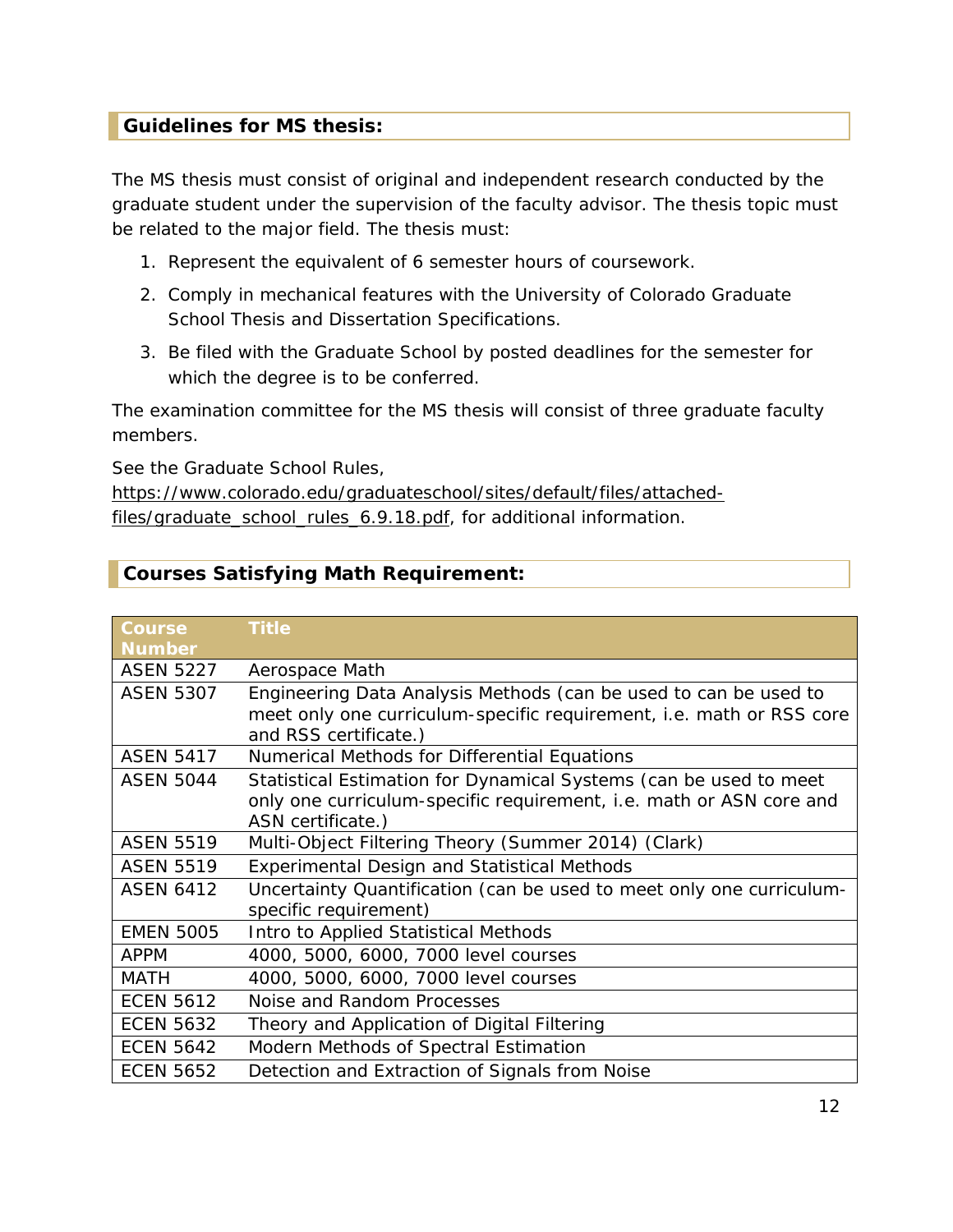## Guidelines for MS thesis:

The MS thesis must consist of original and independent research conducted by the graduate student under the supervision of the faculty advisor. The thesis topic must be related to the major field. The thesis must:

1. Represent the equivalent of 6 semester hours of coursework.
2. Comply in mechanical features with the University of Colorado Graduate School Thesis and Dissertation Specifications.
3. Be filed with the Graduate School by posted deadlines for the semester for which the degree is to be conferred.

The examination committee for the MS thesis will consist of three graduate faculty members.

See the Graduate School Rules, https://www.colorado.edu/graduateschool/sites/default/files/attached-files/graduate_school_rules_6.9.18.pdf, for additional information.

## Courses Satisfying Math Requirement:

| Course Number | Title |
|---|---|
| ASEN 5227 | Aerospace Math |
| ASEN 5307 | Engineering Data Analysis Methods (can be used to can be used to meet only one curriculum-specific requirement, i.e. math or RSS core and RSS certificate.) |
| ASEN 5417 | Numerical Methods for Differential Equations |
| ASEN 5044 | Statistical Estimation for Dynamical Systems (can be used to meet only one curriculum-specific requirement, i.e. math or ASN core and ASN certificate.) |
| ASEN 5519 | Multi-Object Filtering Theory (Summer 2014) (Clark) |
| ASEN 5519 | Experimental Design and Statistical Methods |
| ASEN 6412 | Uncertainty Quantification (can be used to meet only one curriculum-specific requirement) |
| EMEN 5005 | Intro to Applied Statistical Methods |
| APPM | 4000, 5000, 6000, 7000 level courses |
| MATH | 4000, 5000, 6000, 7000 level courses |
| ECEN 5612 | Noise and Random Processes |
| ECEN 5632 | Theory and Application of Digital Filtering |
| ECEN 5642 | Modern Methods of Spectral Estimation |
| ECEN 5652 | Detection and Extraction of Signals from Noise |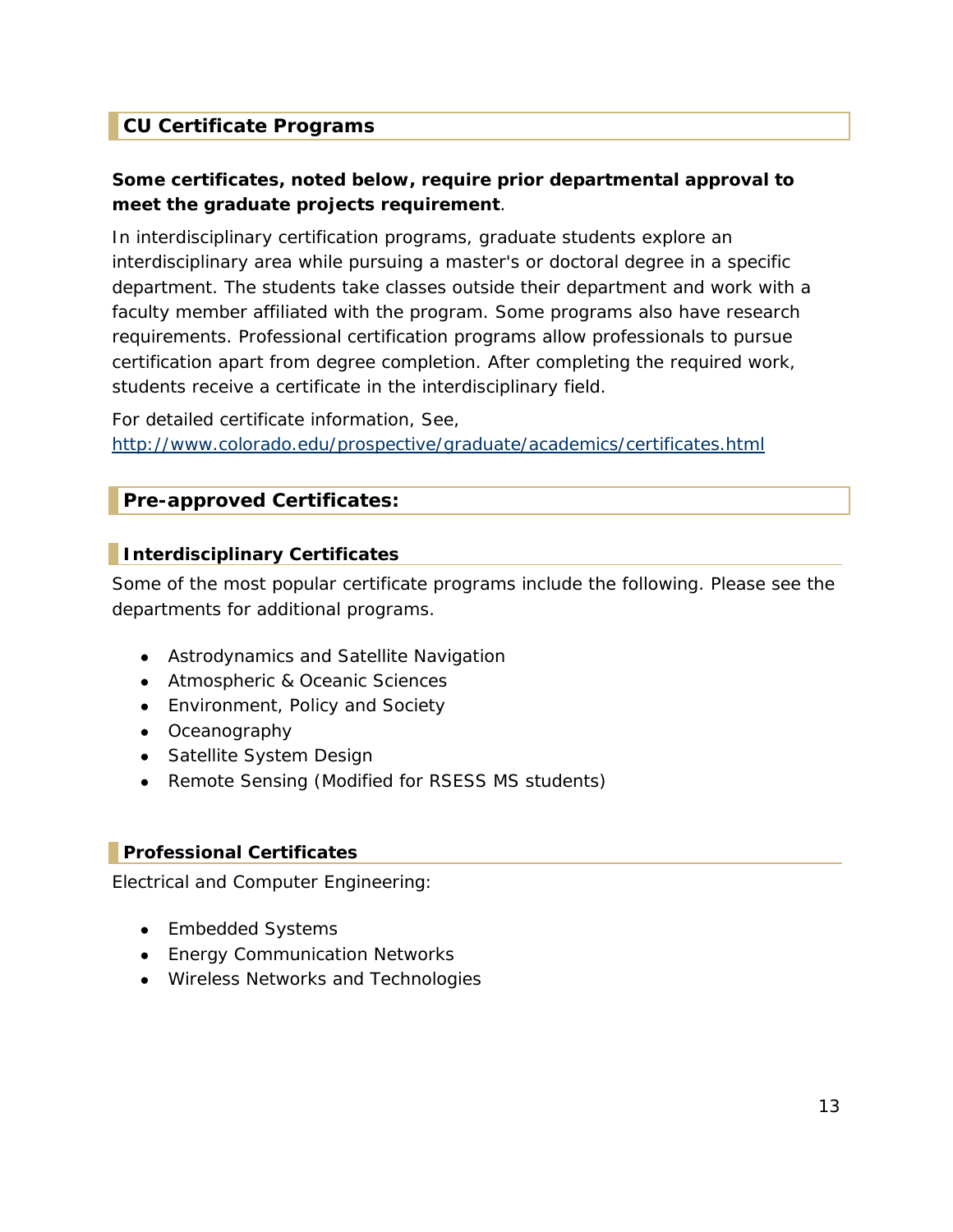## CU Certificate Programs

**Some certificates, noted below, require prior departmental approval to meet the graduate projects requirement**.

In interdisciplinary certification programs, graduate students explore an interdisciplinary area while pursuing a master's or doctoral degree in a specific department. The students take classes outside their department and work with a faculty member affiliated with the program. Some programs also have research requirements. Professional certification programs allow professionals to pursue certification apart from degree completion. After completing the required work, students receive a certificate in the interdisciplinary field.

For detailed certificate information, See, http://www.colorado.edu/prospective/graduate/academics/certificates.html

## Pre-approved Certificates:

### Interdisciplinary Certificates

Some of the most popular certificate programs include the following. Please see the departments for additional programs.

- Astrodynamics and Satellite Navigation
- Atmospheric & Oceanic Sciences
- Environment, Policy and Society
- Oceanography
- Satellite System Design
- Remote Sensing (Modified for RSESS MS students)

### Professional Certificates

Electrical and Computer Engineering:

- Embedded Systems
- Energy Communication Networks
- Wireless Networks and Technologies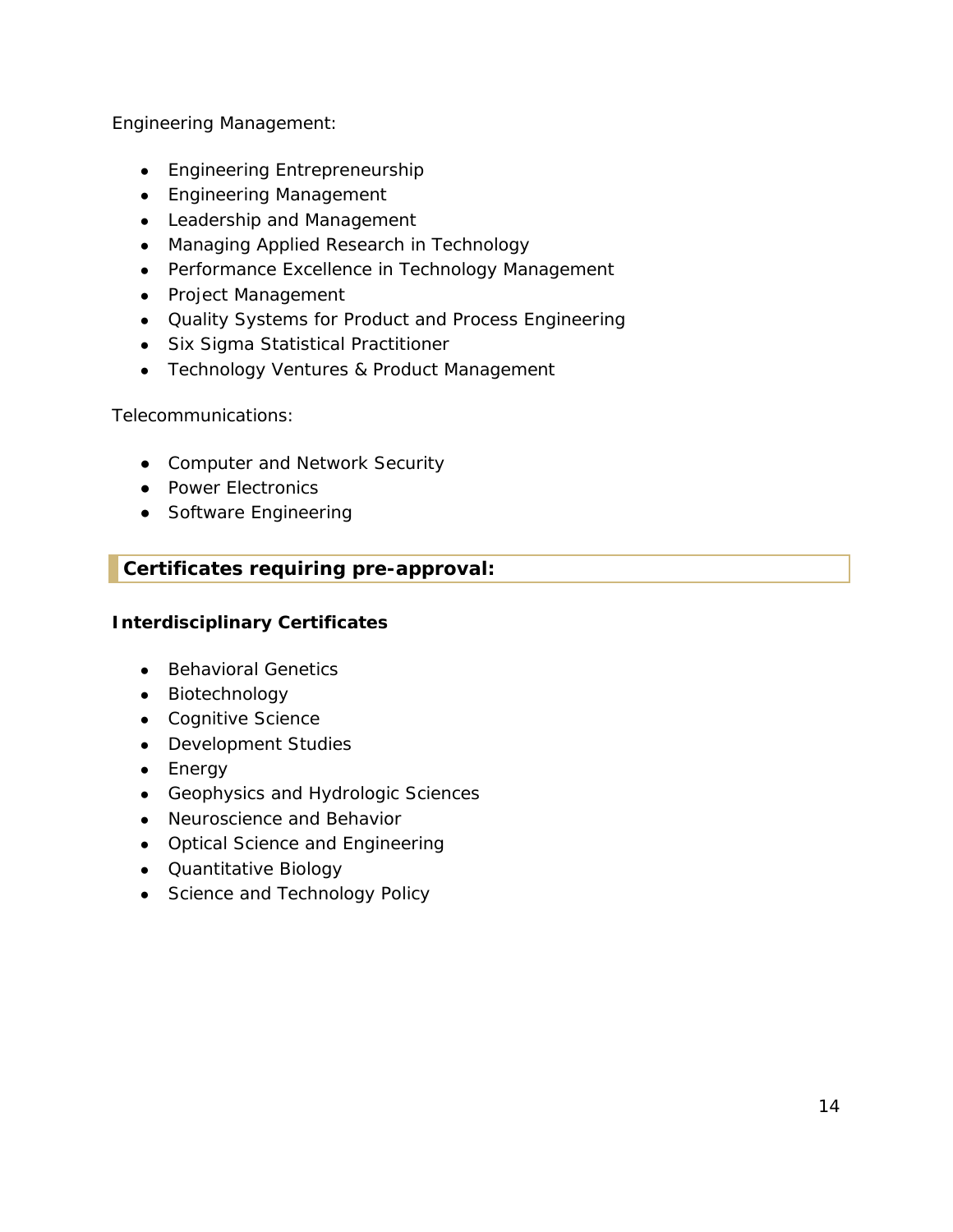Engineering Management:

- Engineering Entrepreneurship
- Engineering Management
- Leadership and Management
- Managing Applied Research in Technology
- Performance Excellence in Technology Management
- Project Management
- Quality Systems for Product and Process Engineering
- Six Sigma Statistical Practitioner
- Technology Ventures & Product Management

Telecommunications:

- Computer and Network Security
- Power Electronics
- Software Engineering

## Certificates requiring pre-approval:

### Interdisciplinary Certificates

- Behavioral Genetics
- Biotechnology
- Cognitive Science
- Development Studies
- Energy
- Geophysics and Hydrologic Sciences
- Neuroscience and Behavior
- Optical Science and Engineering
- Quantitative Biology
- Science and Technology Policy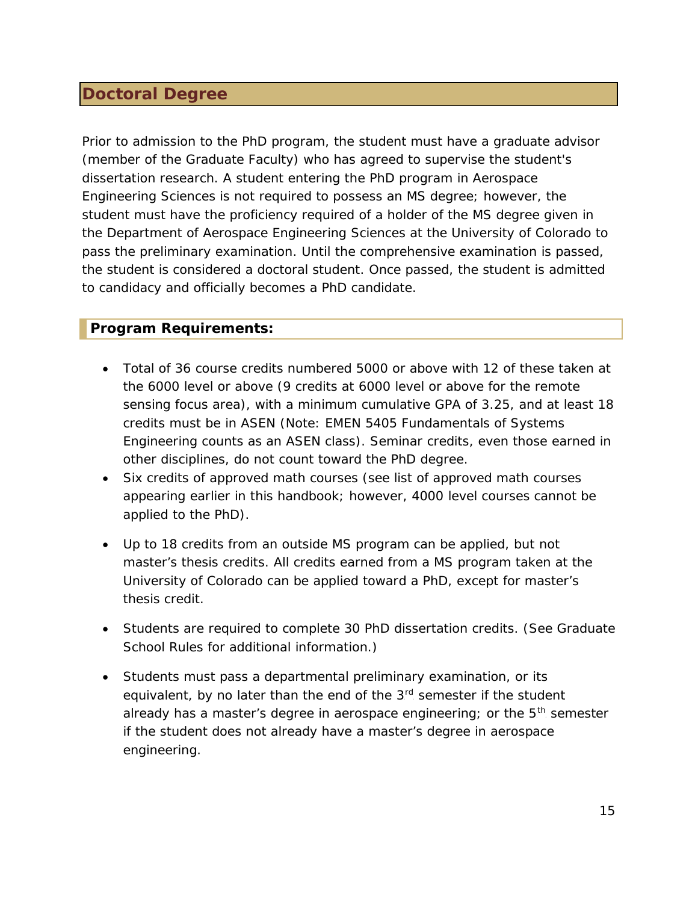## Doctoral Degree

Prior to admission to the PhD program, the student must have a graduate advisor (member of the Graduate Faculty) who has agreed to supervise the student's dissertation research. A student entering the PhD program in Aerospace Engineering Sciences is not required to possess an MS degree; however, the student must have the proficiency required of a holder of the MS degree given in the Department of Aerospace Engineering Sciences at the University of Colorado to pass the preliminary examination. Until the comprehensive examination is passed, the student is considered a doctoral student. Once passed, the student is admitted to candidacy and officially becomes a PhD candidate.

### Program Requirements:

- Total of 36 course credits numbered 5000 or above with 12 of these taken at the 6000 level or above (9 credits at 6000 level or above for the remote sensing focus area), with a minimum cumulative GPA of 3.25, and at least 18 credits must be in ASEN (Note: EMEN 5405 Fundamentals of Systems Engineering counts as an ASEN class). Seminar credits, even those earned in other disciplines, do not count toward the PhD degree.
- Six credits of approved math courses (see list of approved math courses appearing earlier in this handbook; however, 4000 level courses cannot be applied to the PhD).
- Up to 18 credits from an outside MS program can be applied, but not master's thesis credits. All credits earned from a MS program taken at the University of Colorado can be applied toward a PhD, except for master's thesis credit.
- Students are required to complete 30 PhD dissertation credits. (See Graduate School Rules for additional information.)
- Students must pass a departmental preliminary examination, or its equivalent, by no later than the end of the 3rd semester if the student already has a master's degree in aerospace engineering; or the 5th semester if the student does not already have a master's degree in aerospace engineering.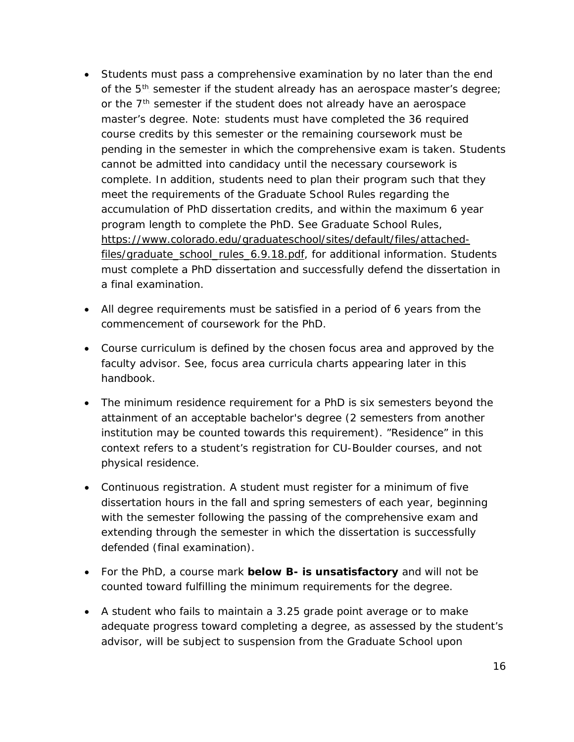- Students must pass a comprehensive examination by no later than the end of the 5th semester if the student already has an aerospace master's degree; or the 7th semester if the student does not already have an aerospace master's degree. Note: students must have completed the 36 required course credits by this semester or the remaining coursework must be pending in the semester in which the comprehensive exam is taken. Students cannot be admitted into candidacy until the necessary coursework is complete. In addition, students need to plan their program such that they meet the requirements of the Graduate School Rules regarding the accumulation of PhD dissertation credits, and within the maximum 6 year program length to complete the PhD. See Graduate School Rules, https://www.colorado.edu/graduateschool/sites/default/files/attached-files/graduate_school_rules_6.9.18.pdf, for additional information. Students must complete a PhD dissertation and successfully defend the dissertation in a final examination.
- All degree requirements must be satisfied in a period of 6 years from the commencement of coursework for the PhD.
- Course curriculum is defined by the chosen focus area and approved by the faculty advisor. See, focus area curricula charts appearing later in this handbook.
- The minimum residence requirement for a PhD is six semesters beyond the attainment of an acceptable bachelor's degree (2 semesters from another institution may be counted towards this requirement). "Residence" in this context refers to a student's registration for CU-Boulder courses, and not physical residence.
- Continuous registration. A student must register for a minimum of five dissertation hours in the fall and spring semesters of each year, beginning with the semester following the passing of the comprehensive exam and extending through the semester in which the dissertation is successfully defended (final examination).
- For the PhD, a course mark **below B- is unsatisfactory** and will not be counted toward fulfilling the minimum requirements for the degree.
- A student who fails to maintain a 3.25 grade point average or to make adequate progress toward completing a degree, as assessed by the student's advisor, will be subject to suspension from the Graduate School upon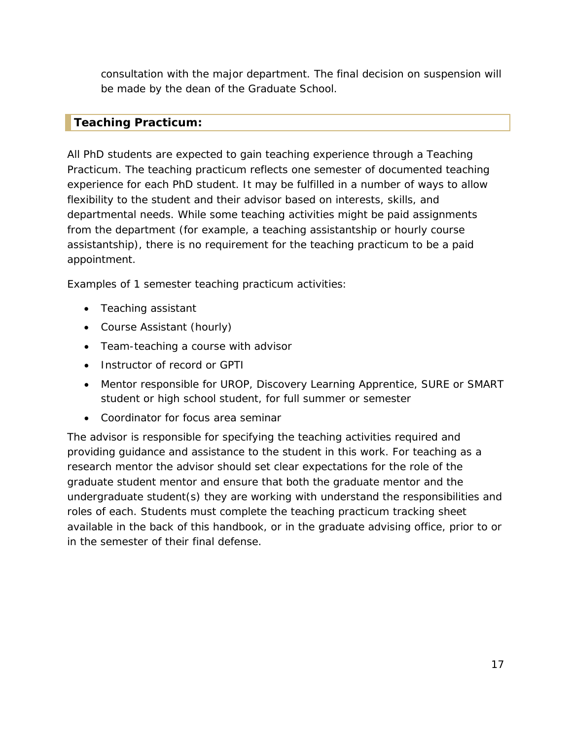consultation with the major department. The final decision on suspension will be made by the dean of the Graduate School.

## Teaching Practicum:

All PhD students are expected to gain teaching experience through a Teaching Practicum. The teaching practicum reflects one semester of documented teaching experience for each PhD student. It may be fulfilled in a number of ways to allow flexibility to the student and their advisor based on interests, skills, and departmental needs. While some teaching activities might be paid assignments from the department (for example, a teaching assistantship or hourly course assistantship), there is no requirement for the teaching practicum to be a paid appointment.

Examples of 1 semester teaching practicum activities:

- Teaching assistant
- Course Assistant (hourly)
- Team-teaching a course with advisor
- Instructor of record or GPTI
- Mentor responsible for UROP, Discovery Learning Apprentice, SURE or SMART student or high school student, for full summer or semester
- Coordinator for focus area seminar

The advisor is responsible for specifying the teaching activities required and providing guidance and assistance to the student in this work. For teaching as a research mentor the advisor should set clear expectations for the role of the graduate student mentor and ensure that both the graduate mentor and the undergraduate student(s) they are working with understand the responsibilities and roles of each. Students must complete the teaching practicum tracking sheet available in the back of this handbook, or in the graduate advising office, prior to or in the semester of their final defense.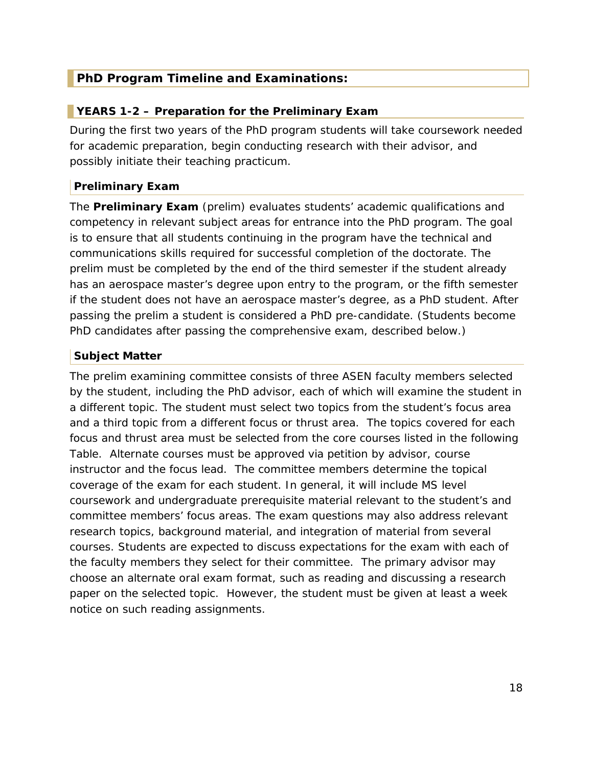## PhD Program Timeline and Examinations:

### YEARS 1-2 – Preparation for the Preliminary Exam

During the first two years of the PhD program students will take coursework needed for academic preparation, begin conducting research with their advisor, and possibly initiate their teaching practicum.

#### Preliminary Exam

The **Preliminary Exam** (prelim) evaluates students' academic qualifications and competency in relevant subject areas for entrance into the PhD program. The goal is to ensure that all students continuing in the program have the technical and communications skills required for successful completion of the doctorate. The prelim must be completed by the end of the third semester if the student already has an aerospace master's degree upon entry to the program, or the fifth semester if the student does not have an aerospace master's degree, as a PhD student. After passing the prelim a student is considered a PhD pre-candidate. (Students become PhD candidates after passing the comprehensive exam, described below.)

#### Subject Matter

The prelim examining committee consists of three ASEN faculty members selected by the student, including the PhD advisor, each of which will examine the student in a different topic. The student must select two topics from the student's focus area and a third topic from a different focus or thrust area. The topics covered for each focus and thrust area must be selected from the core courses listed in the following Table. Alternate courses must be approved via petition by advisor, course instructor and the focus lead. The committee members determine the topical coverage of the exam for each student. In general, it will include MS level coursework and undergraduate prerequisite material relevant to the student's and committee members' focus areas. The exam questions may also address relevant research topics, background material, and integration of material from several courses. Students are expected to discuss expectations for the exam with each of the faculty members they select for their committee. The primary advisor may choose an alternate oral exam format, such as reading and discussing a research paper on the selected topic. However, the student must be given at least a week notice on such reading assignments.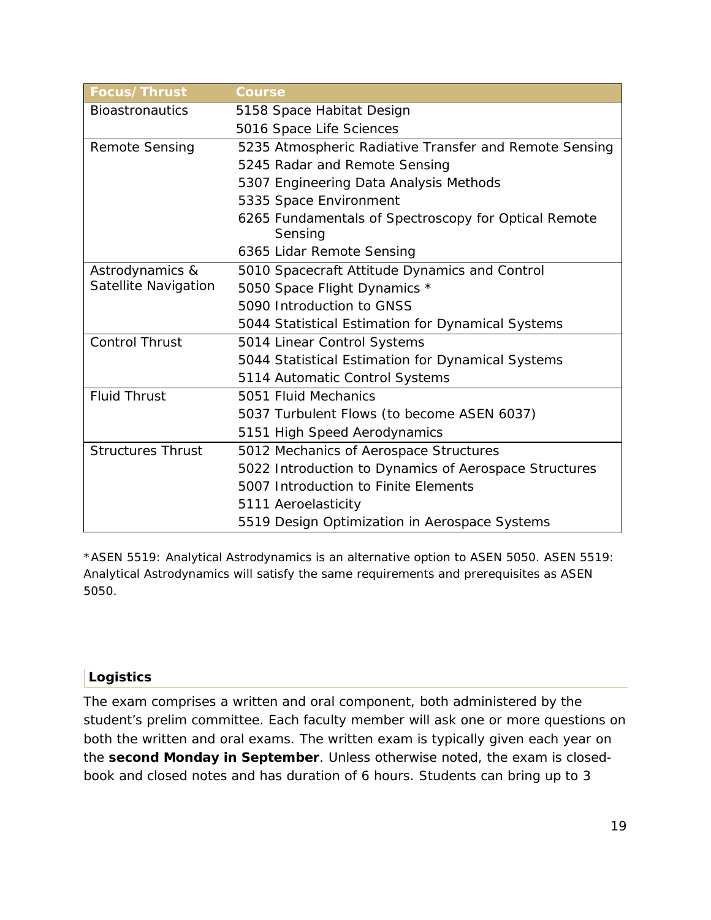| Focus/Thrust | Course |
|---|---|
| Bioastronautics | 5158 Space Habitat Design |
| | 5016 Space Life Sciences |
| Remote Sensing | 5235 Atmospheric Radiative Transfer and Remote Sensing |
| | 5245 Radar and Remote Sensing |
| | 5307 Engineering Data Analysis Methods |
| | 5335 Space Environment |
| | 6265 Fundamentals of Spectroscopy for Optical Remote Sensing |
| | 6365 Lidar Remote Sensing |
| Astrodynamics & Satellite Navigation | 5010 Spacecraft Attitude Dynamics and Control |
| | 5050 Space Flight Dynamics * |
| | 5090 Introduction to GNSS |
| | 5044 Statistical Estimation for Dynamical Systems |
| Control Thrust | 5014 Linear Control Systems |
| | 5044 Statistical Estimation for Dynamical Systems |
| | 5114 Automatic Control Systems |
| Fluid Thrust | 5051 Fluid Mechanics |
| | 5037 Turbulent Flows (to become ASEN 6037) |
| | 5151 High Speed Aerodynamics |
| Structures Thrust | 5012 Mechanics of Aerospace Structures |
| | 5022 Introduction to Dynamics of Aerospace Structures |
| | 5007 Introduction to Finite Elements |
| | 5111 Aeroelasticity |
| | 5519 Design Optimization in Aerospace Systems |

*ASEN 5519: Analytical Astrodynamics is an alternative option to ASEN 5050. ASEN 5519: Analytical Astrodynamics will satisfy the same requirements and prerequisites as ASEN 5050.

### Logistics

The exam comprises a written and oral component, both administered by the student's prelim committee. Each faculty member will ask one or more questions on both the written and oral exams. The written exam is typically given each year on the **second Monday in September**. Unless otherwise noted, the exam is closed-book and closed notes and has duration of 6 hours. Students can bring up to 3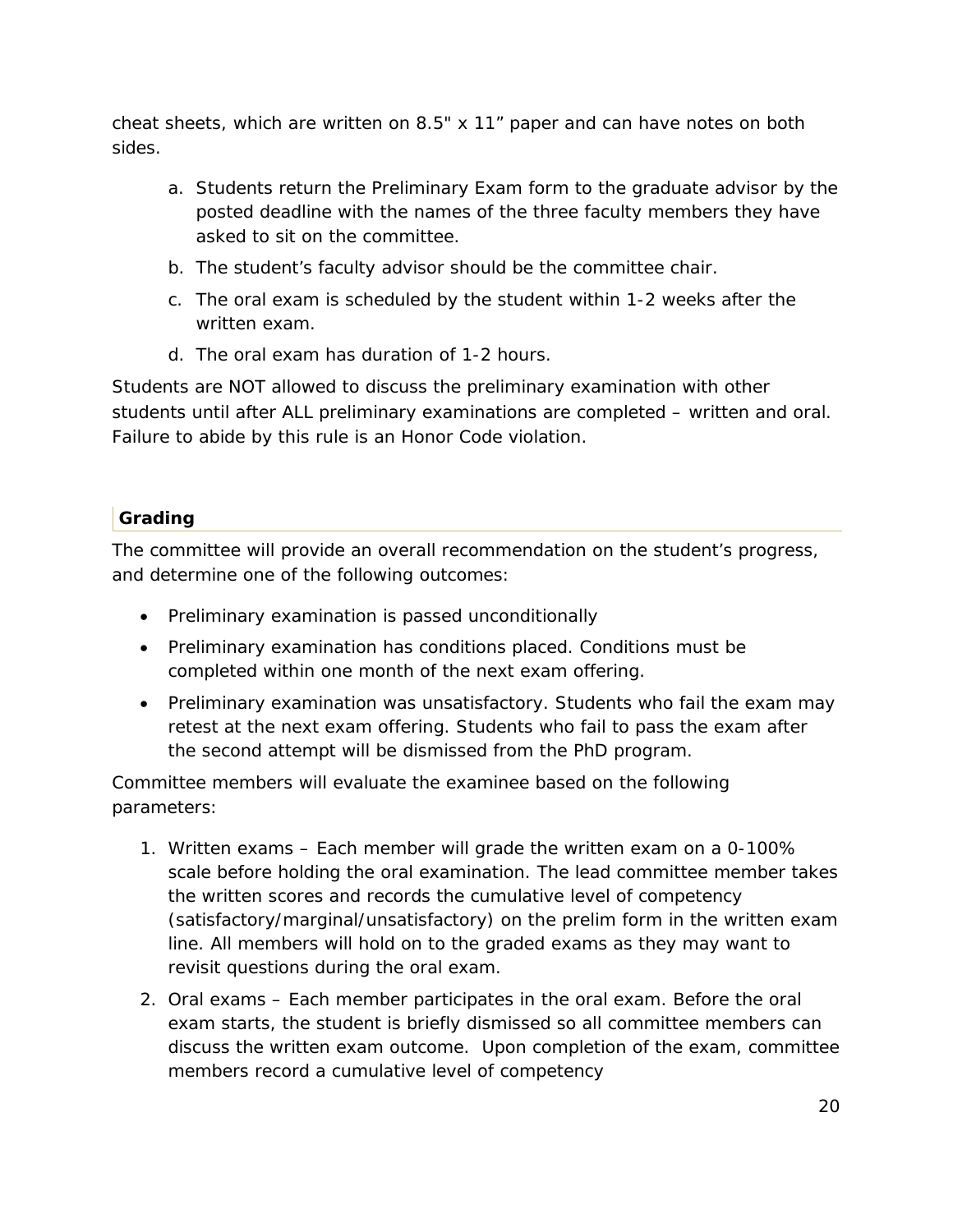cheat sheets, which are written on 8.5" x 11" paper and can have notes on both sides.

a. Students return the Preliminary Exam form to the graduate advisor by the posted deadline with the names of the three faculty members they have asked to sit on the committee.
b. The student's faculty advisor should be the committee chair.
c. The oral exam is scheduled by the student within 1-2 weeks after the written exam.
d. The oral exam has duration of 1-2 hours.

Students are NOT allowed to discuss the preliminary examination with other students until after ALL preliminary examinations are completed – written and oral. Failure to abide by this rule is an Honor Code violation.

## Grading

The committee will provide an overall recommendation on the student's progress, and determine one of the following outcomes:

- Preliminary examination is passed unconditionally
- Preliminary examination has conditions placed. Conditions must be completed within one month of the next exam offering.
- Preliminary examination was unsatisfactory. Students who fail the exam may retest at the next exam offering. Students who fail to pass the exam after the second attempt will be dismissed from the PhD program.

Committee members will evaluate the examinee based on the following parameters:

1. Written exams – Each member will grade the written exam on a 0-100% scale before holding the oral examination. The lead committee member takes the written scores and records the cumulative level of competency (satisfactory/marginal/unsatisfactory) on the prelim form in the written exam line. All members will hold on to the graded exams as they may want to revisit questions during the oral exam.
2. Oral exams – Each member participates in the oral exam. Before the oral exam starts, the student is briefly dismissed so all committee members can discuss the written exam outcome. Upon completion of the exam, committee members record a cumulative level of competency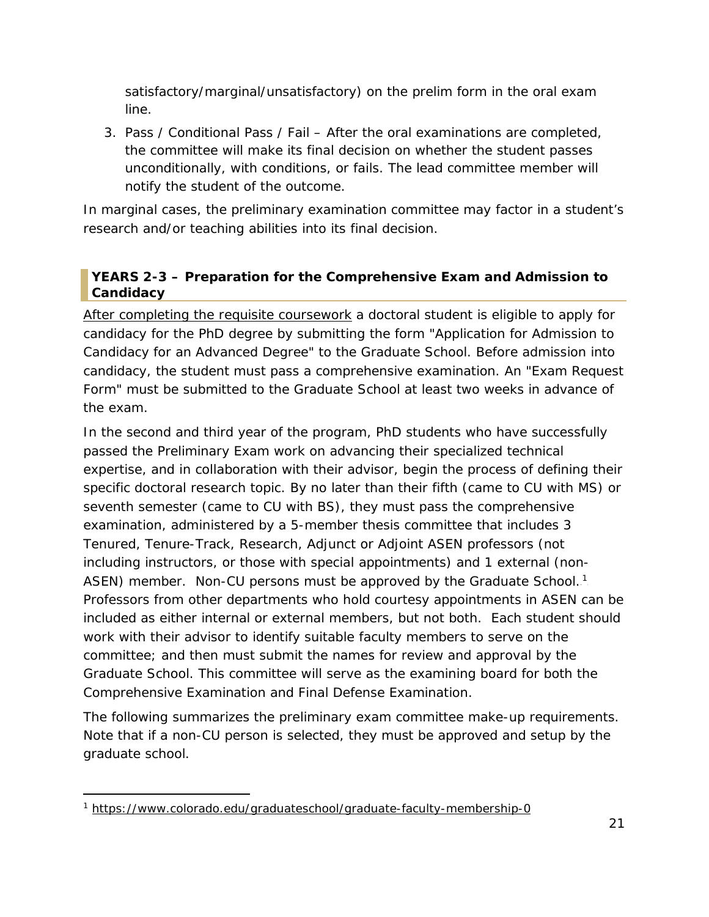satisfactory/marginal/unsatisfactory) on the prelim form in the oral exam line.

3. Pass / Conditional Pass / Fail – After the oral examinations are completed, the committee will make its final decision on whether the student passes unconditionally, with conditions, or fails. The lead committee member will notify the student of the outcome.

In marginal cases, the preliminary examination committee may factor in a student's research and/or teaching abilities into its final decision.

## YEARS 2-3 – Preparation for the Comprehensive Exam and Admission to Candidacy

After completing the requisite coursework a doctoral student is eligible to apply for candidacy for the PhD degree by submitting the form "Application for Admission to Candidacy for an Advanced Degree" to the Graduate School. Before admission into candidacy, the student must pass a comprehensive examination. An "Exam Request Form" must be submitted to the Graduate School at least two weeks in advance of the exam.

In the second and third year of the program, PhD students who have successfully passed the Preliminary Exam work on advancing their specialized technical expertise, and in collaboration with their advisor, begin the process of defining their specific doctoral research topic. By no later than their fifth (came to CU with MS) or seventh semester (came to CU with BS), they must pass the comprehensive examination, administered by a 5-member thesis committee that includes 3 Tenured, Tenure-Track, Research, Adjunct or Adjoint ASEN professors (not including instructors, or those with special appointments) and 1 external (non-ASEN) member. Non-CU persons must be approved by the Graduate School.[1] Professors from other departments who hold courtesy appointments in ASEN can be included as either internal or external members, but not both. Each student should work with their advisor to identify suitable faculty members to serve on the committee; and then must submit the names for review and approval by the Graduate School. This committee will serve as the examining board for both the Comprehensive Examination and Final Defense Examination.

The following summarizes the preliminary exam committee make-up requirements. Note that if a non-CU person is selected, they must be approved and setup by the graduate school.

[1] https://www.colorado.edu/graduateschool/graduate-faculty-membership-0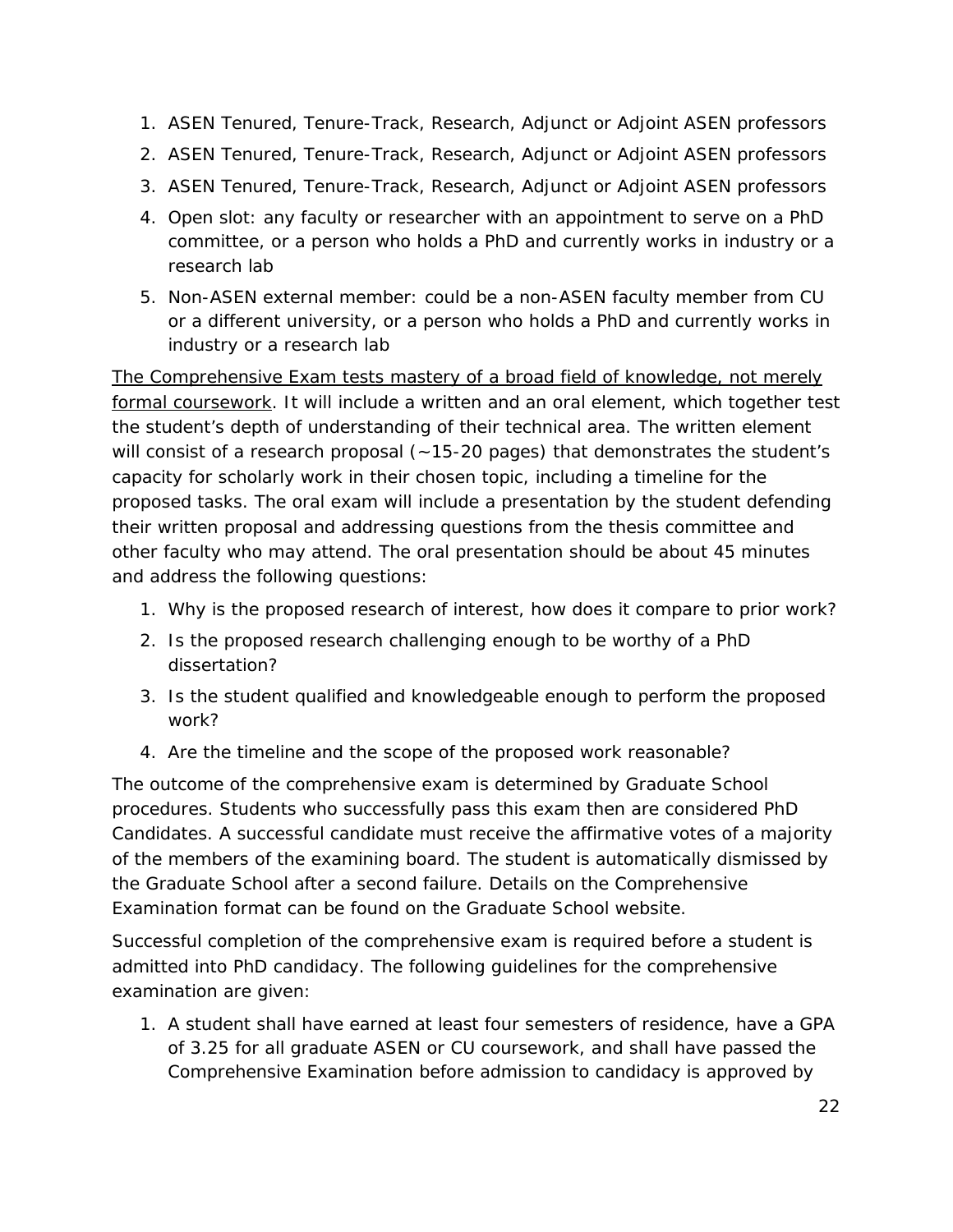1. ASEN Tenured, Tenure-Track, Research, Adjunct or Adjoint ASEN professors
2. ASEN Tenured, Tenure-Track, Research, Adjunct or Adjoint ASEN professors
3. ASEN Tenured, Tenure-Track, Research, Adjunct or Adjoint ASEN professors
4. Open slot: any faculty or researcher with an appointment to serve on a PhD committee, or a person who holds a PhD and currently works in industry or a research lab
5. Non-ASEN external member: could be a non-ASEN faculty member from CU or a different university, or a person who holds a PhD and currently works in industry or a research lab

<u>The Comprehensive Exam tests mastery of a broad field of knowledge, not merely formal coursework</u>. It will include a written and an oral element, which together test the student's depth of understanding of their technical area. The written element will consist of a research proposal (~15-20 pages) that demonstrates the student's capacity for scholarly work in their chosen topic, including a timeline for the proposed tasks. The oral exam will include a presentation by the student defending their written proposal and addressing questions from the thesis committee and other faculty who may attend. The oral presentation should be about 45 minutes and address the following questions:

1. Why is the proposed research of interest, how does it compare to prior work?
2. Is the proposed research challenging enough to be worthy of a PhD dissertation?
3. Is the student qualified and knowledgeable enough to perform the proposed work?
4. Are the timeline and the scope of the proposed work reasonable?

The outcome of the comprehensive exam is determined by Graduate School procedures. Students who successfully pass this exam then are considered PhD Candidates. A successful candidate must receive the affirmative votes of a majority of the members of the examining board. The student is automatically dismissed by the Graduate School after a second failure. Details on the Comprehensive Examination format can be found on the Graduate School website.

Successful completion of the comprehensive exam is required before a student is admitted into PhD candidacy. The following guidelines for the comprehensive examination are given:

1. A student shall have earned at least four semesters of residence, have a GPA of 3.25 for all graduate ASEN or CU coursework, and shall have passed the Comprehensive Examination before admission to candidacy is approved by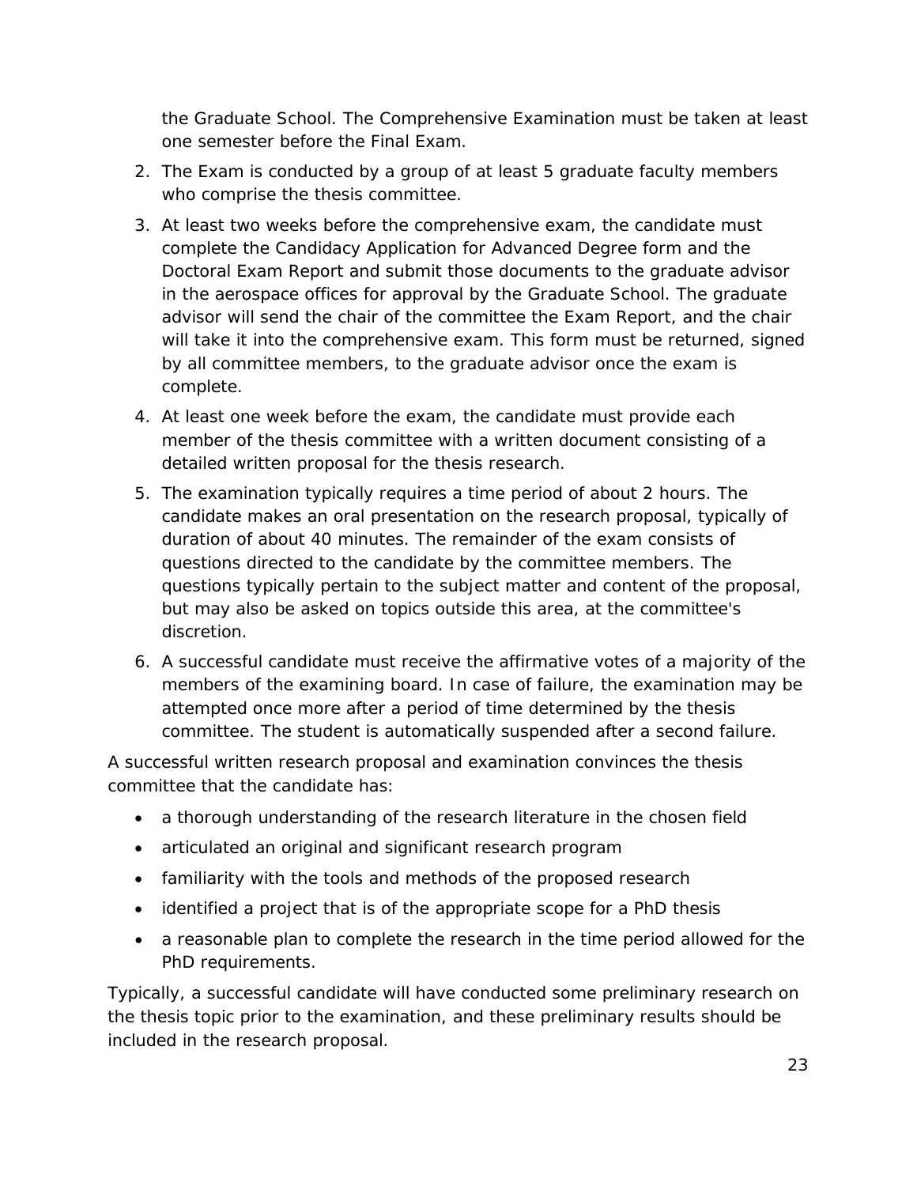the Graduate School. The Comprehensive Examination must be taken at least one semester before the Final Exam.

2. The Exam is conducted by a group of at least 5 graduate faculty members who comprise the thesis committee.
3. At least two weeks before the comprehensive exam, the candidate must complete the Candidacy Application for Advanced Degree form and the Doctoral Exam Report and submit those documents to the graduate advisor in the aerospace offices for approval by the Graduate School. The graduate advisor will send the chair of the committee the Exam Report, and the chair will take it into the comprehensive exam. This form must be returned, signed by all committee members, to the graduate advisor once the exam is complete.
4. At least one week before the exam, the candidate must provide each member of the thesis committee with a written document consisting of a detailed written proposal for the thesis research.
5. The examination typically requires a time period of about 2 hours. The candidate makes an oral presentation on the research proposal, typically of duration of about 40 minutes. The remainder of the exam consists of questions directed to the candidate by the committee members. The questions typically pertain to the subject matter and content of the proposal, but may also be asked on topics outside this area, at the committee's discretion.
6. A successful candidate must receive the affirmative votes of a majority of the members of the examining board. In case of failure, the examination may be attempted once more after a period of time determined by the thesis committee. The student is automatically suspended after a second failure.

A successful written research proposal and examination convinces the thesis committee that the candidate has:

- a thorough understanding of the research literature in the chosen field
- articulated an original and significant research program
- familiarity with the tools and methods of the proposed research
- identified a project that is of the appropriate scope for a PhD thesis
- a reasonable plan to complete the research in the time period allowed for the PhD requirements.

Typically, a successful candidate will have conducted some preliminary research on the thesis topic prior to the examination, and these preliminary results should be included in the research proposal.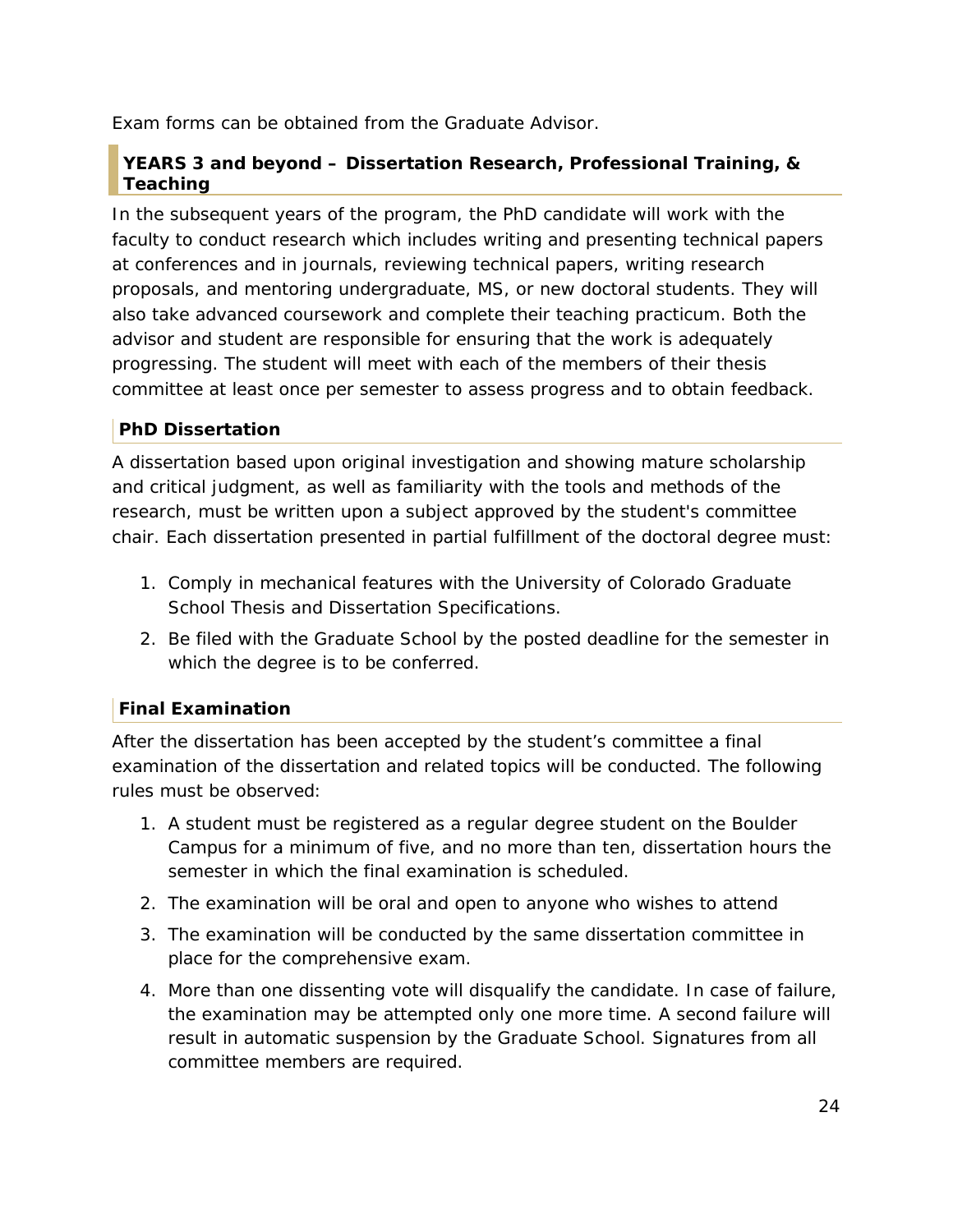Exam forms can be obtained from the Graduate Advisor.

## YEARS 3 and beyond – Dissertation Research, Professional Training, & Teaching

In the subsequent years of the program, the PhD candidate will work with the faculty to conduct research which includes writing and presenting technical papers at conferences and in journals, reviewing technical papers, writing research proposals, and mentoring undergraduate, MS, or new doctoral students. They will also take advanced coursework and complete their teaching practicum. Both the advisor and student are responsible for ensuring that the work is adequately progressing. The student will meet with each of the members of their thesis committee at least once per semester to assess progress and to obtain feedback.

### PhD Dissertation

A dissertation based upon original investigation and showing mature scholarship and critical judgment, as well as familiarity with the tools and methods of the research, must be written upon a subject approved by the student's committee chair. Each dissertation presented in partial fulfillment of the doctoral degree must:

1. Comply in mechanical features with the University of Colorado Graduate School Thesis and Dissertation Specifications.
2. Be filed with the Graduate School by the posted deadline for the semester in which the degree is to be conferred.

### Final Examination

After the dissertation has been accepted by the student's committee a final examination of the dissertation and related topics will be conducted. The following rules must be observed:

1. A student must be registered as a regular degree student on the Boulder Campus for a minimum of five, and no more than ten, dissertation hours the semester in which the final examination is scheduled.
2. The examination will be oral and open to anyone who wishes to attend
3. The examination will be conducted by the same dissertation committee in place for the comprehensive exam.
4. More than one dissenting vote will disqualify the candidate. In case of failure, the examination may be attempted only one more time. A second failure will result in automatic suspension by the Graduate School. Signatures from all committee members are required.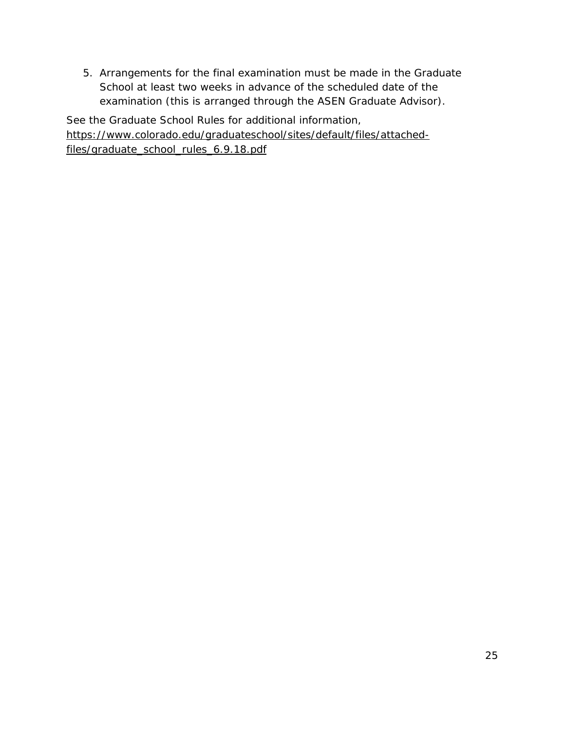5. Arrangements for the final examination must be made in the Graduate School at least two weeks in advance of the scheduled date of the examination (this is arranged through the ASEN Graduate Advisor).

See the Graduate School Rules for additional information, https://www.colorado.edu/graduateschool/sites/default/files/attached-files/graduate_school_rules_6.9.18.pdf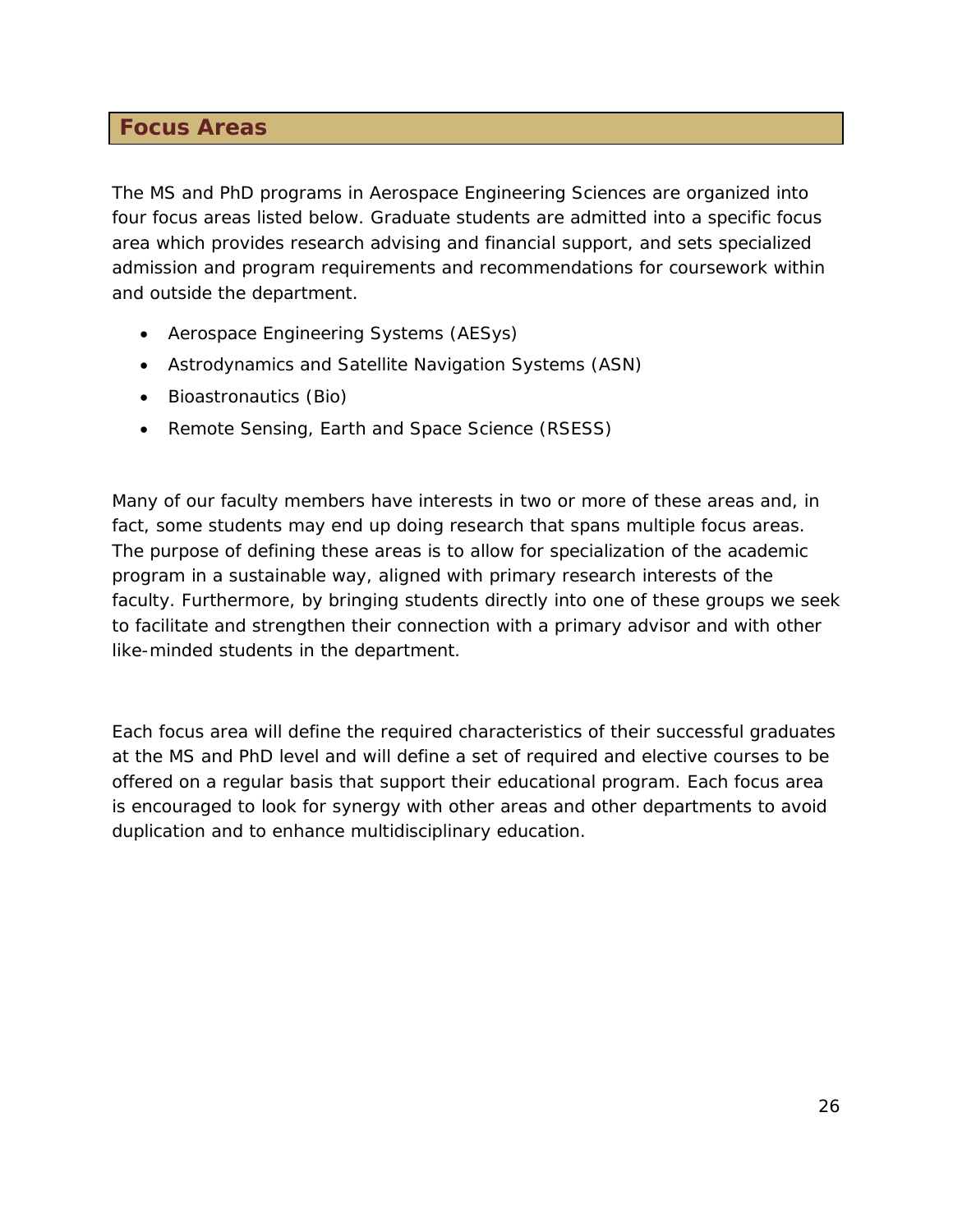# Focus Areas

The MS and PhD programs in Aerospace Engineering Sciences are organized into four focus areas listed below. Graduate students are admitted into a specific focus area which provides research advising and financial support, and sets specialized admission and program requirements and recommendations for coursework within and outside the department.

- Aerospace Engineering Systems (AESys)
- Astrodynamics and Satellite Navigation Systems (ASN)
- Bioastronautics (Bio)
- Remote Sensing, Earth and Space Science (RSESS)

Many of our faculty members have interests in two or more of these areas and, in fact, some students may end up doing research that spans multiple focus areas. The purpose of defining these areas is to allow for specialization of the academic program in a sustainable way, aligned with primary research interests of the faculty. Furthermore, by bringing students directly into one of these groups we seek to facilitate and strengthen their connection with a primary advisor and with other like-minded students in the department.

Each focus area will define the required characteristics of their successful graduates at the MS and PhD level and will define a set of required and elective courses to be offered on a regular basis that support their educational program. Each focus area is encouraged to look for synergy with other areas and other departments to avoid duplication and to enhance multidisciplinary education.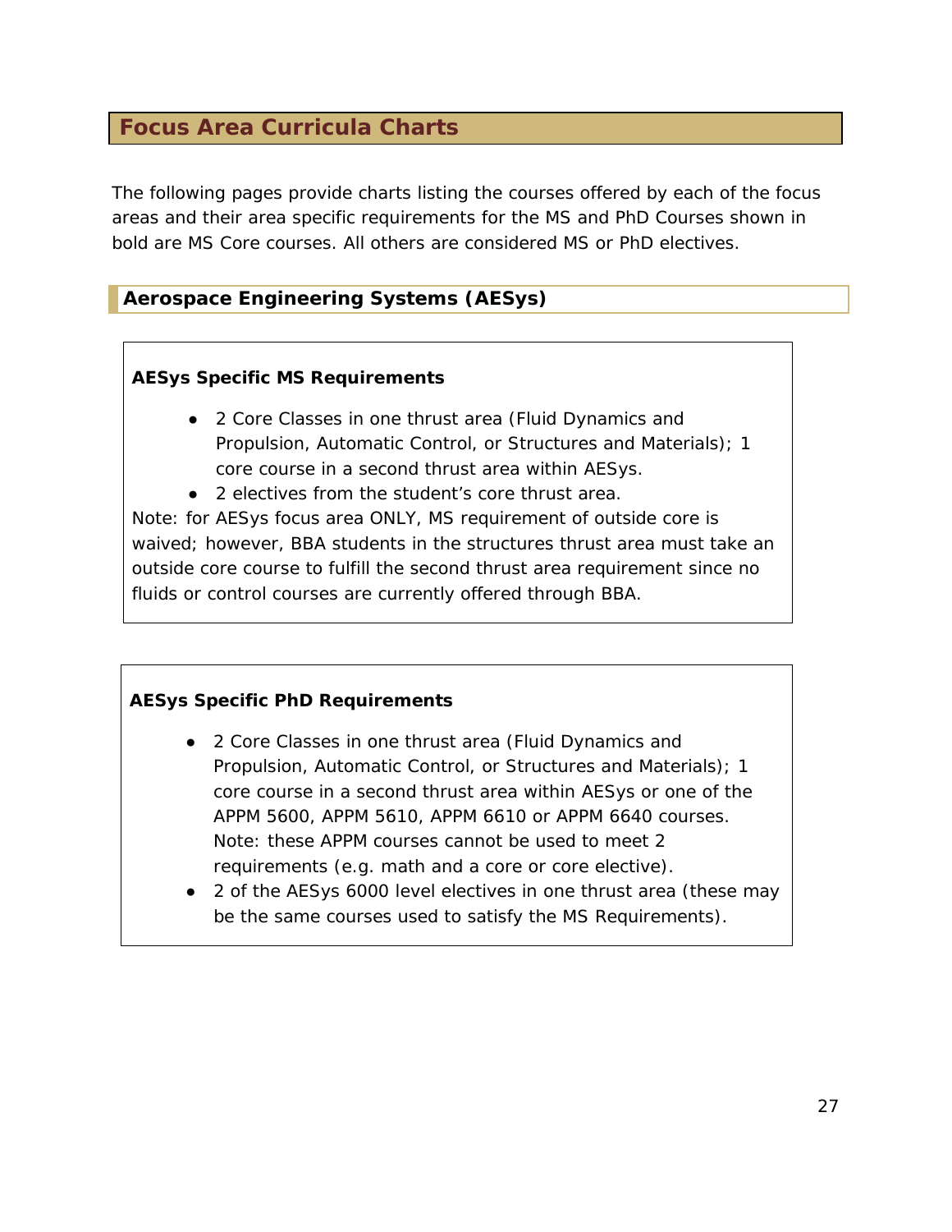## Focus Area Curricula Charts

The following pages provide charts listing the courses offered by each of the focus areas and their area specific requirements for the MS and PhD Courses shown in bold are MS Core courses. All others are considered MS or PhD electives.

### Aerospace Engineering Systems (AESys)

**AESys Specific MS Requirements**

- 2 Core Classes in one thrust area (Fluid Dynamics and Propulsion, Automatic Control, or Structures and Materials); 1 core course in a second thrust area within AESys.
- 2 electives from the student's core thrust area.

Note: for AESys focus area ONLY, MS requirement of outside core is waived; however, BBA students in the structures thrust area must take an outside core course to fulfill the second thrust area requirement since no fluids or control courses are currently offered through BBA.

**AESys Specific PhD Requirements**

- 2 Core Classes in one thrust area (Fluid Dynamics and Propulsion, Automatic Control, or Structures and Materials); 1 core course in a second thrust area within AESys or one of the APPM 5600, APPM 5610, APPM 6610 or APPM 6640 courses. Note: these APPM courses cannot be used to meet 2 requirements (e.g. math and a core or core elective).
- 2 of the AESys 6000 level electives in one thrust area (these may be the same courses used to satisfy the MS Requirements).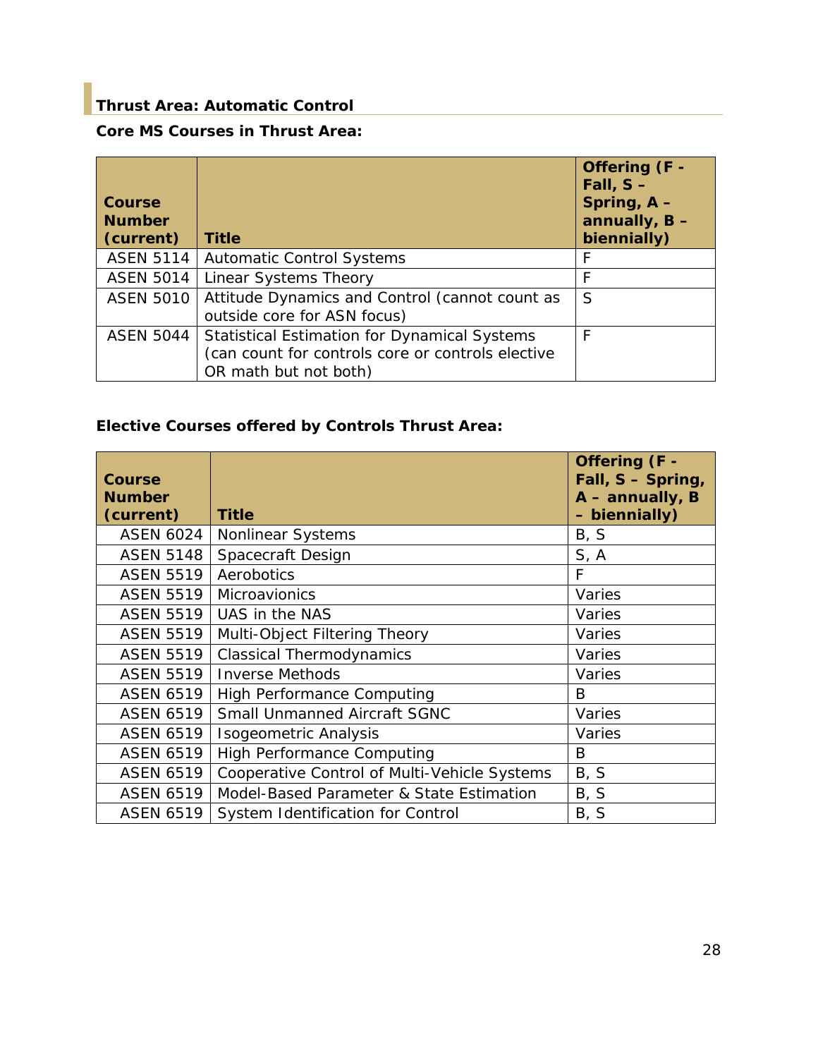## Thrust Area: Automatic Control

**Core MS Courses in Thrust Area:**

| Course Number (current) | Title | Offering (F - Fall, S – Spring, A – annually, B – biennially) |
|---|---|---|
| ASEN 5114 | Automatic Control Systems | F |
| ASEN 5014 | Linear Systems Theory | F |
| ASEN 5010 | Attitude Dynamics and Control (cannot count as outside core for ASN focus) | S |
| ASEN 5044 | Statistical Estimation for Dynamical Systems (can count for controls core or controls elective OR math but not both) | F |

**Elective Courses offered by Controls Thrust Area:**

| Course Number (current) | Title | Offering (F - Fall, S – Spring, A – annually, B – biennially) |
|---|---|---|
| ASEN 6024 | Nonlinear Systems | B, S |
| ASEN 5148 | Spacecraft Design | S, A |
| ASEN 5519 | Aerobotics | F |
| ASEN 5519 | Microavionics | Varies |
| ASEN 5519 | UAS in the NAS | Varies |
| ASEN 5519 | Multi-Object Filtering Theory | Varies |
| ASEN 5519 | Classical Thermodynamics | Varies |
| ASEN 5519 | Inverse Methods | Varies |
| ASEN 6519 | High Performance Computing | B |
| ASEN 6519 | Small Unmanned Aircraft SGNC | Varies |
| ASEN 6519 | Isogeometric Analysis | Varies |
| ASEN 6519 | High Performance Computing | B |
| ASEN 6519 | Cooperative Control of Multi-Vehicle Systems | B, S |
| ASEN 6519 | Model-Based Parameter & State Estimation | B, S |
| ASEN 6519 | System Identification for Control | B, S |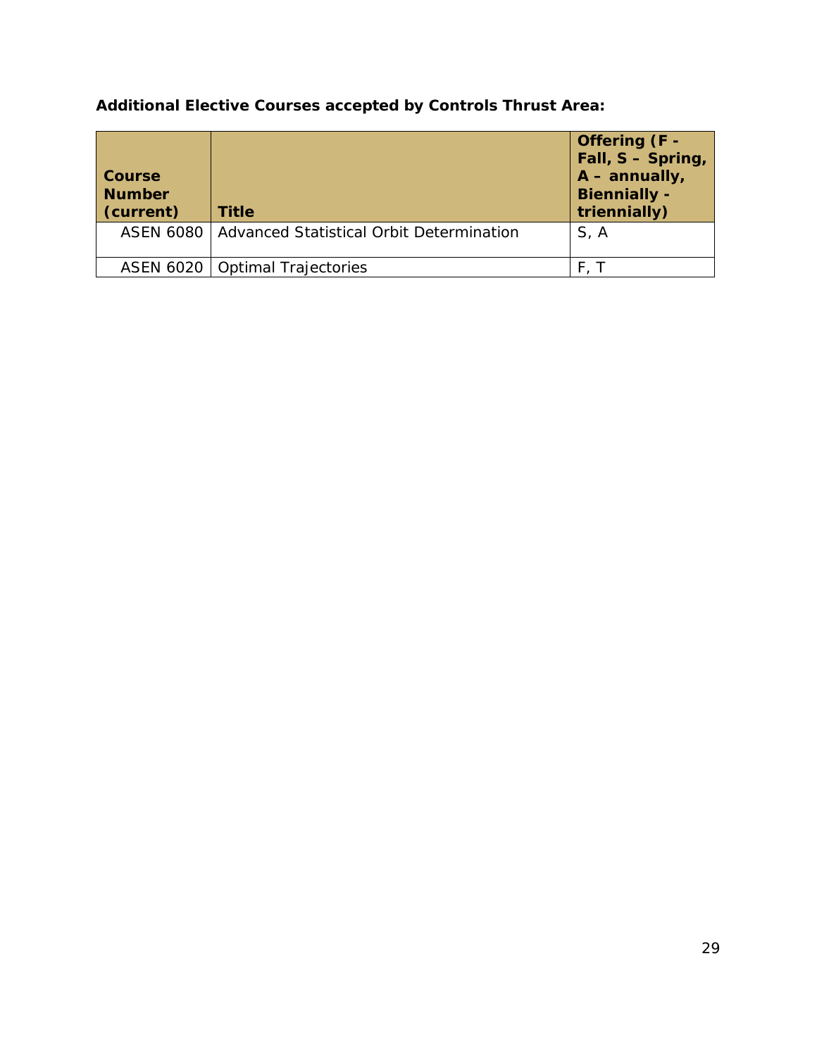**Additional Elective Courses accepted by Controls Thrust Area:**

| Course Number (current) | Title | Offering (F - Fall, S – Spring, A – annually, Biennially - triennially) |
|---|---|---|
| ASEN 6080 | Advanced Statistical Orbit Determination | S, A |
| ASEN 6020 | Optimal Trajectories | F, T |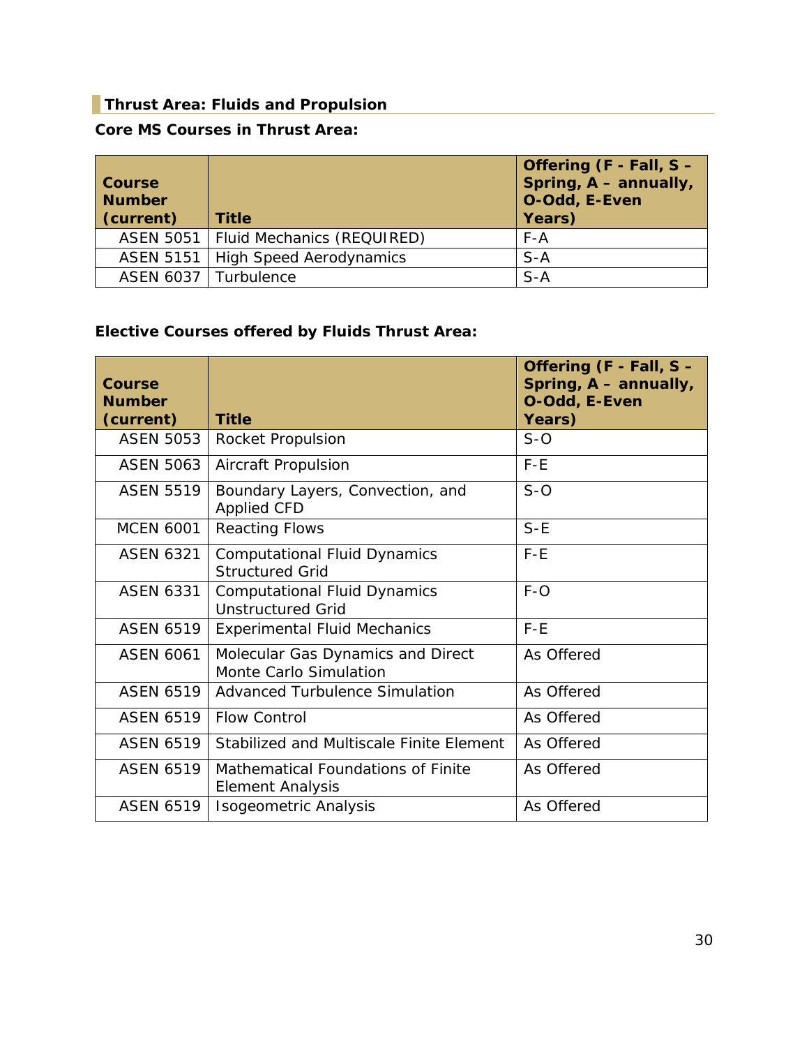## Thrust Area: Fluids and Propulsion

### Core MS Courses in Thrust Area:

| Course Number (current) | Title | Offering (F - Fall, S – Spring, A – annually, O-Odd, E-Even Years) |
|---|---|---|
| ASEN 5051 | Fluid Mechanics (REQUIRED) | F-A |
| ASEN 5151 | High Speed Aerodynamics | S-A |
| ASEN 6037 | Turbulence | S-A |

### Elective Courses offered by Fluids Thrust Area:

| Course Number (current) | Title | Offering (F - Fall, S – Spring, A – annually, O-Odd, E-Even Years) |
|---|---|---|
| ASEN 5053 | Rocket Propulsion | S-O |
| ASEN 5063 | Aircraft Propulsion | F-E |
| ASEN 5519 | Boundary Layers, Convection, and Applied CFD | S-O |
| MCEN 6001 | Reacting Flows | S-E |
| ASEN 6321 | Computational Fluid Dynamics Structured Grid | F-E |
| ASEN 6331 | Computational Fluid Dynamics Unstructured Grid | F-O |
| ASEN 6519 | Experimental Fluid Mechanics | F-E |
| ASEN 6061 | Molecular Gas Dynamics and Direct Monte Carlo Simulation | As Offered |
| ASEN 6519 | Advanced Turbulence Simulation | As Offered |
| ASEN 6519 | Flow Control | As Offered |
| ASEN 6519 | Stabilized and Multiscale Finite Element | As Offered |
| ASEN 6519 | Mathematical Foundations of Finite Element Analysis | As Offered |
| ASEN 6519 | Isogeometric Analysis | As Offered |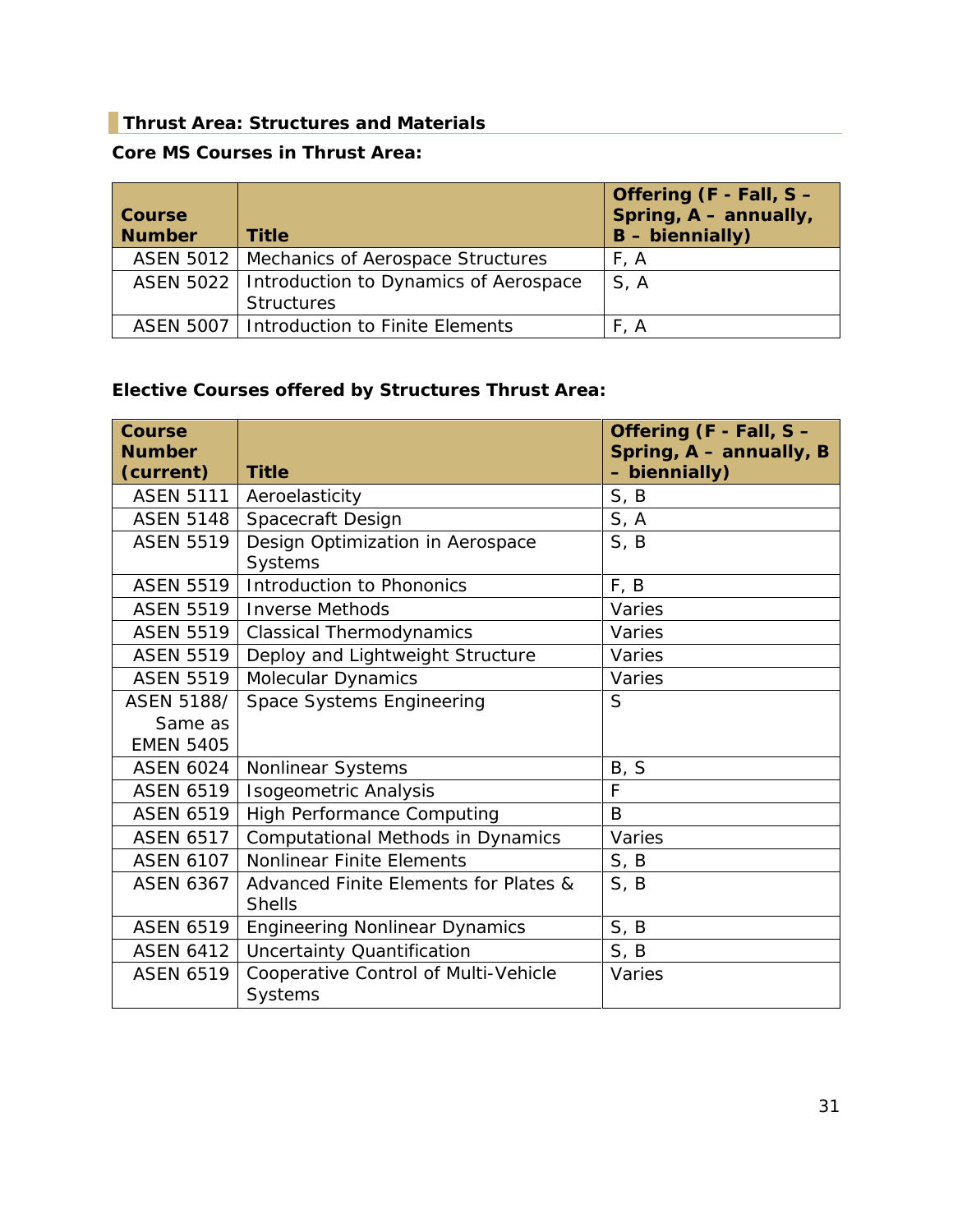## Thrust Area: Structures and Materials

**Core MS Courses in Thrust Area:**

| Course Number | Title | Offering (F - Fall, S – Spring, A – annually, B – biennially) |
|---|---|---|
| ASEN 5012 | Mechanics of Aerospace Structures | F, A |
| ASEN 5022 | Introduction to Dynamics of Aerospace Structures | S, A |
| ASEN 5007 | Introduction to Finite Elements | F, A |

**Elective Courses offered by Structures Thrust Area:**

| Course Number (current) | Title | Offering (F - Fall, S – Spring, A – annually, B – biennially) |
|---|---|---|
| ASEN 5111 | Aeroelasticity | S, B |
| ASEN 5148 | Spacecraft Design | S, A |
| ASEN 5519 | Design Optimization in Aerospace Systems | S, B |
| ASEN 5519 | Introduction to Phononics | F, B |
| ASEN 5519 | Inverse Methods | Varies |
| ASEN 5519 | Classical Thermodynamics | Varies |
| ASEN 5519 | Deploy and Lightweight Structure | Varies |
| ASEN 5519 | Molecular Dynamics | Varies |
| ASEN 5188/ Same as EMEN 5405 | Space Systems Engineering | S |
| ASEN 6024 | Nonlinear Systems | B, S |
| ASEN 6519 | Isogeometric Analysis | F |
| ASEN 6519 | High Performance Computing | B |
| ASEN 6517 | Computational Methods in Dynamics | Varies |
| ASEN 6107 | Nonlinear Finite Elements | S, B |
| ASEN 6367 | Advanced Finite Elements for Plates & Shells | S, B |
| ASEN 6519 | Engineering Nonlinear Dynamics | S, B |
| ASEN 6412 | Uncertainty Quantification | S, B |
| ASEN 6519 | Cooperative Control of Multi-Vehicle Systems | Varies |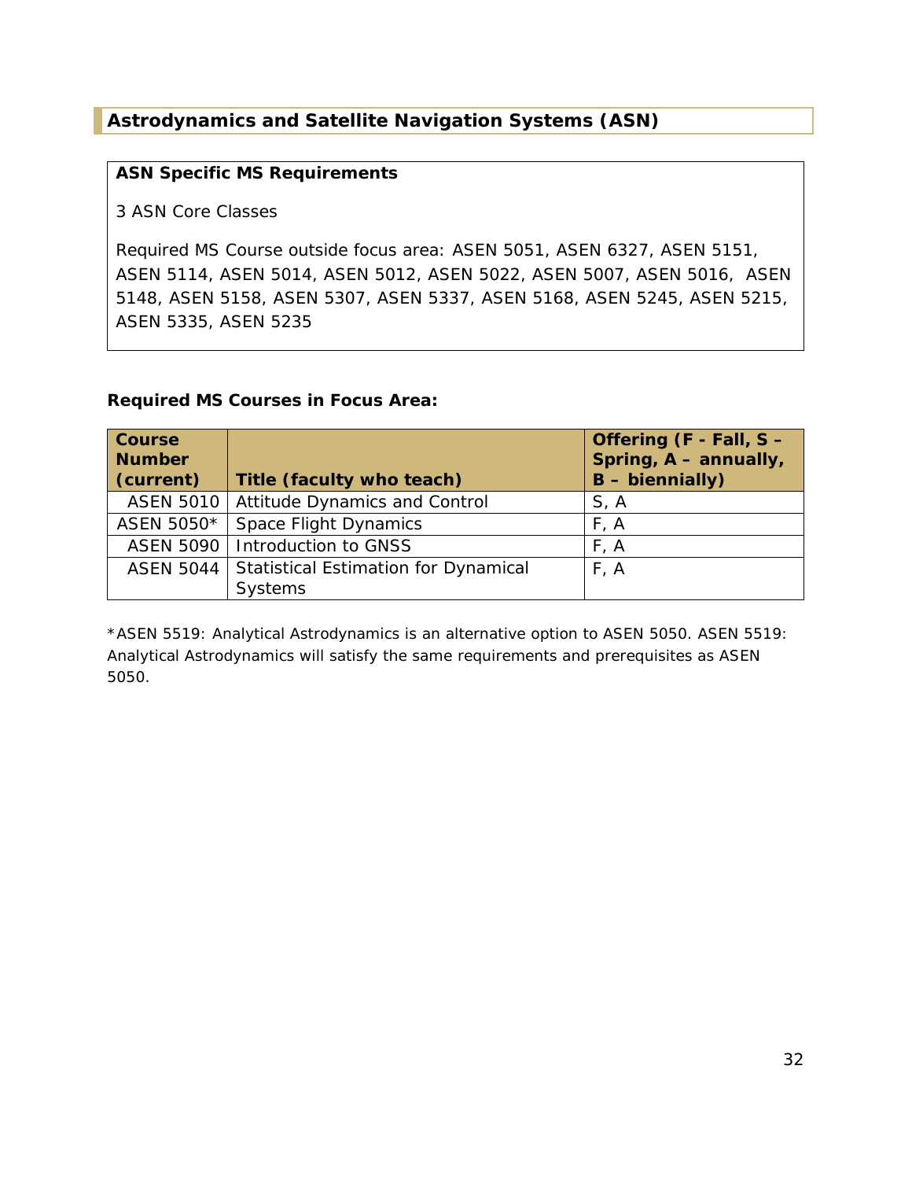## Astrodynamics and Satellite Navigation Systems (ASN)

**ASN Specific MS Requirements**

3 ASN Core Classes

Required MS Course outside focus area: ASEN 5051, ASEN 6327, ASEN 5151, ASEN 5114, ASEN 5014, ASEN 5012, ASEN 5022, ASEN 5007, ASEN 5016, ASEN 5148, ASEN 5158, ASEN 5307, ASEN 5337, ASEN 5168, ASEN 5245, ASEN 5215, ASEN 5335, ASEN 5235

**Required MS Courses in Focus Area:**

| Course Number (current) | Title (faculty who teach) | Offering (F - Fall, S – Spring, A – annually, B – biennially) |
|---|---|---|
| ASEN 5010 | Attitude Dynamics and Control | S, A |
| ASEN 5050* | Space Flight Dynamics | F, A |
| ASEN 5090 | Introduction to GNSS | F, A |
| ASEN 5044 | Statistical Estimation for Dynamical Systems | F, A |

*ASEN 5519: Analytical Astrodynamics is an alternative option to ASEN 5050. ASEN 5519: Analytical Astrodynamics will satisfy the same requirements and prerequisites as ASEN 5050.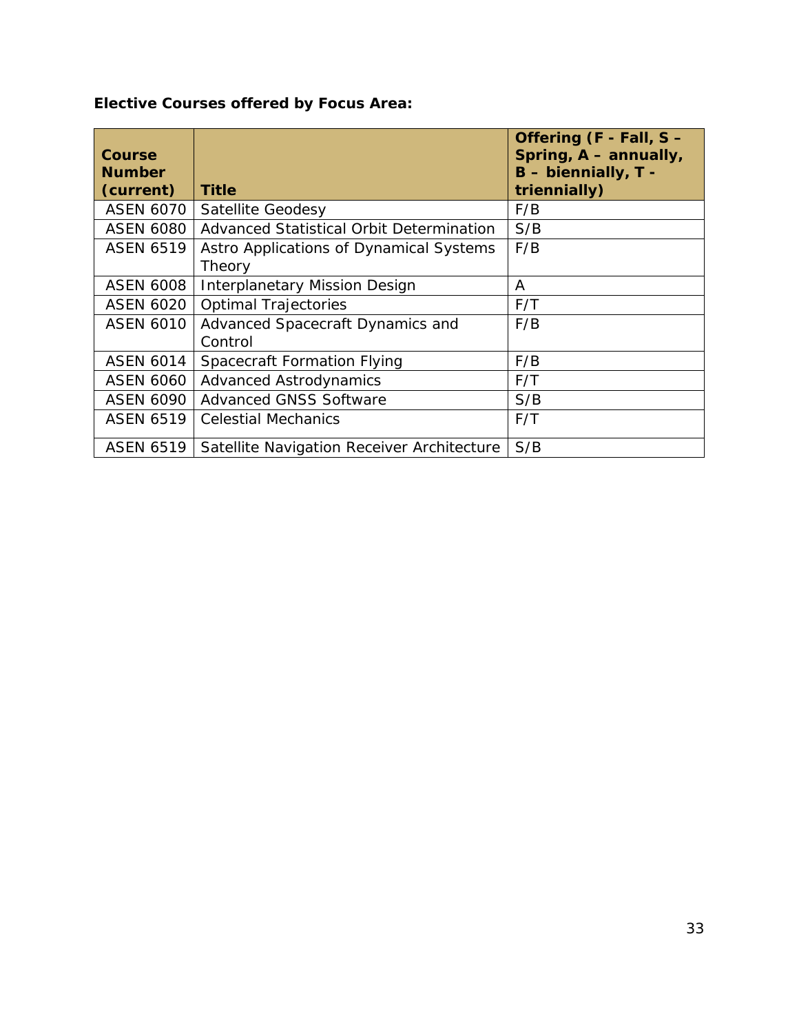**Elective Courses offered by Focus Area:**

| Course Number (current) | Title | Offering (F - Fall, S – Spring, A – annually, B – biennially, T - triennially) |
|---|---|---|
| ASEN 6070 | Satellite Geodesy | F/B |
| ASEN 6080 | Advanced Statistical Orbit Determination | S/B |
| ASEN 6519 | Astro Applications of Dynamical Systems Theory | F/B |
| ASEN 6008 | Interplanetary Mission Design | A |
| ASEN 6020 | Optimal Trajectories | F/T |
| ASEN 6010 | Advanced Spacecraft Dynamics and Control | F/B |
| ASEN 6014 | Spacecraft Formation Flying | F/B |
| ASEN 6060 | Advanced Astrodynamics | F/T |
| ASEN 6090 | Advanced GNSS Software | S/B |
| ASEN 6519 | Celestial Mechanics | F/T |
| ASEN 6519 | Satellite Navigation Receiver Architecture | S/B |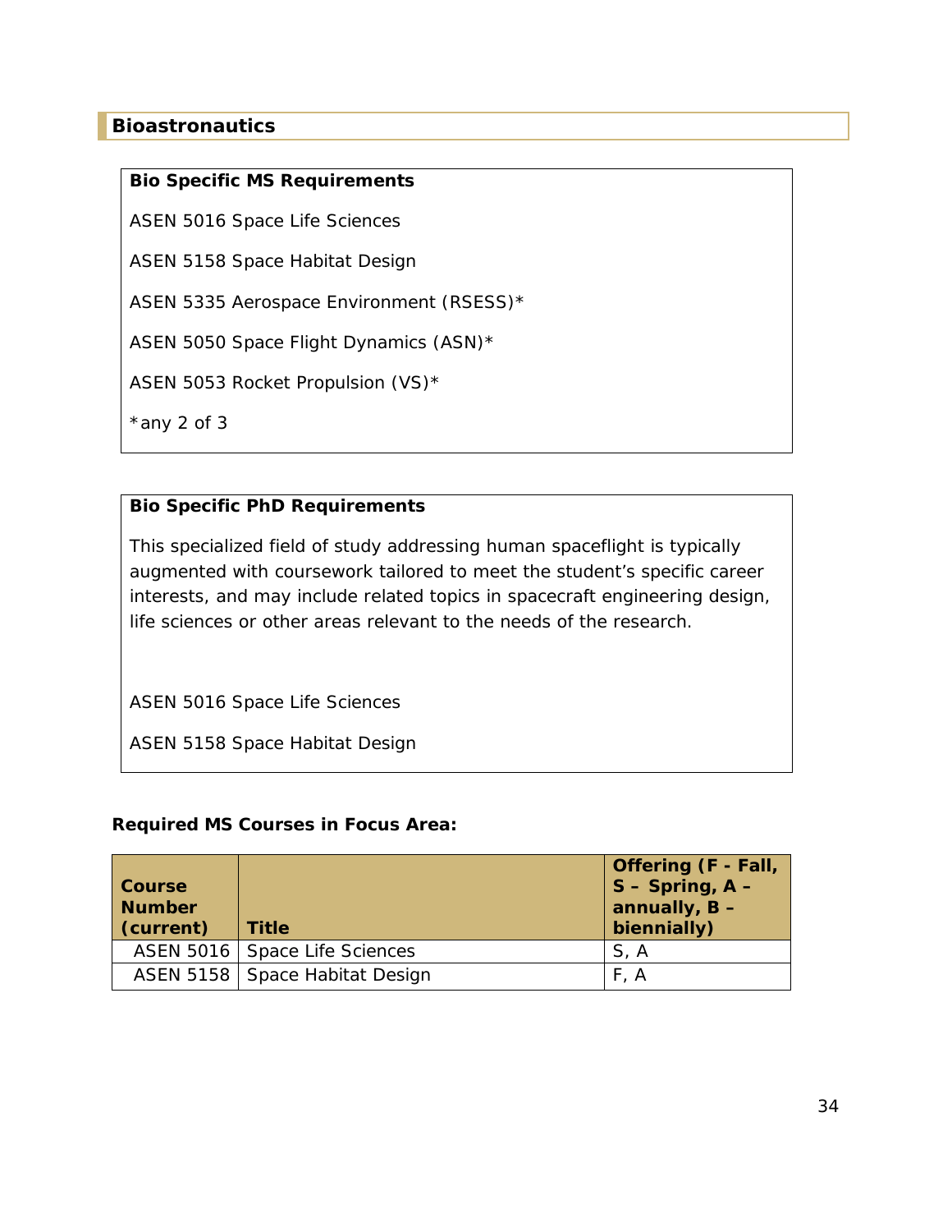## Bioastronautics

**Bio Specific MS Requirements**

ASEN 5016 Space Life Sciences

ASEN 5158 Space Habitat Design

ASEN 5335 Aerospace Environment (RSESS)*

ASEN 5050 Space Flight Dynamics (ASN)*

ASEN 5053 Rocket Propulsion (VS)*

*any 2 of 3

**Bio Specific PhD Requirements**

This specialized field of study addressing human spaceflight is typically augmented with coursework tailored to meet the student's specific career interests, and may include related topics in spacecraft engineering design, life sciences or other areas relevant to the needs of the research.

ASEN 5016 Space Life Sciences

ASEN 5158 Space Habitat Design

**Required MS Courses in Focus Area:**

| Course Number (current) | Title | Offering (F - Fall, S – Spring, A – annually, B – biennially) |
|---|---|---|
| ASEN 5016 | Space Life Sciences | S, A |
| ASEN 5158 | Space Habitat Design | F, A |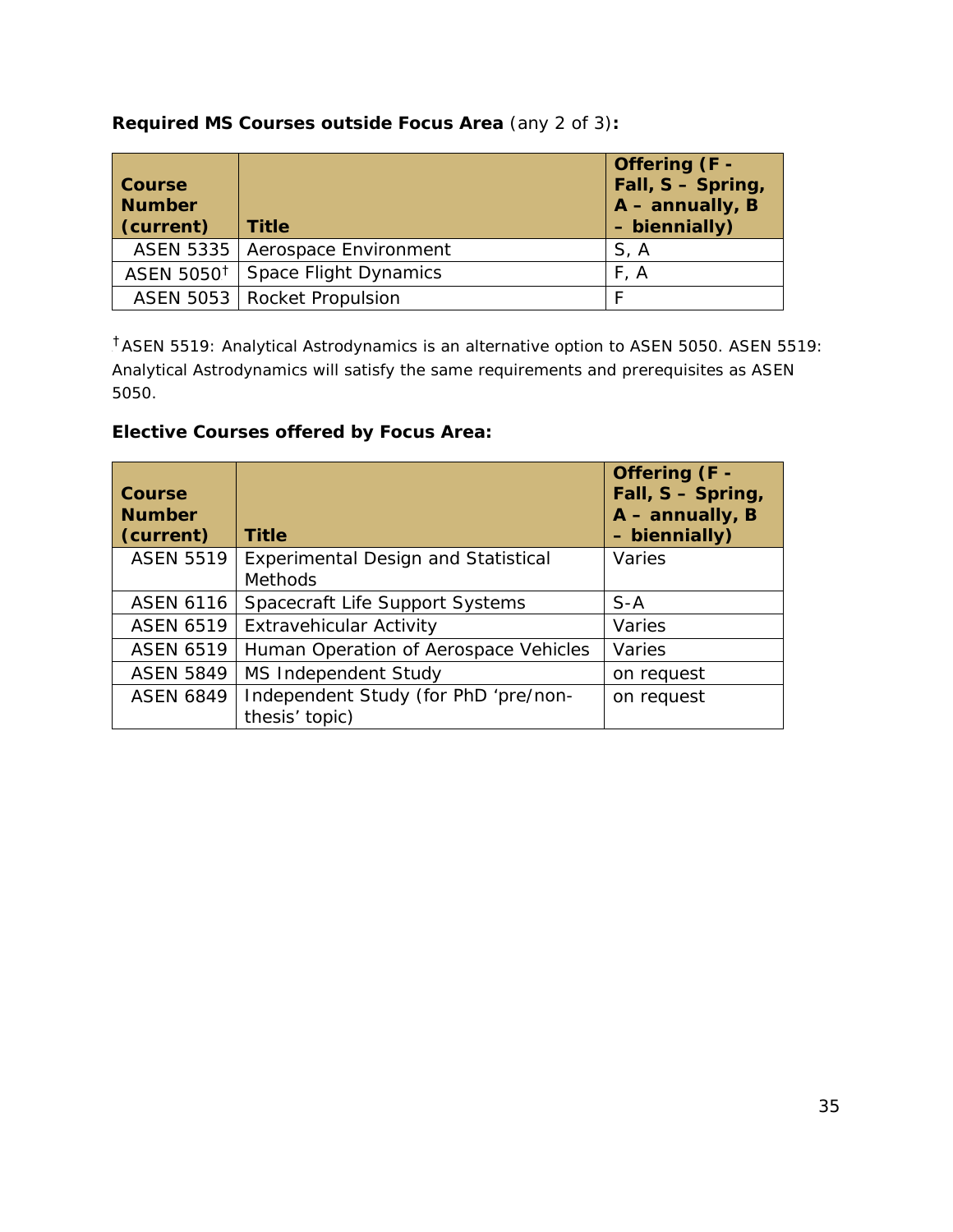**Required MS Courses outside Focus Area** (any 2 of 3)**:**

| Course Number (current) | Title | Offering (F - Fall, S – Spring, A – annually, B – biennially) |
|---|---|---|
| ASEN 5335 | Aerospace Environment | S, A |
| ASEN 5050† | Space Flight Dynamics | F, A |
| ASEN 5053 | Rocket Propulsion | F |

†ASEN 5519: Analytical Astrodynamics is an alternative option to ASEN 5050. ASEN 5519: Analytical Astrodynamics will satisfy the same requirements and prerequisites as ASEN 5050.

**Elective Courses offered by Focus Area:**

| Course Number (current) | Title | Offering (F - Fall, S – Spring, A – annually, B – biennially) |
|---|---|---|
| ASEN 5519 | Experimental Design and Statistical Methods | Varies |
| ASEN 6116 | Spacecraft Life Support Systems | S-A |
| ASEN 6519 | Extravehicular Activity | Varies |
| ASEN 6519 | Human Operation of Aerospace Vehicles | Varies |
| ASEN 5849 | MS Independent Study | on request |
| ASEN 6849 | Independent Study (for PhD 'pre/non-thesis' topic) | on request |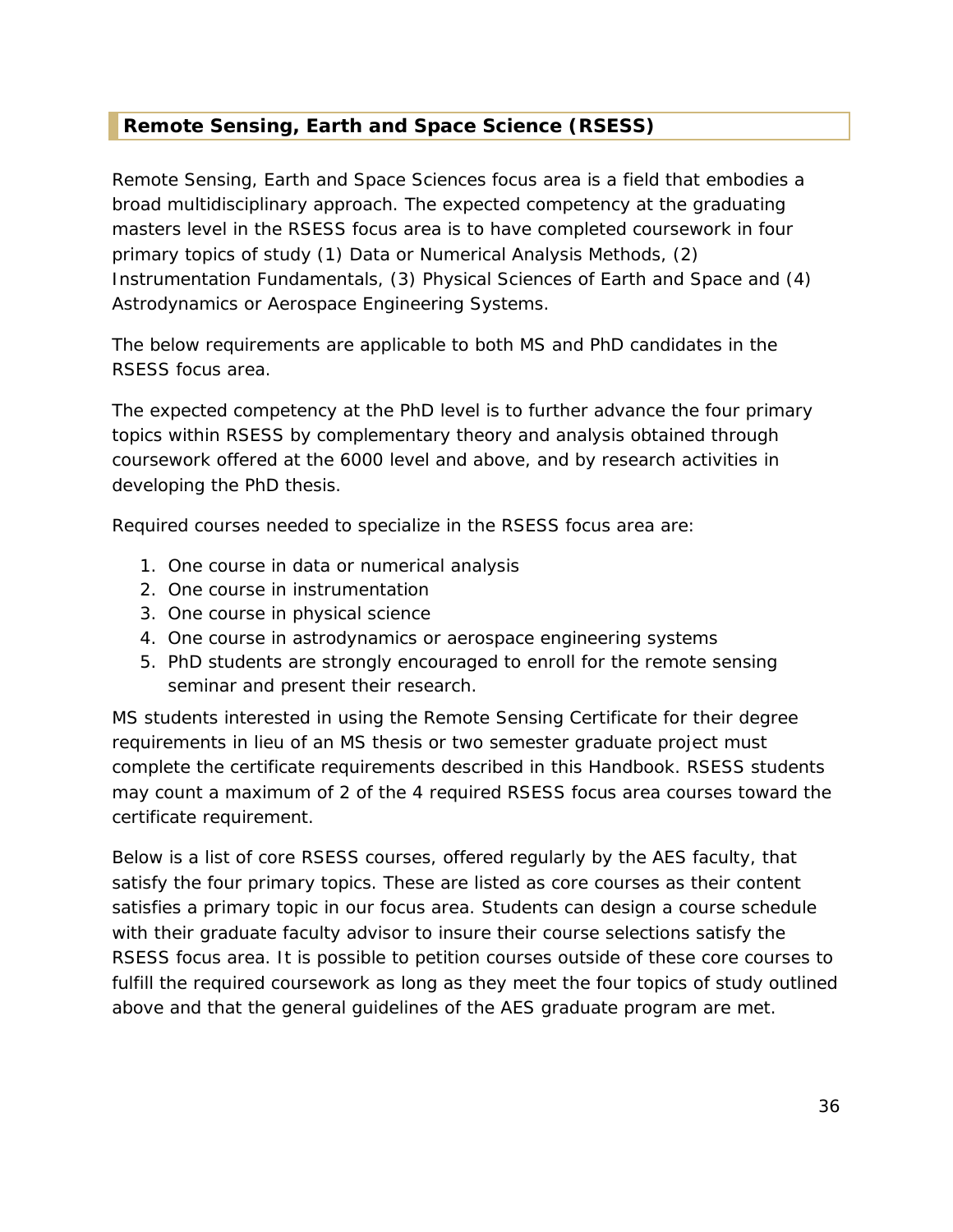## Remote Sensing, Earth and Space Science (RSESS)

Remote Sensing, Earth and Space Sciences focus area is a field that embodies a broad multidisciplinary approach. The expected competency at the graduating masters level in the RSESS focus area is to have completed coursework in four primary topics of study (1) Data or Numerical Analysis Methods, (2) Instrumentation Fundamentals, (3) Physical Sciences of Earth and Space and (4) Astrodynamics or Aerospace Engineering Systems.

The below requirements are applicable to both MS and PhD candidates in the RSESS focus area.

The expected competency at the PhD level is to further advance the four primary topics within RSESS by complementary theory and analysis obtained through coursework offered at the 6000 level and above, and by research activities in developing the PhD thesis.

Required courses needed to specialize in the RSESS focus area are:

1. One course in data or numerical analysis
2. One course in instrumentation
3. One course in physical science
4. One course in astrodynamics or aerospace engineering systems
5. PhD students are strongly encouraged to enroll for the remote sensing seminar and present their research.

MS students interested in using the Remote Sensing Certificate for their degree requirements in lieu of an MS thesis or two semester graduate project must complete the certificate requirements described in this Handbook. RSESS students may count a maximum of 2 of the 4 required RSESS focus area courses toward the certificate requirement.

Below is a list of core RSESS courses, offered regularly by the AES faculty, that satisfy the four primary topics. These are listed as core courses as their content satisfies a primary topic in our focus area. Students can design a course schedule with their graduate faculty advisor to insure their course selections satisfy the RSESS focus area. It is possible to petition courses outside of these core courses to fulfill the required coursework as long as they meet the four topics of study outlined above and that the general guidelines of the AES graduate program are met.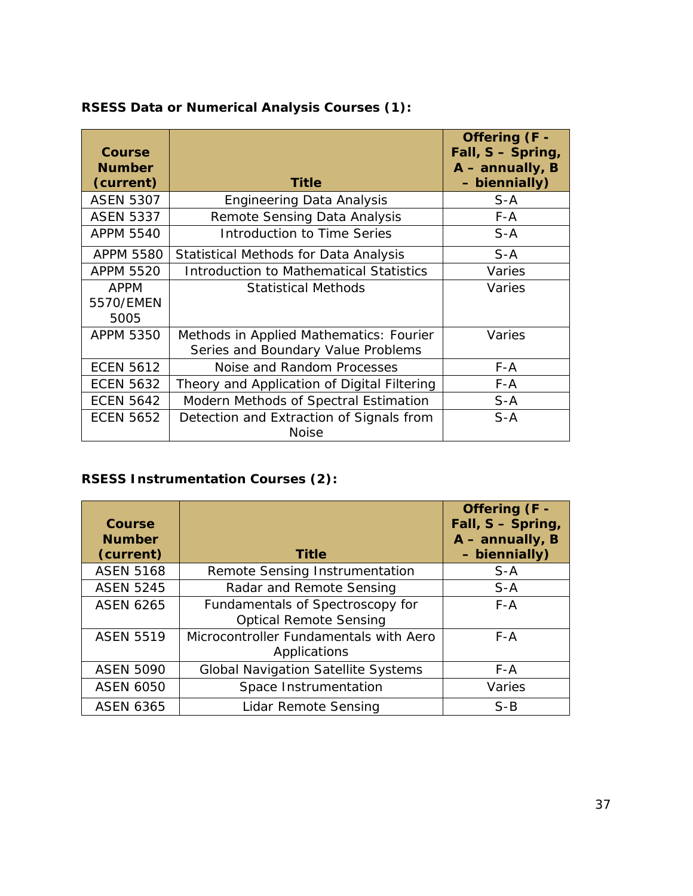**RSESS Data or Numerical Analysis Courses (1):**

| Course Number (current) | Title | Offering (F - Fall, S – Spring, A – annually, B – biennially) |
|---|---|---|
| ASEN 5307 | Engineering Data Analysis | S-A |
| ASEN 5337 | Remote Sensing Data Analysis | F-A |
| APPM 5540 | Introduction to Time Series | S-A |
| APPM 5580 | Statistical Methods for Data Analysis | S-A |
| APPM 5520 | Introduction to Mathematical Statistics | Varies |
| APPM 5570/EMEN 5005 | Statistical Methods | Varies |
| APPM 5350 | Methods in Applied Mathematics: Fourier Series and Boundary Value Problems | Varies |
| ECEN 5612 | Noise and Random Processes | F-A |
| ECEN 5632 | Theory and Application of Digital Filtering | F-A |
| ECEN 5642 | Modern Methods of Spectral Estimation | S-A |
| ECEN 5652 | Detection and Extraction of Signals from Noise | S-A |

**RSESS Instrumentation Courses (2):**

| Course Number (current) | Title | Offering (F - Fall, S – Spring, A – annually, B – biennially) |
|---|---|---|
| ASEN 5168 | Remote Sensing Instrumentation | S-A |
| ASEN 5245 | Radar and Remote Sensing | S-A |
| ASEN 6265 | Fundamentals of Spectroscopy for Optical Remote Sensing | F-A |
| ASEN 5519 | Microcontroller Fundamentals with Aero Applications | F-A |
| ASEN 5090 | Global Navigation Satellite Systems | F-A |
| ASEN 6050 | Space Instrumentation | Varies |
| ASEN 6365 | Lidar Remote Sensing | S-B |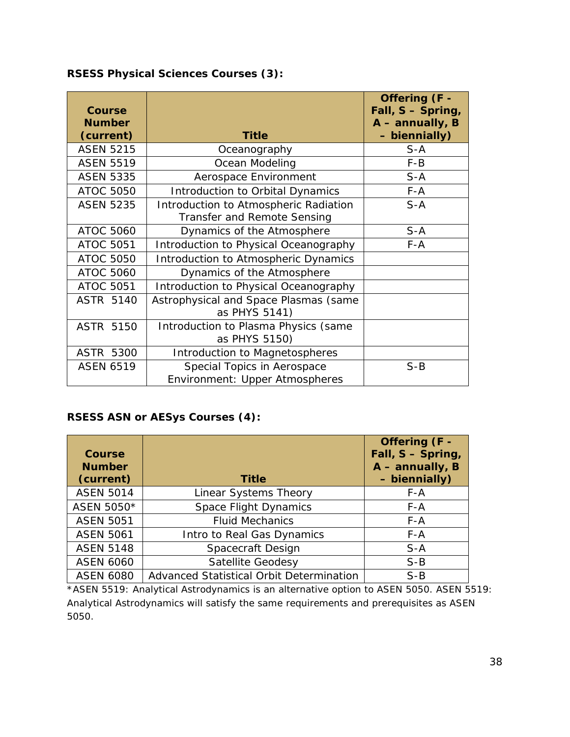**RSESS Physical Sciences Courses (3):**

| Course Number (current) | Title | Offering (F - Fall, S – Spring, A – annually, B – biennially) |
|---|---|---|
| ASEN 5215 | Oceanography | S-A |
| ASEN 5519 | Ocean Modeling | F-B |
| ASEN 5335 | Aerospace Environment | S-A |
| ATOC 5050 | Introduction to Orbital Dynamics | F-A |
| ASEN 5235 | Introduction to Atmospheric Radiation Transfer and Remote Sensing | S-A |
| ATOC 5060 | Dynamics of the Atmosphere | S-A |
| ATOC 5051 | Introduction to Physical Oceanography | F-A |
| ATOC 5050 | Introduction to Atmospheric Dynamics | |
| ATOC 5060 | Dynamics of the Atmosphere | |
| ATOC 5051 | Introduction to Physical Oceanography | |
| ASTR 5140 | Astrophysical and Space Plasmas (same as PHYS 5141) | |
| ASTR 5150 | Introduction to Plasma Physics (same as PHYS 5150) | |
| ASTR 5300 | Introduction to Magnetospheres | |
| ASEN 6519 | Special Topics in Aerospace Environment: Upper Atmospheres | S-B |

**RSESS ASN or AESys Courses (4):**

| Course Number (current) | Title | Offering (F - Fall, S – Spring, A – annually, B – biennially) |
|---|---|---|
| ASEN 5014 | Linear Systems Theory | F-A |
| ASEN 5050* | Space Flight Dynamics | F-A |
| ASEN 5051 | Fluid Mechanics | F-A |
| ASEN 5061 | Intro to Real Gas Dynamics | F-A |
| ASEN 5148 | Spacecraft Design | S-A |
| ASEN 6060 | Satellite Geodesy | S-B |
| ASEN 6080 | Advanced Statistical Orbit Determination | S-B |

*ASEN 5519: Analytical Astrodynamics is an alternative option to ASEN 5050. ASEN 5519: Analytical Astrodynamics will satisfy the same requirements and prerequisites as ASEN 5050.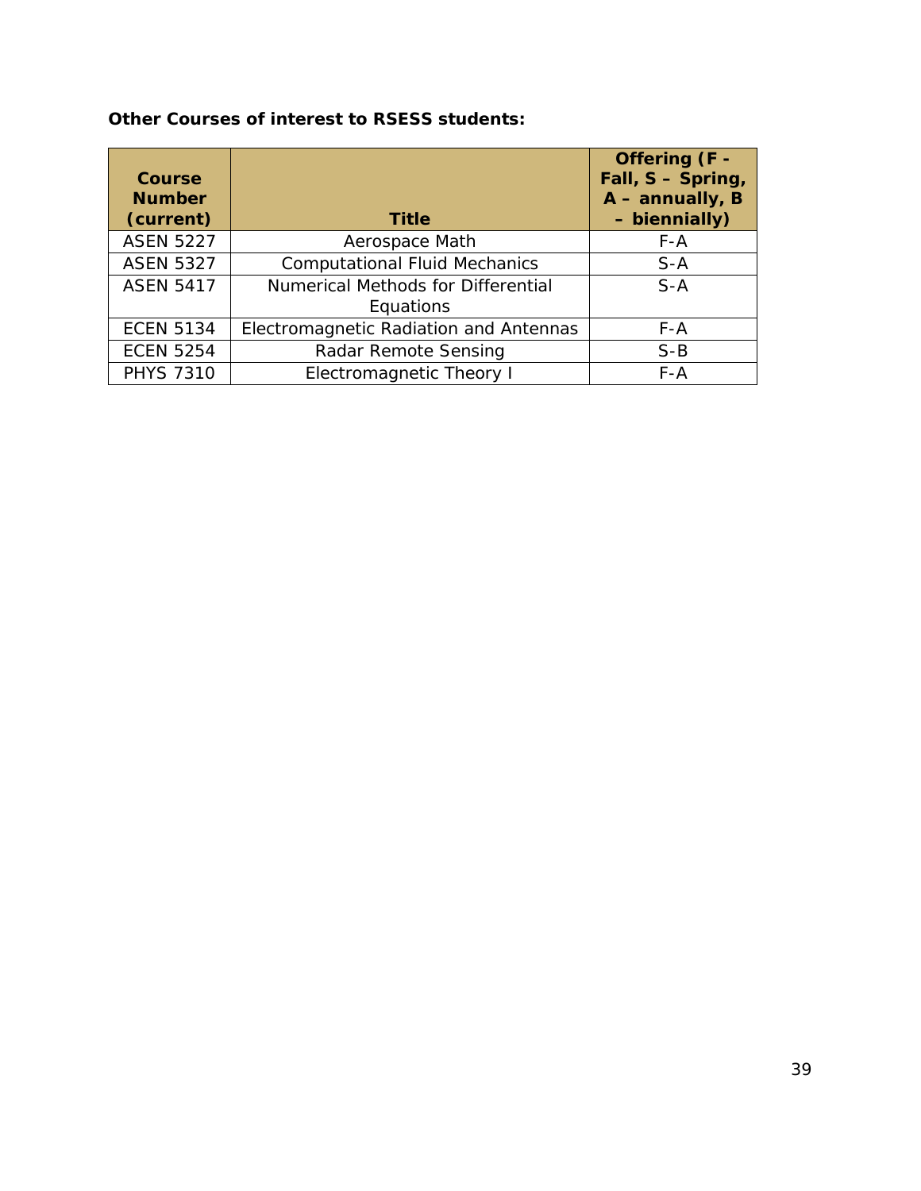**Other Courses of interest to RSESS students:**

| Course Number (current) | Title | Offering (F - Fall, S – Spring, A – annually, B – biennially) |
|---|---|---|
| ASEN 5227 | Aerospace Math | F-A |
| ASEN 5327 | Computational Fluid Mechanics | S-A |
| ASEN 5417 | Numerical Methods for Differential Equations | S-A |
| ECEN 5134 | Electromagnetic Radiation and Antennas | F-A |
| ECEN 5254 | Radar Remote Sensing | S-B |
| PHYS 7310 | Electromagnetic Theory I | F-A |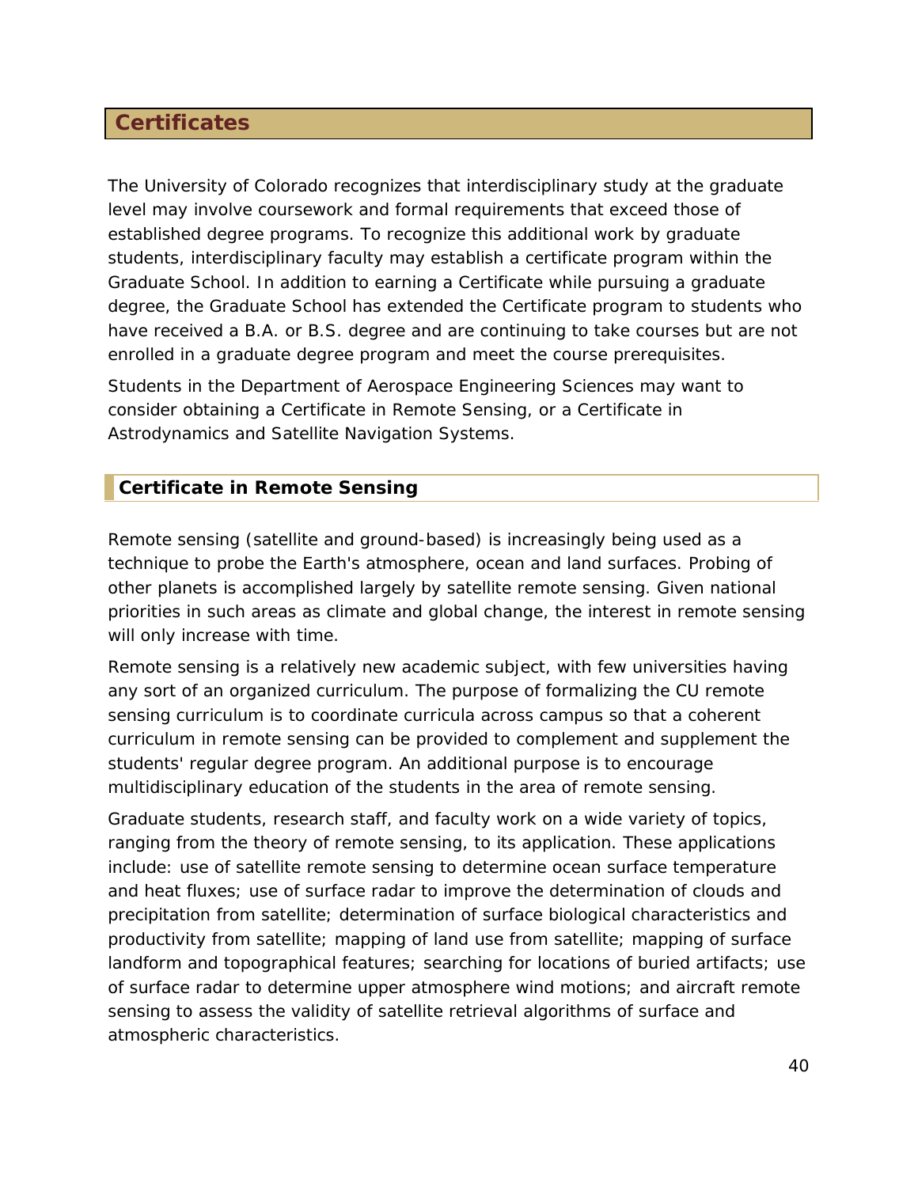## Certificates

The University of Colorado recognizes that interdisciplinary study at the graduate level may involve coursework and formal requirements that exceed those of established degree programs. To recognize this additional work by graduate students, interdisciplinary faculty may establish a certificate program within the Graduate School. In addition to earning a Certificate while pursuing a graduate degree, the Graduate School has extended the Certificate program to students who have received a B.A. or B.S. degree and are continuing to take courses but are not enrolled in a graduate degree program and meet the course prerequisites.

Students in the Department of Aerospace Engineering Sciences may want to consider obtaining a Certificate in Remote Sensing, or a Certificate in Astrodynamics and Satellite Navigation Systems.

### Certificate in Remote Sensing

Remote sensing (satellite and ground-based) is increasingly being used as a technique to probe the Earth's atmosphere, ocean and land surfaces. Probing of other planets is accomplished largely by satellite remote sensing. Given national priorities in such areas as climate and global change, the interest in remote sensing will only increase with time.

Remote sensing is a relatively new academic subject, with few universities having any sort of an organized curriculum. The purpose of formalizing the CU remote sensing curriculum is to coordinate curricula across campus so that a coherent curriculum in remote sensing can be provided to complement and supplement the students' regular degree program. An additional purpose is to encourage multidisciplinary education of the students in the area of remote sensing.

Graduate students, research staff, and faculty work on a wide variety of topics, ranging from the theory of remote sensing, to its application. These applications include: use of satellite remote sensing to determine ocean surface temperature and heat fluxes; use of surface radar to improve the determination of clouds and precipitation from satellite; determination of surface biological characteristics and productivity from satellite; mapping of land use from satellite; mapping of surface landform and topographical features; searching for locations of buried artifacts; use of surface radar to determine upper atmosphere wind motions; and aircraft remote sensing to assess the validity of satellite retrieval algorithms of surface and atmospheric characteristics.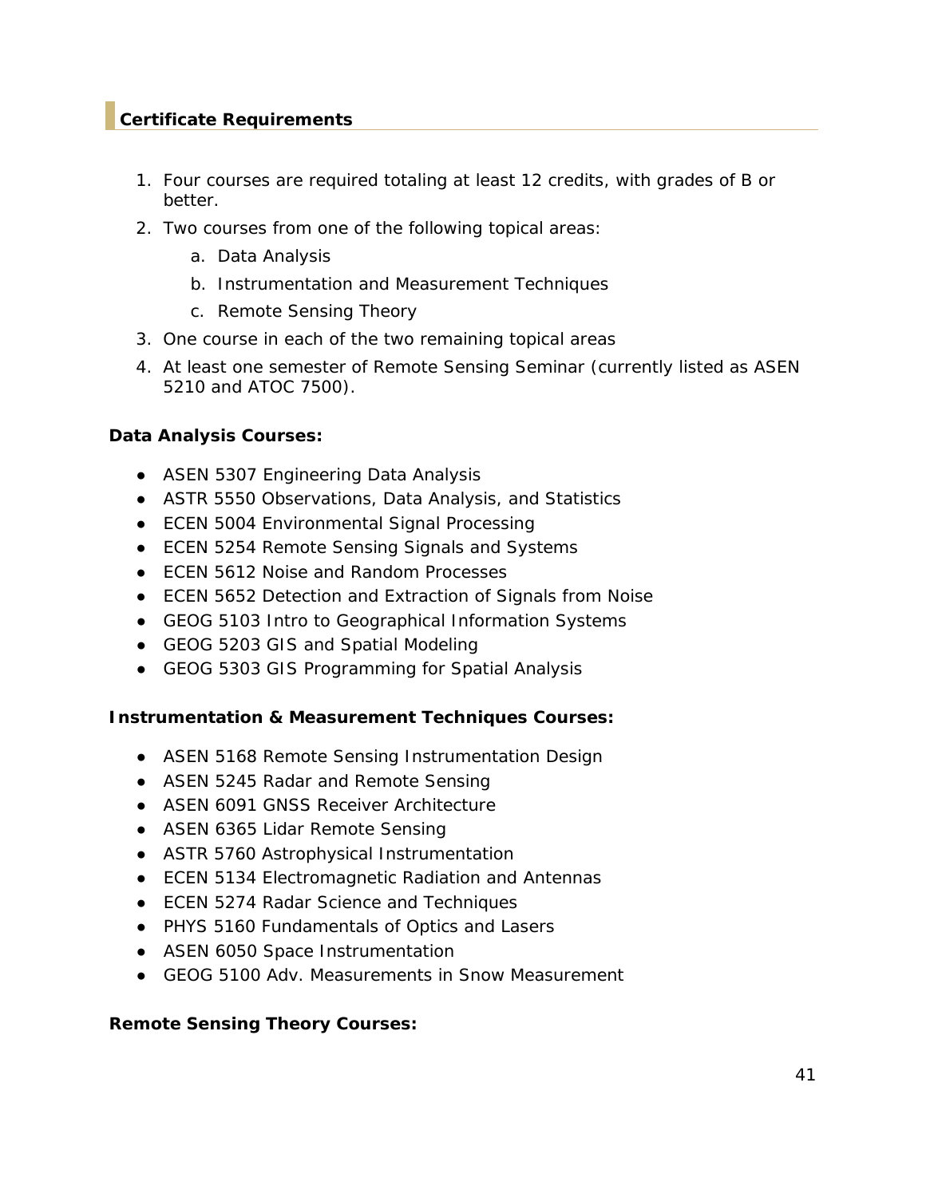## Certificate Requirements

1. Four courses are required totaling at least 12 credits, with grades of B or better.
2. Two courses from one of the following topical areas:
   a. Data Analysis
   b. Instrumentation and Measurement Techniques
   c. Remote Sensing Theory
3. One course in each of the two remaining topical areas
4. At least one semester of Remote Sensing Seminar (currently listed as ASEN 5210 and ATOC 7500).

**Data Analysis Courses:**

- ASEN 5307 Engineering Data Analysis
- ASTR 5550 Observations, Data Analysis, and Statistics
- ECEN 5004 Environmental Signal Processing
- ECEN 5254 Remote Sensing Signals and Systems
- ECEN 5612 Noise and Random Processes
- ECEN 5652 Detection and Extraction of Signals from Noise
- GEOG 5103 Intro to Geographical Information Systems
- GEOG 5203 GIS and Spatial Modeling
- GEOG 5303 GIS Programming for Spatial Analysis

**Instrumentation & Measurement Techniques Courses:**

- ASEN 5168 Remote Sensing Instrumentation Design
- ASEN 5245 Radar and Remote Sensing
- ASEN 6091 GNSS Receiver Architecture
- ASEN 6365 Lidar Remote Sensing
- ASTR 5760 Astrophysical Instrumentation
- ECEN 5134 Electromagnetic Radiation and Antennas
- ECEN 5274 Radar Science and Techniques
- PHYS 5160 Fundamentals of Optics and Lasers
- ASEN 6050 Space Instrumentation
- GEOG 5100 Adv. Measurements in Snow Measurement

**Remote Sensing Theory Courses:**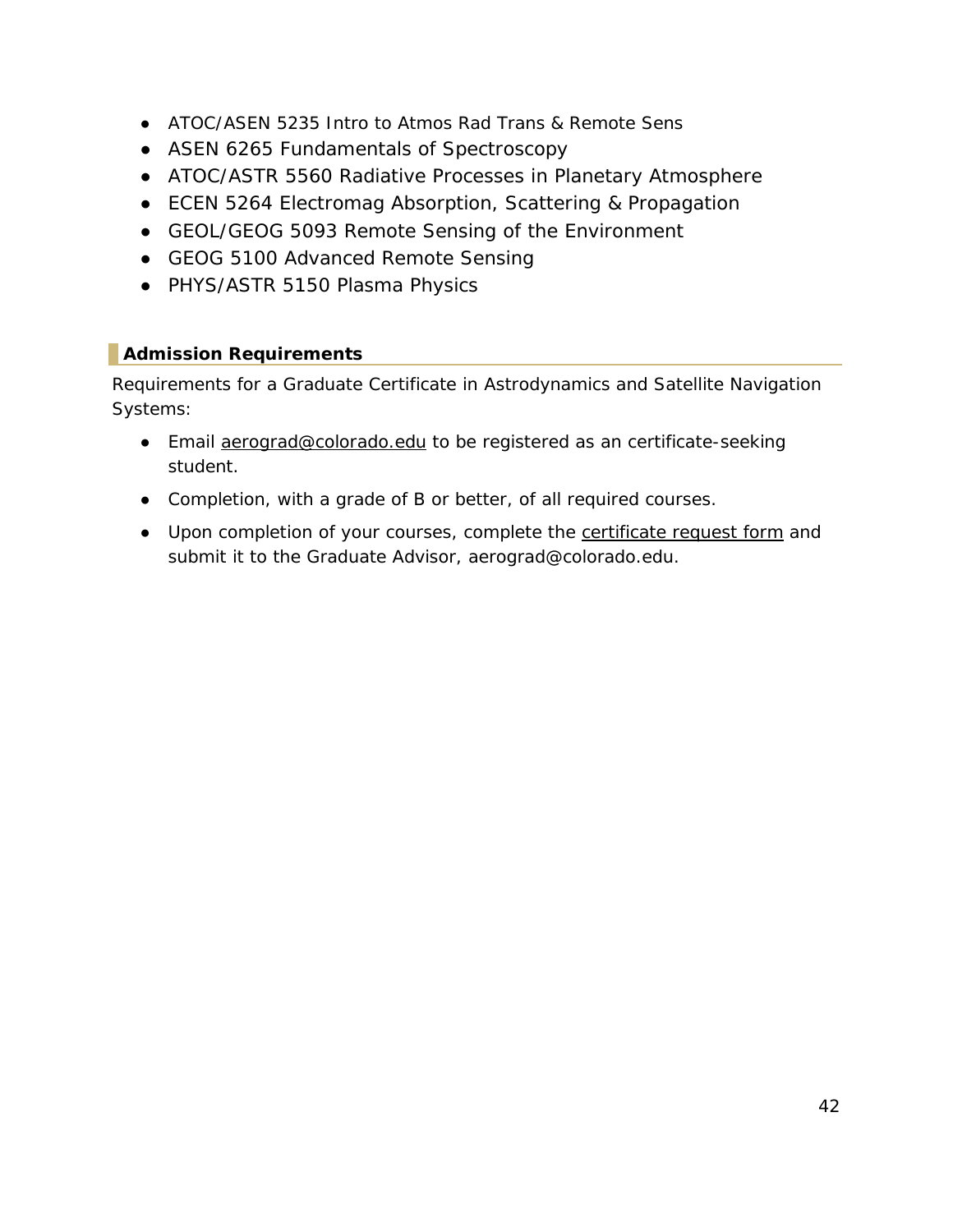- ATOC/ASEN 5235 Intro to Atmos Rad Trans & Remote Sens
- ASEN 6265 Fundamentals of Spectroscopy
- ATOC/ASTR 5560 Radiative Processes in Planetary Atmosphere
- ECEN 5264 Electromag Absorption, Scattering & Propagation
- GEOL/GEOG 5093 Remote Sensing of the Environment
- GEOG 5100 Advanced Remote Sensing
- PHYS/ASTR 5150 Plasma Physics

## Admission Requirements

Requirements for a Graduate Certificate in Astrodynamics and Satellite Navigation Systems:

- Email aerograd@colorado.edu to be registered as an certificate-seeking student.
- Completion, with a grade of B or better, of all required courses.
- Upon completion of your courses, complete the certificate request form and submit it to the Graduate Advisor, aerograd@colorado.edu.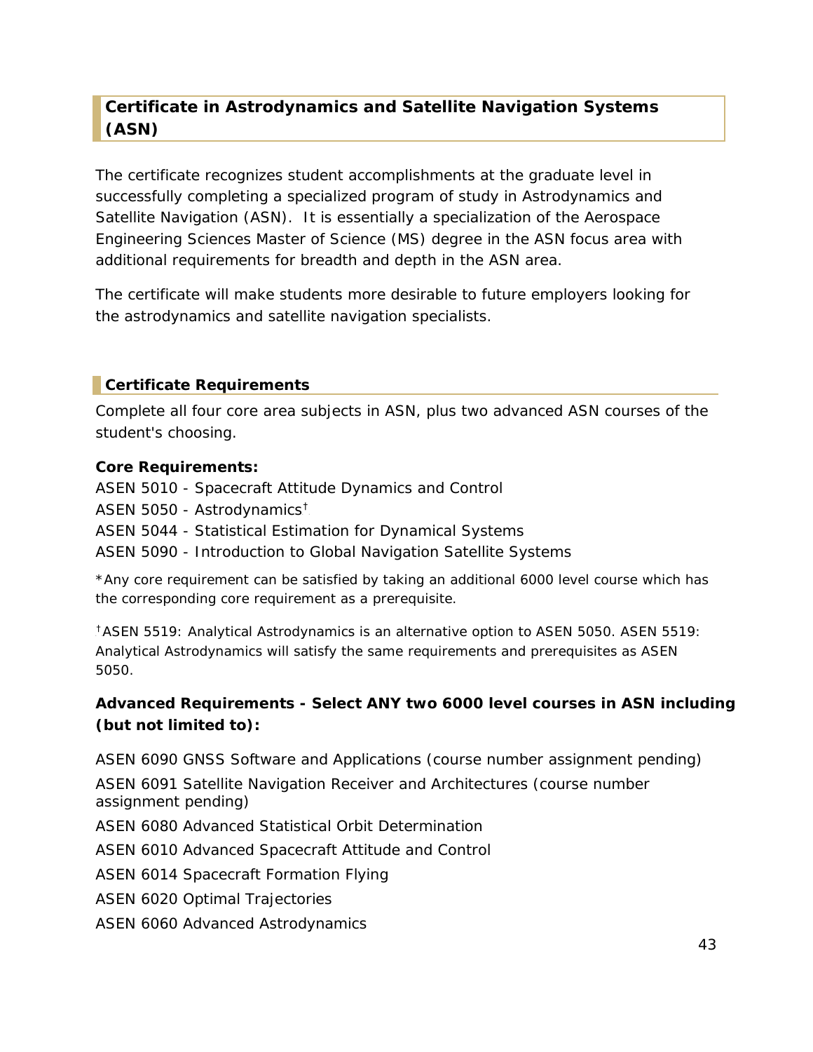## Certificate in Astrodynamics and Satellite Navigation Systems (ASN)

The certificate recognizes student accomplishments at the graduate level in successfully completing a specialized program of study in Astrodynamics and Satellite Navigation (ASN). It is essentially a specialization of the Aerospace Engineering Sciences Master of Science (MS) degree in the ASN focus area with additional requirements for breadth and depth in the ASN area.

The certificate will make students more desirable to future employers looking for the astrodynamics and satellite navigation specialists.

### Certificate Requirements

Complete all four core area subjects in ASN, plus two advanced ASN courses of the student's choosing.

**Core Requirements:**

ASEN 5010 - Spacecraft Attitude Dynamics and Control
ASEN 5050 - Astrodynamics†
ASEN 5044 - Statistical Estimation for Dynamical Systems
ASEN 5090 - Introduction to Global Navigation Satellite Systems

*Any core requirement can be satisfied by taking an additional 6000 level course which has the corresponding core requirement as a prerequisite.

†ASEN 5519: Analytical Astrodynamics is an alternative option to ASEN 5050. ASEN 5519: Analytical Astrodynamics will satisfy the same requirements and prerequisites as ASEN 5050.

**Advanced Requirements - Select ANY two 6000 level courses in ASN including (but not limited to):**

ASEN 6090 GNSS Software and Applications (course number assignment pending)

ASEN 6091 Satellite Navigation Receiver and Architectures (course number assignment pending)

ASEN 6080 Advanced Statistical Orbit Determination

ASEN 6010 Advanced Spacecraft Attitude and Control

ASEN 6014 Spacecraft Formation Flying

ASEN 6020 Optimal Trajectories

ASEN 6060 Advanced Astrodynamics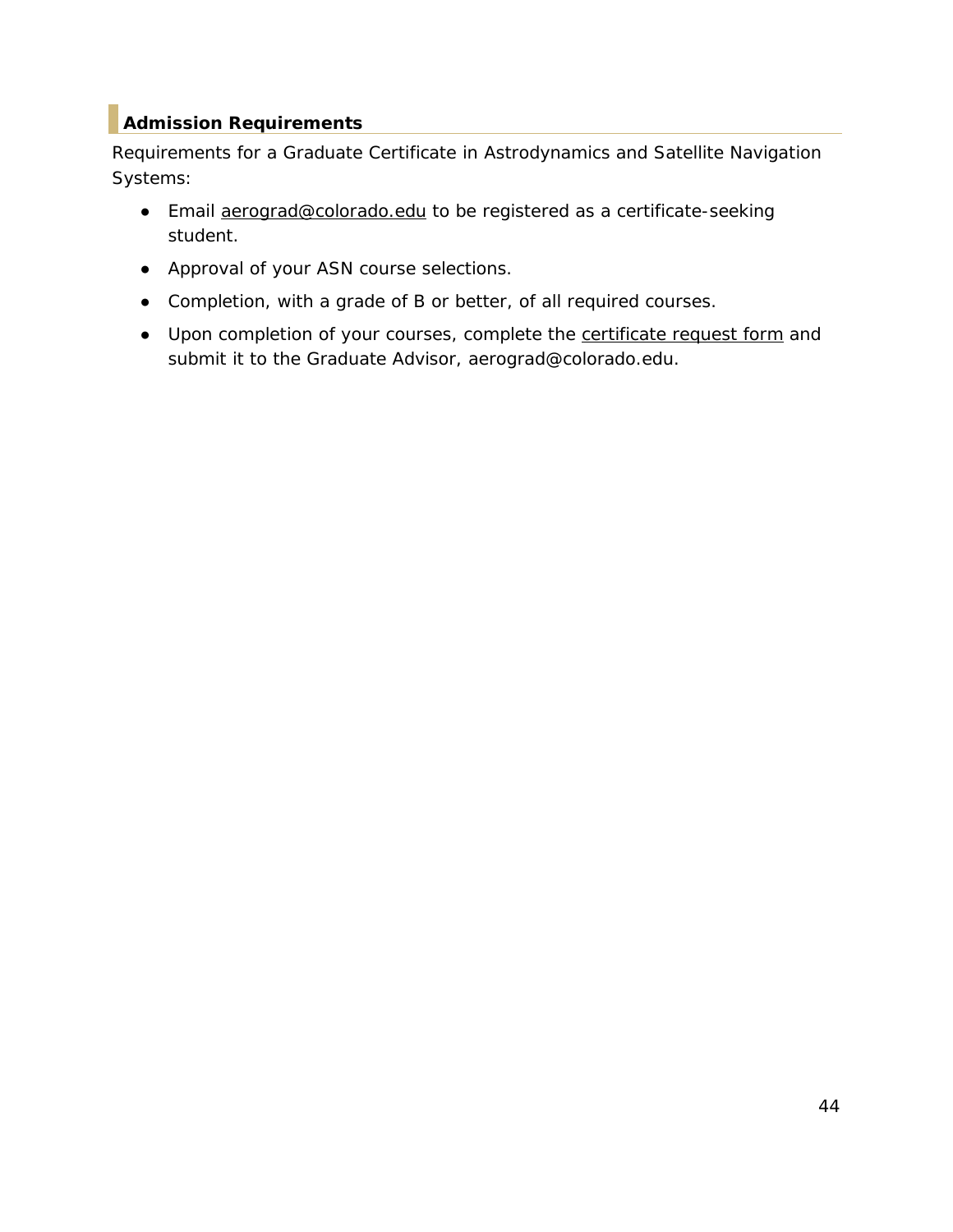## Admission Requirements

Requirements for a Graduate Certificate in Astrodynamics and Satellite Navigation Systems:

- Email aerograd@colorado.edu to be registered as a certificate-seeking student.
- Approval of your ASN course selections.
- Completion, with a grade of B or better, of all required courses.
- Upon completion of your courses, complete the certificate request form and submit it to the Graduate Advisor, aerograd@colorado.edu.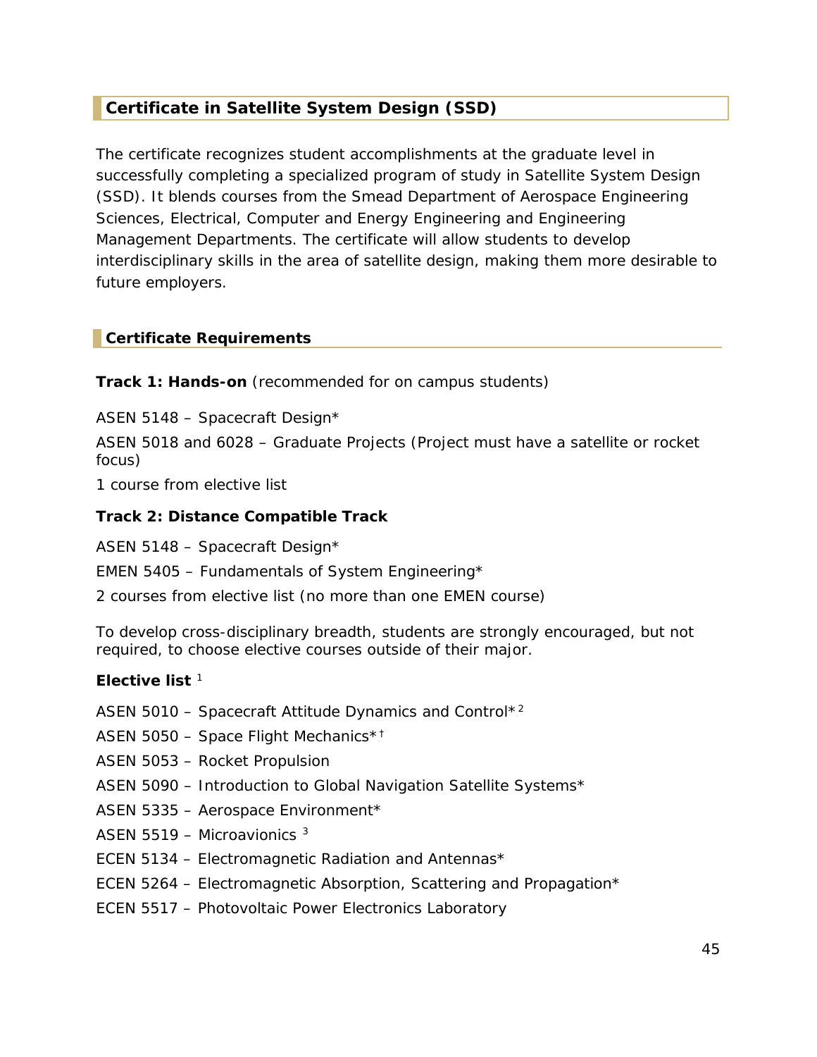## Certificate in Satellite System Design (SSD)

The certificate recognizes student accomplishments at the graduate level in successfully completing a specialized program of study in Satellite System Design (SSD). It blends courses from the Smead Department of Aerospace Engineering Sciences, Electrical, Computer and Energy Engineering and Engineering Management Departments. The certificate will allow students to develop interdisciplinary skills in the area of satellite design, making them more desirable to future employers.

### Certificate Requirements

**Track 1: Hands-on** (recommended for on campus students)

ASEN 5148 – Spacecraft Design*

ASEN 5018 and 6028 – Graduate Projects (Project must have a satellite or rocket focus)

1 course from elective list

**Track 2: Distance Compatible Track**

ASEN 5148 – Spacecraft Design*

EMEN 5405 – Fundamentals of System Engineering*

2 courses from elective list (no more than one EMEN course)

To develop cross-disciplinary breadth, students are strongly encouraged, but not required, to choose elective courses outside of their major.

**Elective list** [1]

ASEN 5010 – Spacecraft Attitude Dynamics and Control*[2]

ASEN 5050 – Space Flight Mechanics*[†]

ASEN 5053 – Rocket Propulsion

ASEN 5090 – Introduction to Global Navigation Satellite Systems*

ASEN 5335 – Aerospace Environment*

ASEN 5519 – Microavionics [3]

ECEN 5134 – Electromagnetic Radiation and Antennas*

ECEN 5264 – Electromagnetic Absorption, Scattering and Propagation*

ECEN 5517 – Photovoltaic Power Electronics Laboratory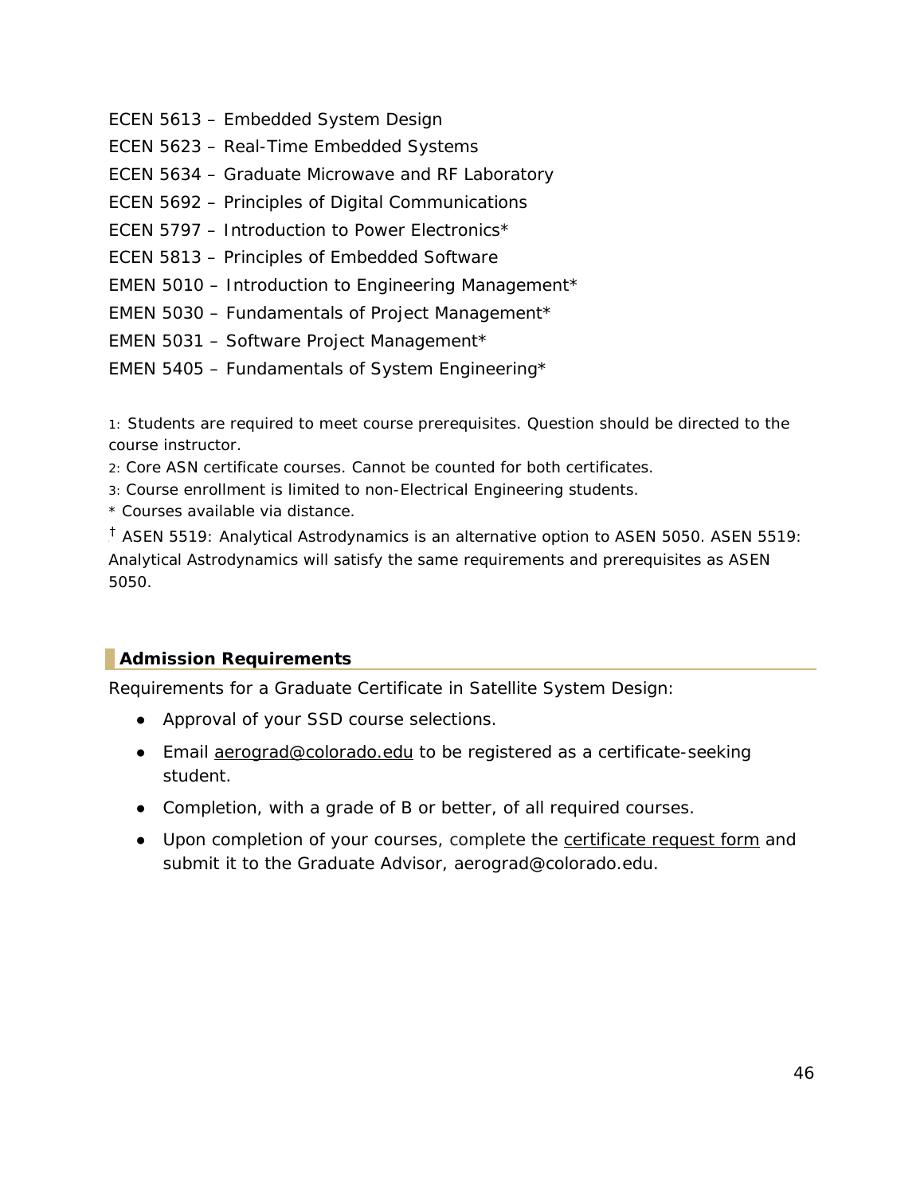ECEN 5613 – Embedded System Design

ECEN 5623 – Real-Time Embedded Systems

ECEN 5634 – Graduate Microwave and RF Laboratory

ECEN 5692 – Principles of Digital Communications

ECEN 5797 – Introduction to Power Electronics*

ECEN 5813 – Principles of Embedded Software

EMEN 5010 – Introduction to Engineering Management*

EMEN 5030 – Fundamentals of Project Management*

EMEN 5031 – Software Project Management*

EMEN 5405 – Fundamentals of System Engineering*

1: Students are required to meet course prerequisites. Question should be directed to the course instructor.

2: Core ASN certificate courses. Cannot be counted for both certificates.

3: Course enrollment is limited to non-Electrical Engineering students.

* Courses available via distance.

† ASEN 5519: Analytical Astrodynamics is an alternative option to ASEN 5050. ASEN 5519: Analytical Astrodynamics will satisfy the same requirements and prerequisites as ASEN 5050.

### Admission Requirements

Requirements for a Graduate Certificate in Satellite System Design:

- Approval of your SSD course selections.
- Email aerograd@colorado.edu to be registered as a certificate-seeking student.
- Completion, with a grade of B or better, of all required courses.
- Upon completion of your courses, complete the certificate request form and submit it to the Graduate Advisor, aerograd@colorado.edu.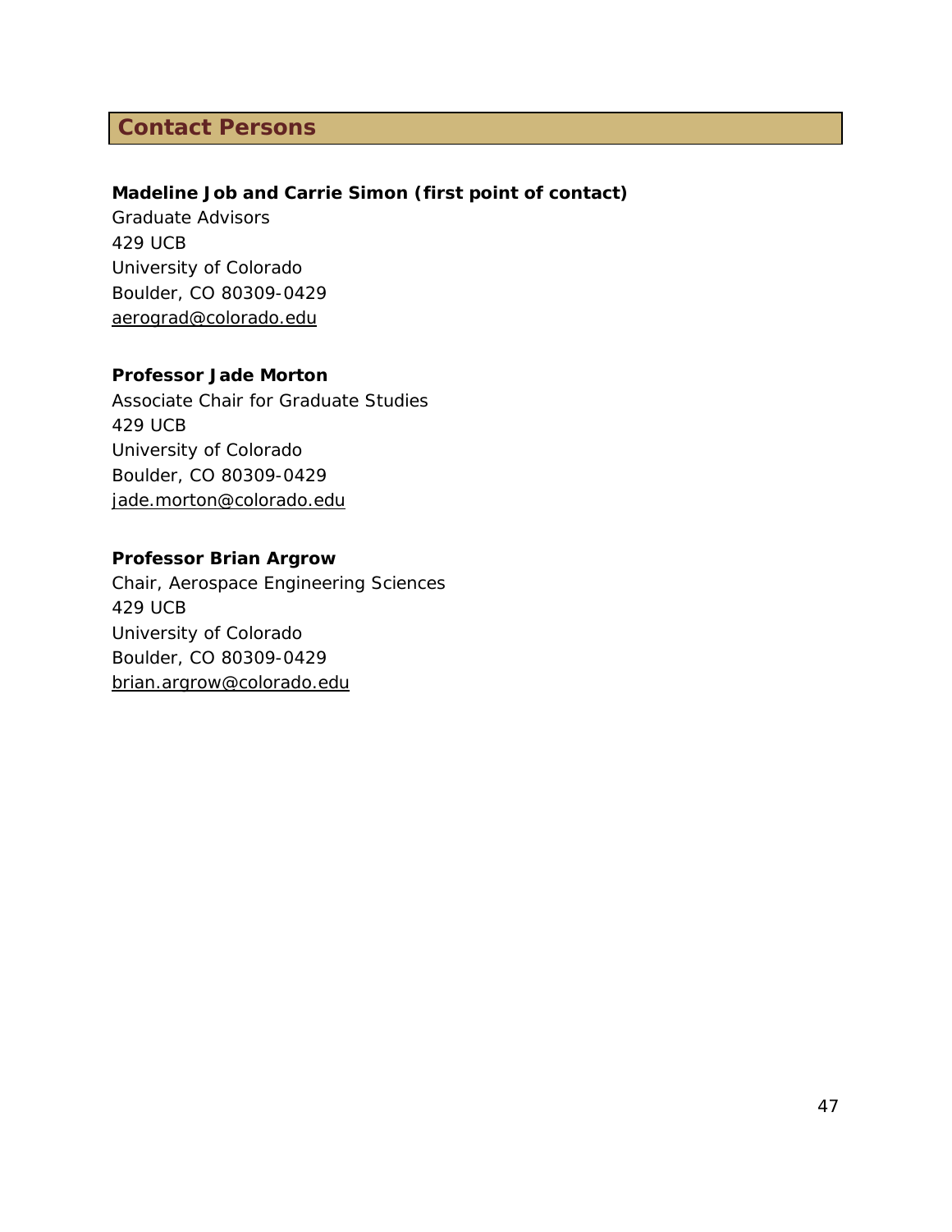## Contact Persons

**Madeline Job and Carrie Simon (first point of contact)**
Graduate Advisors
429 UCB
University of Colorado
Boulder, CO 80309-0429
aerograd@colorado.edu

**Professor Jade Morton**
Associate Chair for Graduate Studies
429 UCB
University of Colorado
Boulder, CO 80309-0429
jade.morton@colorado.edu

**Professor Brian Argrow**
Chair, Aerospace Engineering Sciences
429 UCB
University of Colorado
Boulder, CO 80309-0429
brian.argrow@colorado.edu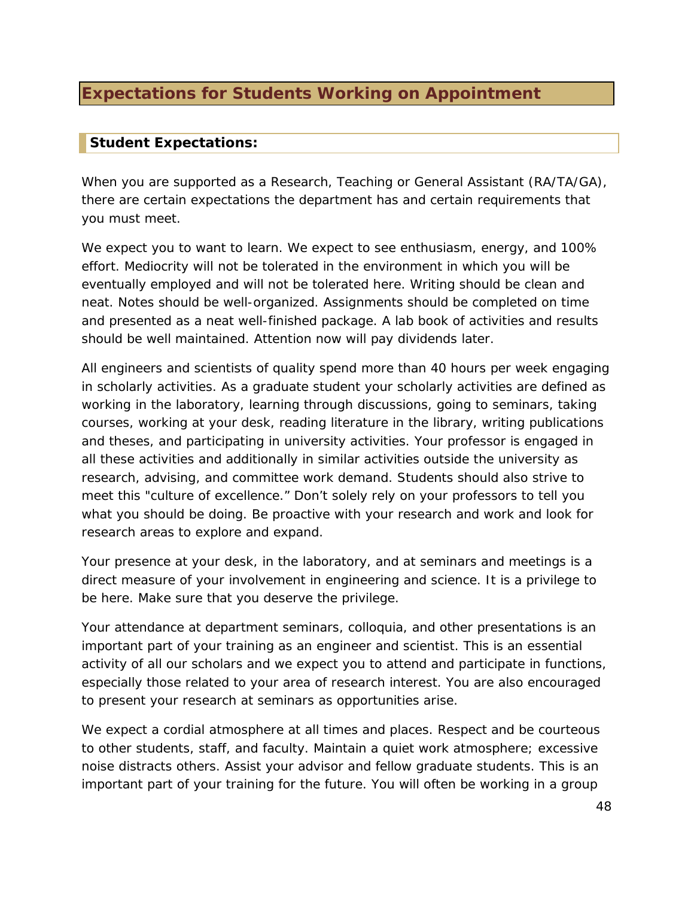# Expectations for Students Working on Appointment

## Student Expectations:

When you are supported as a Research, Teaching or General Assistant (RA/TA/GA), there are certain expectations the department has and certain requirements that you must meet.

We expect you to want to learn. We expect to see enthusiasm, energy, and 100% effort. Mediocrity will not be tolerated in the environment in which you will be eventually employed and will not be tolerated here. Writing should be clean and neat. Notes should be well-organized. Assignments should be completed on time and presented as a neat well-finished package. A lab book of activities and results should be well maintained. Attention now will pay dividends later.

All engineers and scientists of quality spend more than 40 hours per week engaging in scholarly activities. As a graduate student your scholarly activities are defined as working in the laboratory, learning through discussions, going to seminars, taking courses, working at your desk, reading literature in the library, writing publications and theses, and participating in university activities. Your professor is engaged in all these activities and additionally in similar activities outside the university as research, advising, and committee work demand. Students should also strive to meet this "culture of excellence." Don't solely rely on your professors to tell you what you should be doing. Be proactive with your research and work and look for research areas to explore and expand.

Your presence at your desk, in the laboratory, and at seminars and meetings is a direct measure of your involvement in engineering and science. It is a privilege to be here. Make sure that you deserve the privilege.

Your attendance at department seminars, colloquia, and other presentations is an important part of your training as an engineer and scientist. This is an essential activity of all our scholars and we expect you to attend and participate in functions, especially those related to your area of research interest. You are also encouraged to present your research at seminars as opportunities arise.

We expect a cordial atmosphere at all times and places. Respect and be courteous to other students, staff, and faculty. Maintain a quiet work atmosphere; excessive noise distracts others. Assist your advisor and fellow graduate students. This is an important part of your training for the future. You will often be working in a group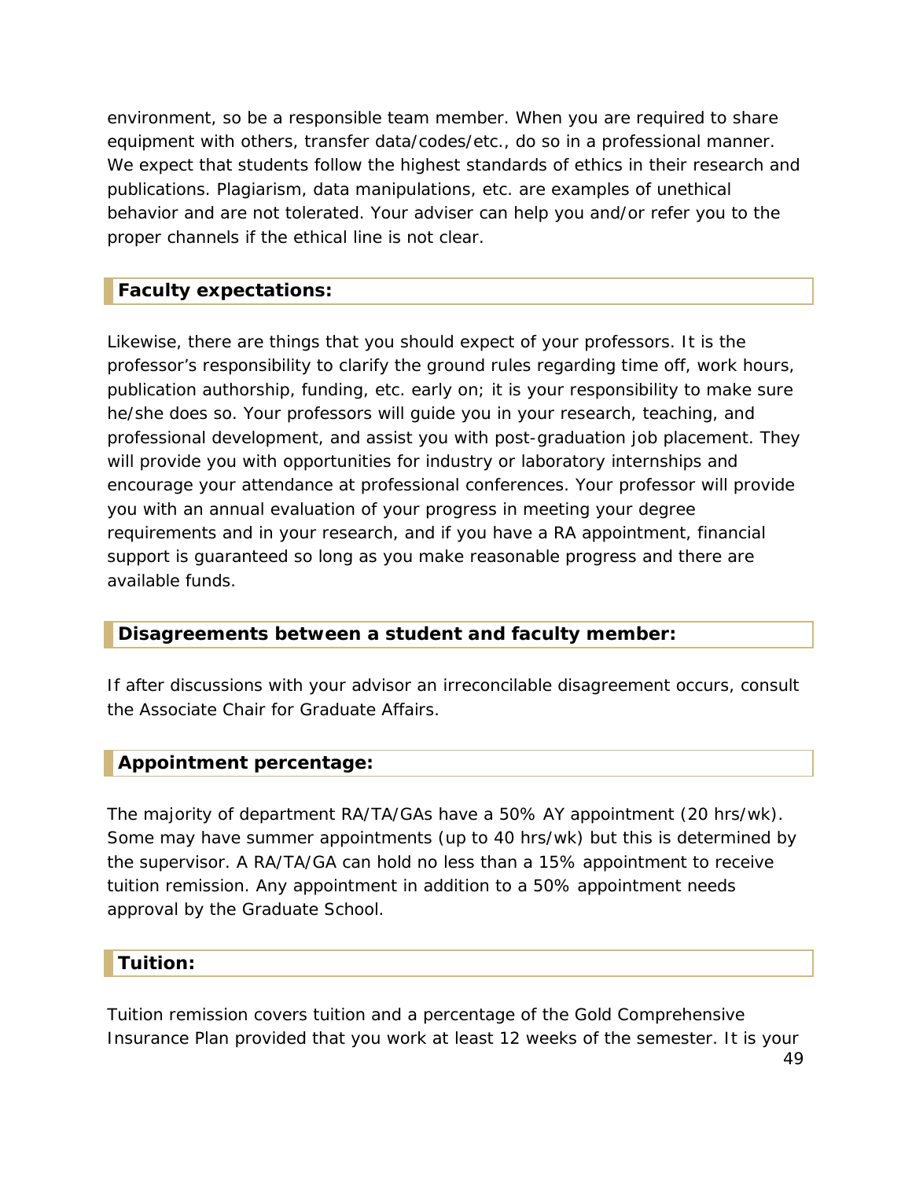environment, so be a responsible team member. When you are required to share equipment with others, transfer data/codes/etc., do so in a professional manner. We expect that students follow the highest standards of ethics in their research and publications. Plagiarism, data manipulations, etc. are examples of unethical behavior and are not tolerated. Your adviser can help you and/or refer you to the proper channels if the ethical line is not clear.

## Faculty expectations:

Likewise, there are things that you should expect of your professors. It is the professor's responsibility to clarify the ground rules regarding time off, work hours, publication authorship, funding, etc. early on; it is your responsibility to make sure he/she does so. Your professors will guide you in your research, teaching, and professional development, and assist you with post-graduation job placement. They will provide you with opportunities for industry or laboratory internships and encourage your attendance at professional conferences. Your professor will provide you with an annual evaluation of your progress in meeting your degree requirements and in your research, and if you have a RA appointment, financial support is guaranteed so long as you make reasonable progress and there are available funds.

## Disagreements between a student and faculty member:

If after discussions with your advisor an irreconcilable disagreement occurs, consult the Associate Chair for Graduate Affairs.

## Appointment percentage:

The majority of department RA/TA/GAs have a 50% AY appointment (20 hrs/wk). Some may have summer appointments (up to 40 hrs/wk) but this is determined by the supervisor. A RA/TA/GA can hold no less than a 15% appointment to receive tuition remission. Any appointment in addition to a 50% appointment needs approval by the Graduate School.

## Tuition:

Tuition remission covers tuition and a percentage of the Gold Comprehensive Insurance Plan provided that you work at least 12 weeks of the semester. It is your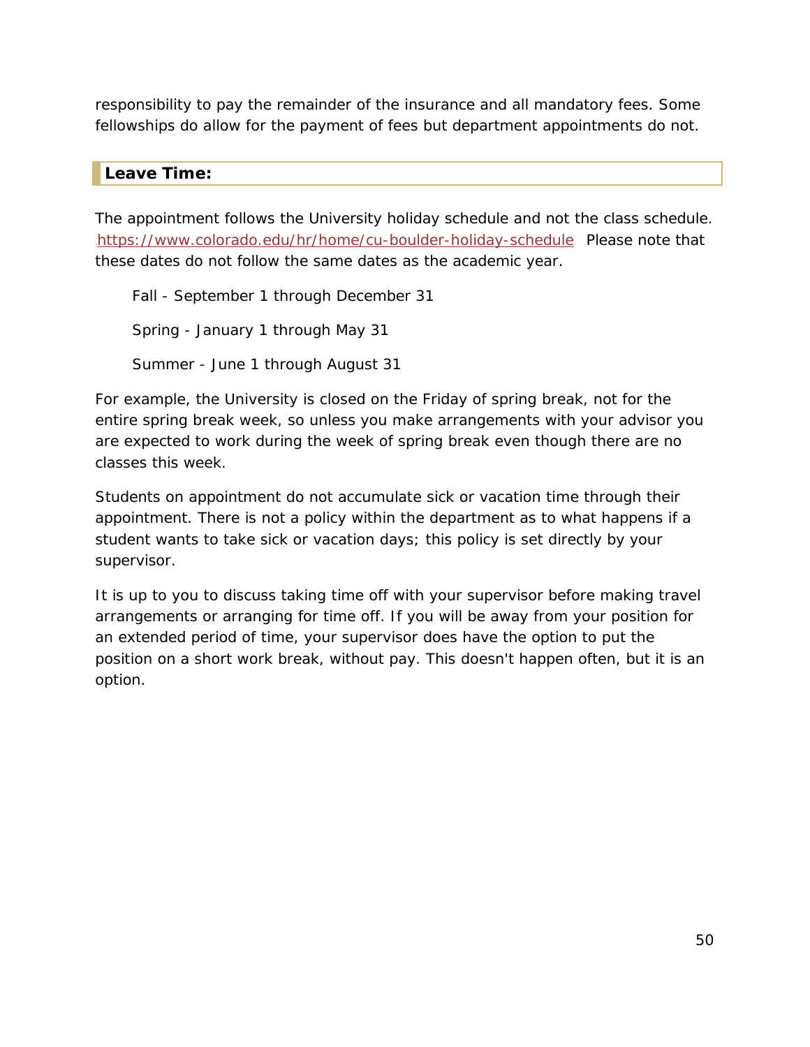responsibility to pay the remainder of the insurance and all mandatory fees. Some fellowships do allow for the payment of fees but department appointments do not.

## Leave Time:

The appointment follows the University holiday schedule and not the class schedule. https://www.colorado.edu/hr/home/cu-boulder-holiday-schedule Please note that these dates do not follow the same dates as the academic year.

Fall - September 1 through December 31

Spring - January 1 through May 31

Summer - June 1 through August 31

For example, the University is closed on the Friday of spring break, not for the entire spring break week, so unless you make arrangements with your advisor you are expected to work during the week of spring break even though there are no classes this week.

Students on appointment do not accumulate sick or vacation time through their appointment. There is not a policy within the department as to what happens if a student wants to take sick or vacation days; this policy is set directly by your supervisor.

It is up to you to discuss taking time off with your supervisor before making travel arrangements or arranging for time off. If you will be away from your position for an extended period of time, your supervisor does have the option to put the position on a short work break, without pay. This doesn't happen often, but it is an option.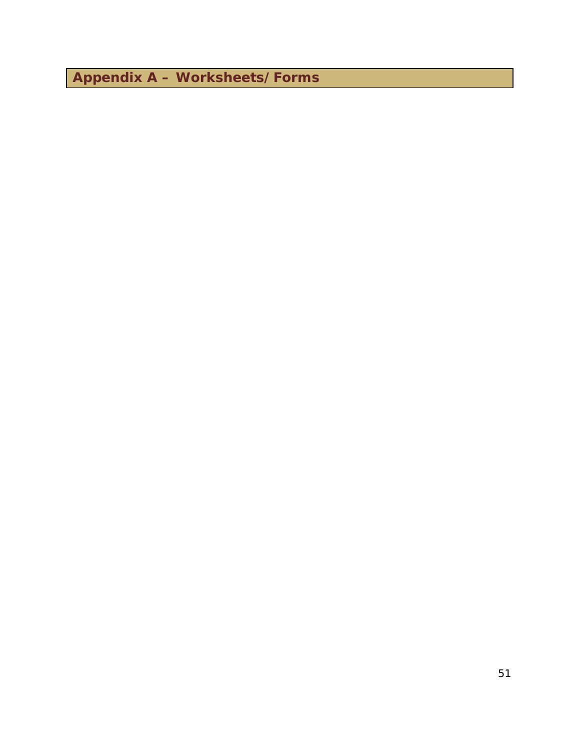# Appendix A – Worksheets/Forms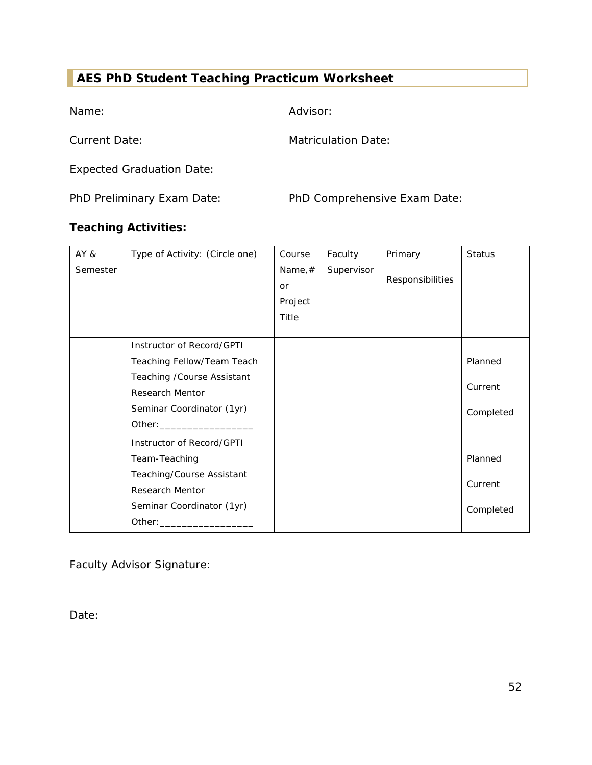## AES PhD Student Teaching Practicum Worksheet

Name: Advisor:

Current Date: Matriculation Date:

Expected Graduation Date:

PhD Preliminary Exam Date: PhD Comprehensive Exam Date:

**Teaching Activities:**

| AY & Semester | Type of Activity: (Circle one) | Course Name,# or Project Title | Faculty Supervisor | Primary Responsibilities | Status |
|---|---|---|---|---|---|
| | Instructor of Record/GPTI<br>Teaching Fellow/Team Teach<br>Teaching /Course Assistant<br>Research Mentor<br>Seminar Coordinator (1yr)<br>Other:_________________ | | | | Planned<br>Current<br>Completed |
| | Instructor of Record/GPTI<br>Team-Teaching<br>Teaching/Course Assistant<br>Research Mentor<br>Seminar Coordinator (1yr)<br>Other:_________________ | | | | Planned<br>Current<br>Completed |

Faculty Advisor Signature: ________________________________________

Date: ___________________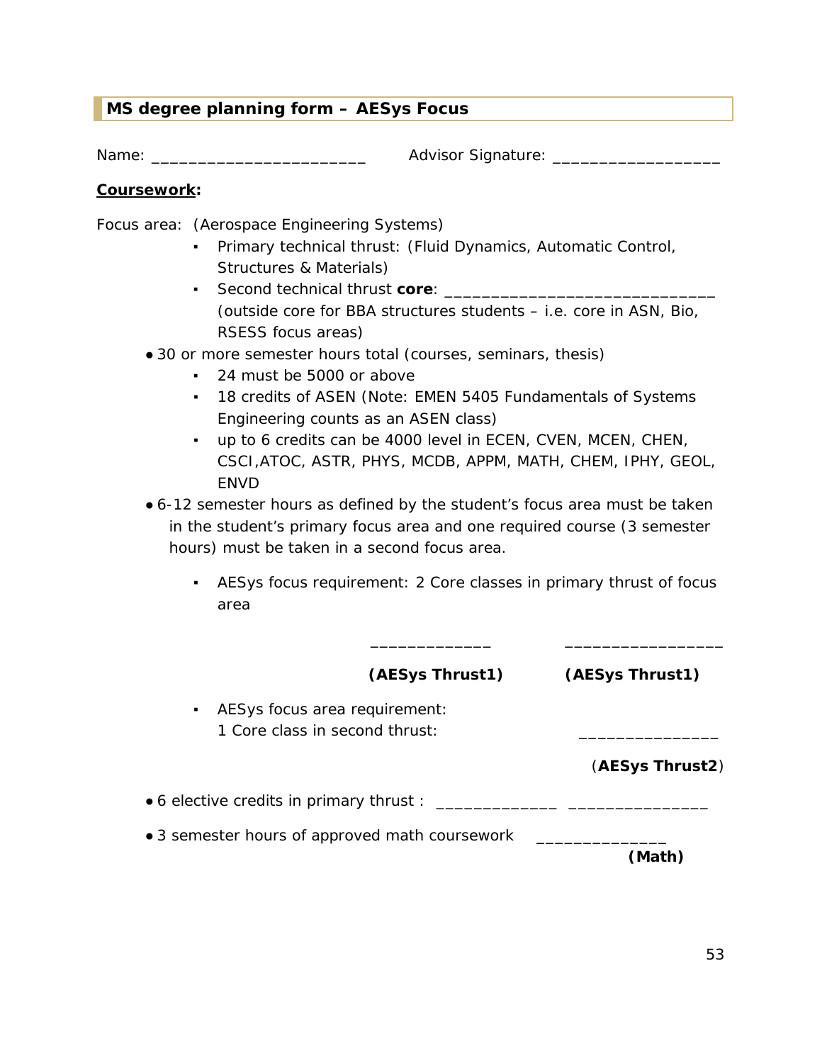## MS degree planning form – AESys Focus

Name: ______________________ Advisor Signature: _________________

**Coursework:**

Focus area: (Aerospace Engineering Systems)

- Primary technical thrust: (Fluid Dynamics, Automatic Control, Structures & Materials)
- Second technical thrust **core**: ____________________________ (outside core for BBA structures students – i.e. core in ASN, Bio, RSESS focus areas)

- 30 or more semester hours total (courses, seminars, thesis)
  - 24 must be 5000 or above
  - 18 credits of ASEN (Note: EMEN 5405 Fundamentals of Systems Engineering counts as an ASEN class)
  - up to 6 credits can be 4000 level in ECEN, CVEN, MCEN, CHEN, CSCI,ATOC, ASTR, PHYS, MCDB, APPM, MATH, CHEM, IPHY, GEOL, ENVD
- 6-12 semester hours as defined by the student's focus area must be taken in the student's primary focus area and one required course (3 semester hours) must be taken in a second focus area.
  - AESys focus requirement: 2 Core classes in primary thrust of focus area

    ____________ ________________

    **(AESys Thrust1)** **(AESys Thrust1)**

  - AESys focus area requirement: 1 Core class in second thrust: ______________

    (**AESys Thrust2**)

- 6 elective credits in primary thrust : _____________ ______________
- 3 semester hours of approved math coursework _____________

  **(Math)**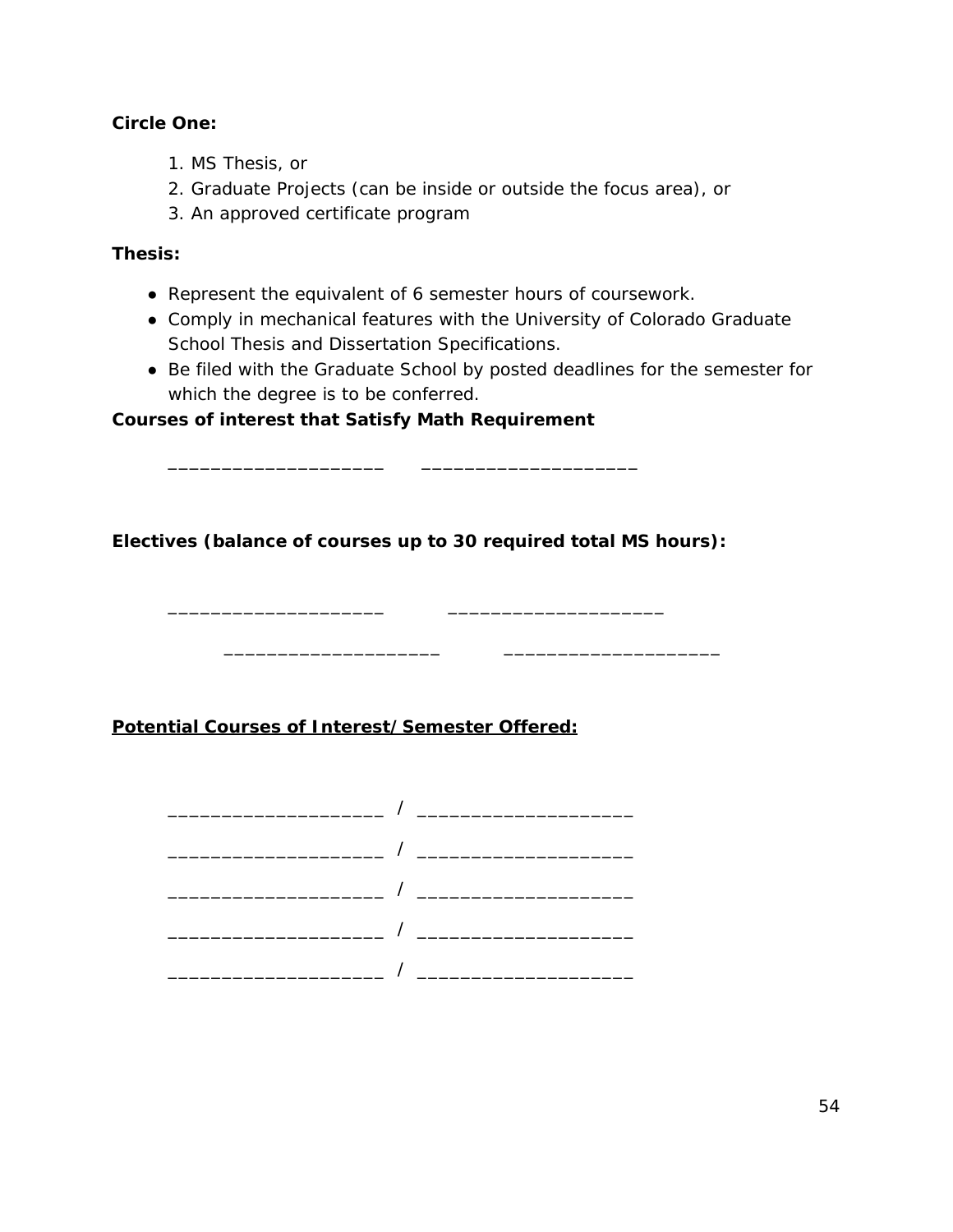**Circle One:**

1. MS Thesis, or
2. Graduate Projects (can be inside or outside the focus area), or
3. An approved certificate program

**Thesis:**

- Represent the equivalent of 6 semester hours of coursework.
- Comply in mechanical features with the University of Colorado Graduate School Thesis and Dissertation Specifications.
- Be filed with the Graduate School by posted deadlines for the semester for which the degree is to be conferred.

**Courses of interest that Satisfy Math Requirement**

____________________ ____________________

**Electives (balance of courses up to 30 required total MS hours):**

____________________ ____________________

____________________ ____________________

**<u>Potential Courses of Interest/Semester Offered:</u>**

____________________ / ____________________

____________________ / ____________________

____________________ / ____________________

____________________ / ____________________

____________________ / ____________________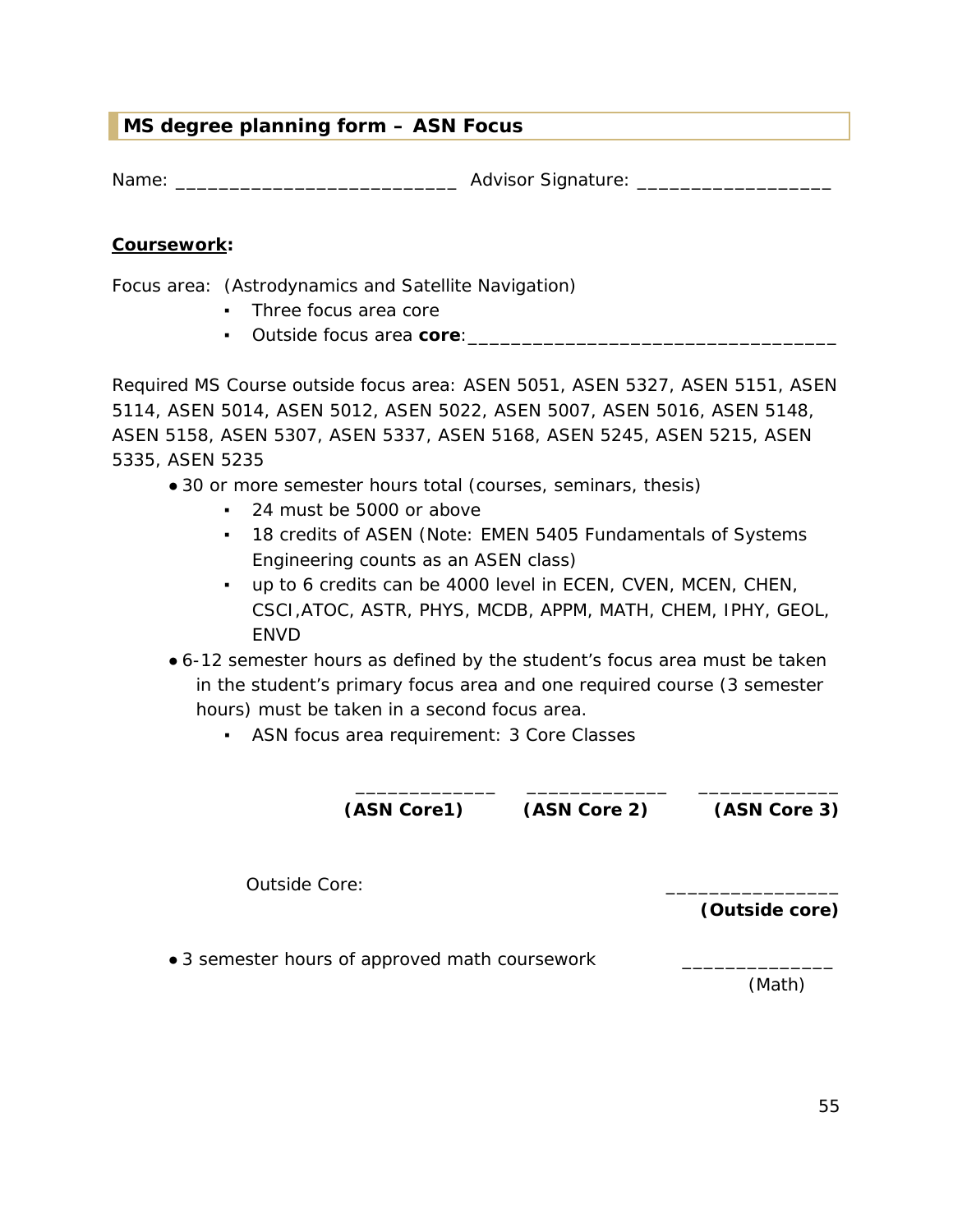## MS degree planning form – ASN Focus

Name: ___________________________ Advisor Signature: __________________

**Coursework:**

Focus area: (Astrodynamics and Satellite Navigation)

- Three focus area core
- Outside focus area **core**:___________________________________

Required MS Course outside focus area: ASEN 5051, ASEN 5327, ASEN 5151, ASEN 5114, ASEN 5014, ASEN 5012, ASEN 5022, ASEN 5007, ASEN 5016, ASEN 5148, ASEN 5158, ASEN 5307, ASEN 5337, ASEN 5168, ASEN 5245, ASEN 5215, ASEN 5335, ASEN 5235

- 30 or more semester hours total (courses, seminars, thesis)
  - 24 must be 5000 or above
  - 18 credits of ASEN (Note: EMEN 5405 Fundamentals of Systems Engineering counts as an ASEN class)
  - up to 6 credits can be 4000 level in ECEN, CVEN, MCEN, CHEN, CSCI,ATOC, ASTR, PHYS, MCDB, APPM, MATH, CHEM, IPHY, GEOL, ENVD
- 6-12 semester hours as defined by the student's focus area must be taken in the student's primary focus area and one required course (3 semester hours) must be taken in a second focus area.
  - ASN focus area requirement: 3 Core Classes

_____________ _____________ _____________
**(ASN Core1)** **(ASN Core 2)** **(ASN Core 3)**

Outside Core: ________________
**(Outside core)**

- 3 semester hours of approved math coursework ______________
(Math)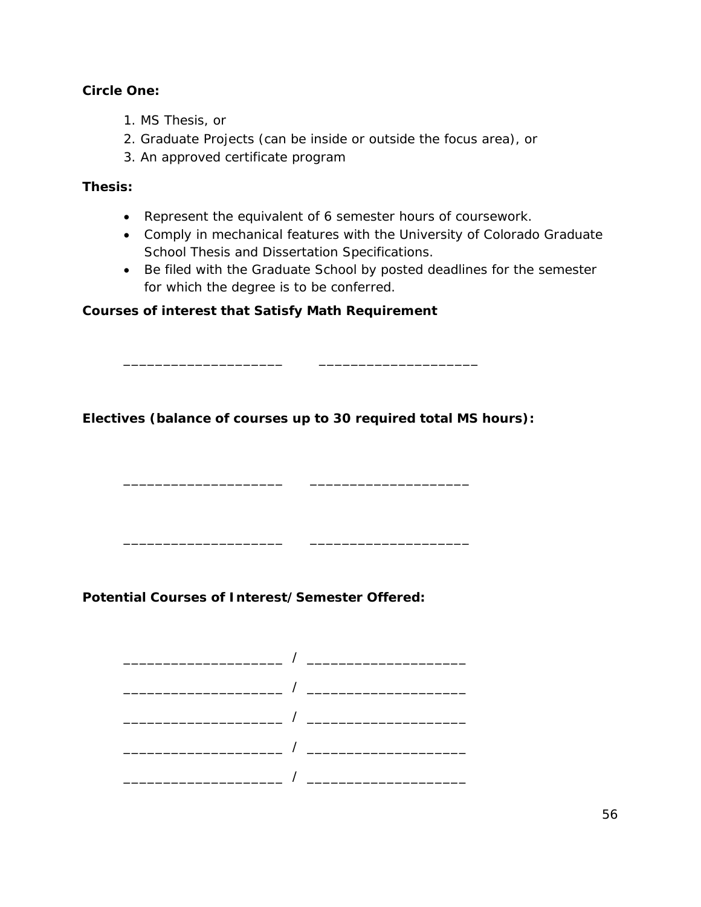**Circle One:**

1. MS Thesis, or
2. Graduate Projects (can be inside or outside the focus area), or
3. An approved certificate program

**Thesis:**

- Represent the equivalent of 6 semester hours of coursework.
- Comply in mechanical features with the University of Colorado Graduate School Thesis and Dissertation Specifications.
- Be filed with the Graduate School by posted deadlines for the semester for which the degree is to be conferred.

**Courses of interest that Satisfy Math Requirement**

____________________ ____________________

**Electives (balance of courses up to 30 required total MS hours):**

____________________ ____________________

____________________ ____________________

**Potential Courses of Interest/Semester Offered:**

____________________ / ____________________

____________________ / ____________________

____________________ / ____________________

____________________ / ____________________

____________________ / ____________________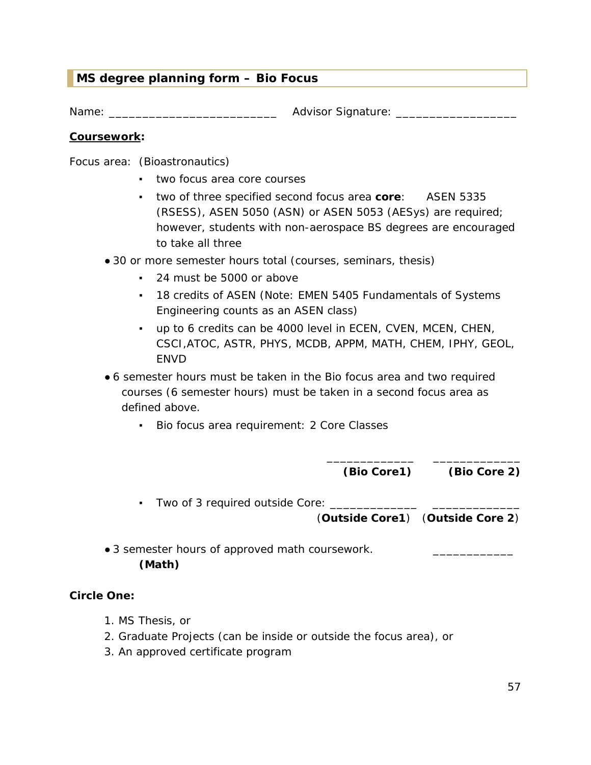## MS degree planning form – Bio Focus

Name: _________________________ Advisor Signature: __________________

**Coursework:**

Focus area: (Bioastronautics)

- two focus area core courses
- two of three specified second focus area **core**: ASEN 5335 (RSESS), ASEN 5050 (ASN) or ASEN 5053 (AESys) are required; however, students with non-aerospace BS degrees are encouraged to take all three

- 30 or more semester hours total (courses, seminars, thesis)
  - 24 must be 5000 or above
  - 18 credits of ASEN (Note: EMEN 5405 Fundamentals of Systems Engineering counts as an ASEN class)
  - up to 6 credits can be 4000 level in ECEN, CVEN, MCEN, CHEN, CSCI,ATOC, ASTR, PHYS, MCDB, APPM, MATH, CHEM, IPHY, GEOL, ENVD
- 6 semester hours must be taken in the Bio focus area and two required courses (6 semester hours) must be taken in a second focus area as defined above.
  - Bio focus area requirement: 2 Core Classes

    _____________ _____________
    **(Bio Core1)** **(Bio Core 2)**

  - Two of 3 required outside Core: _____________ _____________
    (**Outside Core1**) (**Outside Core 2**)

- 3 semester hours of approved math coursework. ____________
  **(Math)**

**Circle One:**

1. MS Thesis, or
2. Graduate Projects (can be inside or outside the focus area), or
3. An approved certificate program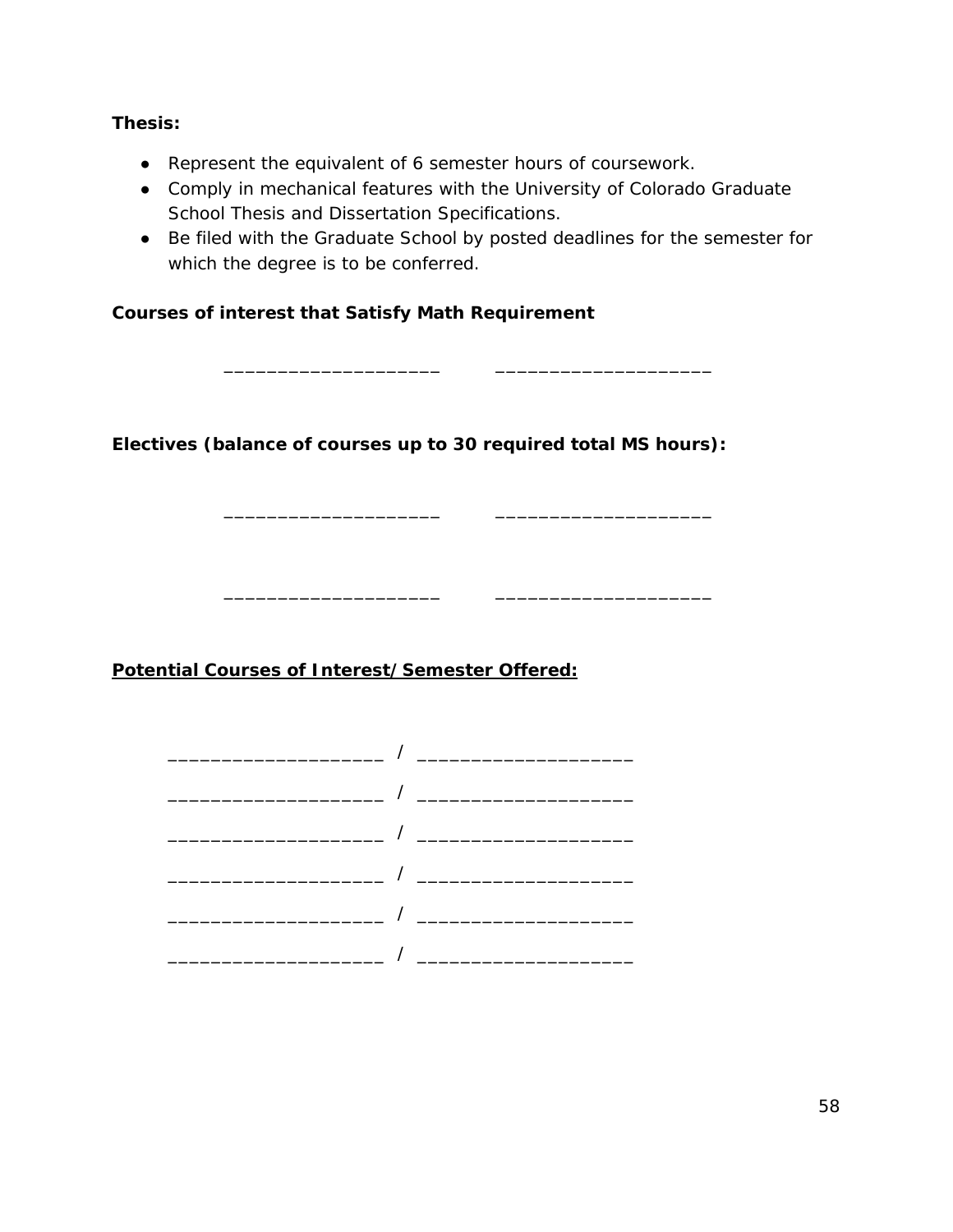**Thesis:**

- Represent the equivalent of 6 semester hours of coursework.
- Comply in mechanical features with the University of Colorado Graduate School Thesis and Dissertation Specifications.
- Be filed with the Graduate School by posted deadlines for the semester for which the degree is to be conferred.

**Courses of interest that Satisfy Math Requirement**

____________________    ____________________

**Electives (balance of courses up to 30 required total MS hours):**

____________________    ____________________

____________________    ____________________

**Potential Courses of Interest/Semester Offered:**

____________________ / ____________________

____________________ / ____________________

____________________ / ____________________

____________________ / ____________________

____________________ / ____________________

____________________ / ____________________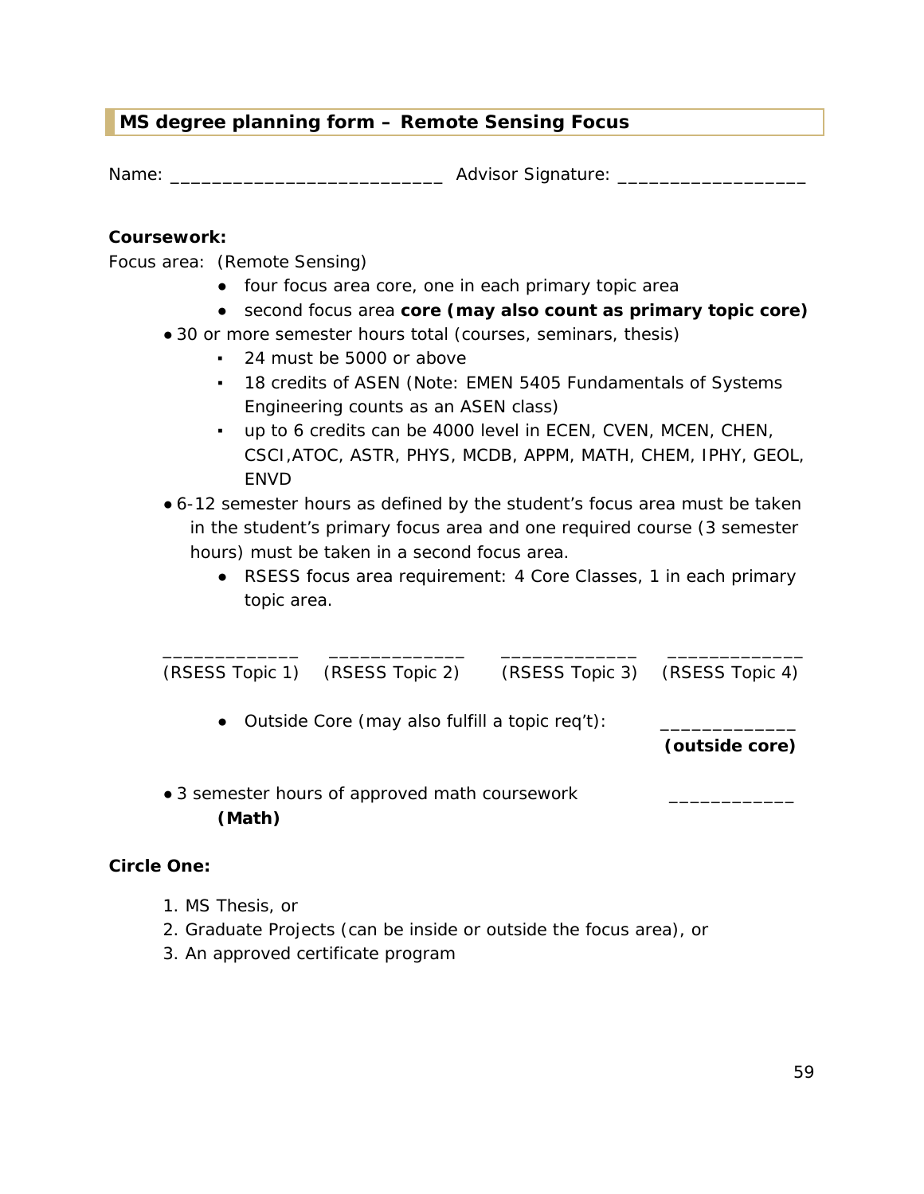## MS degree planning form – Remote Sensing Focus

Name: ___________________________ Advisor Signature: __________________

**Coursework:**

Focus area: (Remote Sensing)

- four focus area core, one in each primary topic area
- second focus area **core (may also count as primary topic core)**

- 30 or more semester hours total (courses, seminars, thesis)
  - 24 must be 5000 or above
  - 18 credits of ASEN (Note: EMEN 5405 Fundamentals of Systems Engineering counts as an ASEN class)
  - up to 6 credits can be 4000 level in ECEN, CVEN, MCEN, CHEN, CSCI,ATOC, ASTR, PHYS, MCDB, APPM, MATH, CHEM, IPHY, GEOL, ENVD
- 6-12 semester hours as defined by the student's focus area must be taken in the student's primary focus area and one required course (3 semester hours) must be taken in a second focus area.
  - RSESS focus area requirement: 4 Core Classes, 1 in each primary topic area.

_____________ (RSESS Topic 1) _____________ (RSESS Topic 2) _____________ (RSESS Topic 3) _____________ (RSESS Topic 4)

- Outside Core (may also fulfill a topic req't): _____________ **(outside core)**

- 3 semester hours of approved math coursework ____________ **(Math)**

**Circle One:**

1. MS Thesis, or
2. Graduate Projects (can be inside or outside the focus area), or
3. An approved certificate program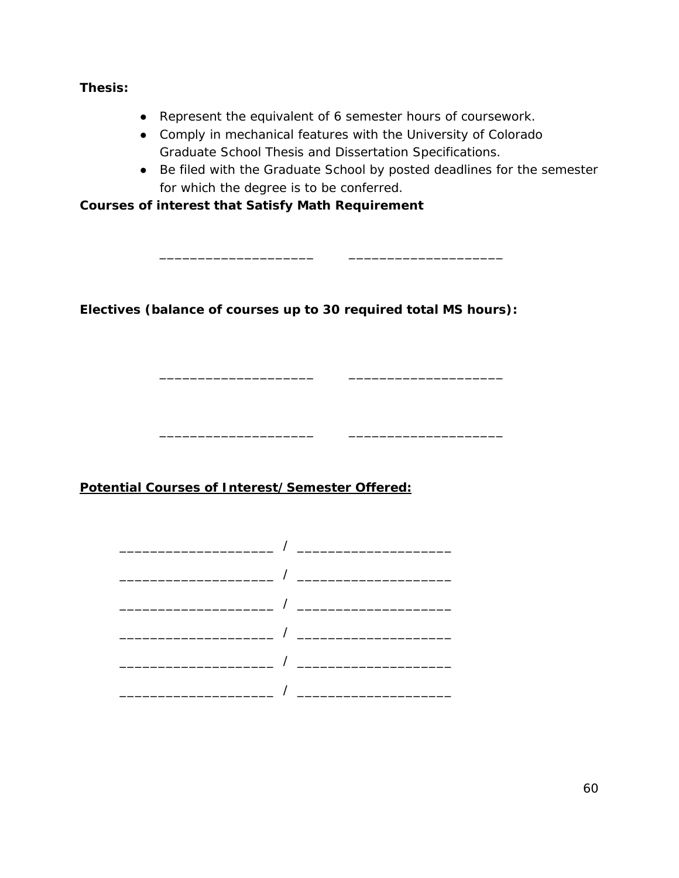**Thesis:**

- Represent the equivalent of 6 semester hours of coursework.
- Comply in mechanical features with the University of Colorado Graduate School Thesis and Dissertation Specifications.
- Be filed with the Graduate School by posted deadlines for the semester for which the degree is to be conferred.

**Courses of interest that Satisfy Math Requirement**

\_\_\_\_\_\_\_\_\_\_\_\_\_\_\_\_\_\_\_\_ \_\_\_\_\_\_\_\_\_\_\_\_\_\_\_\_\_\_\_\_

**Electives (balance of courses up to 30 required total MS hours):**

\_\_\_\_\_\_\_\_\_\_\_\_\_\_\_\_\_\_\_\_ \_\_\_\_\_\_\_\_\_\_\_\_\_\_\_\_\_\_\_\_

\_\_\_\_\_\_\_\_\_\_\_\_\_\_\_\_\_\_\_\_ \_\_\_\_\_\_\_\_\_\_\_\_\_\_\_\_\_\_\_\_

**<u>Potential Courses of Interest/Semester Offered:</u>**

\_\_\_\_\_\_\_\_\_\_\_\_\_\_\_\_\_\_\_\_ / \_\_\_\_\_\_\_\_\_\_\_\_\_\_\_\_\_\_\_\_

\_\_\_\_\_\_\_\_\_\_\_\_\_\_\_\_\_\_\_\_ / \_\_\_\_\_\_\_\_\_\_\_\_\_\_\_\_\_\_\_\_

\_\_\_\_\_\_\_\_\_\_\_\_\_\_\_\_\_\_\_\_ / \_\_\_\_\_\_\_\_\_\_\_\_\_\_\_\_\_\_\_\_

\_\_\_\_\_\_\_\_\_\_\_\_\_\_\_\_\_\_\_\_ / \_\_\_\_\_\_\_\_\_\_\_\_\_\_\_\_\_\_\_\_

\_\_\_\_\_\_\_\_\_\_\_\_\_\_\_\_\_\_\_\_ / \_\_\_\_\_\_\_\_\_\_\_\_\_\_\_\_\_\_\_\_

\_\_\_\_\_\_\_\_\_\_\_\_\_\_\_\_\_\_\_\_ / \_\_\_\_\_\_\_\_\_\_\_\_\_\_\_\_\_\_\_\_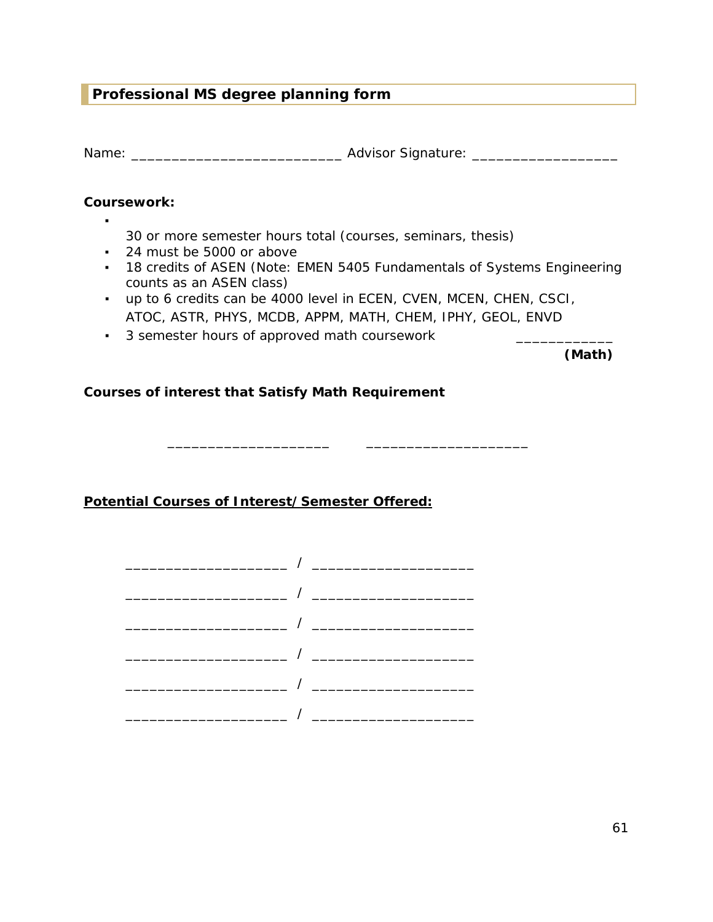## Professional MS degree planning form

Name: __________________________ Advisor Signature: __________________

**Coursework:**

- 30 or more semester hours total (courses, seminars, thesis)
- 24 must be 5000 or above
- 18 credits of ASEN (Note: EMEN 5405 Fundamentals of Systems Engineering counts as an ASEN class)
- up to 6 credits can be 4000 level in ECEN, CVEN, MCEN, CHEN, CSCI, ATOC, ASTR, PHYS, MCDB, APPM, MATH, CHEM, IPHY, GEOL, ENVD
- 3 semester hours of approved math coursework ____________ **(Math)**

**Courses of interest that Satisfy Math Requirement**

____________________ ____________________

**<u>Potential Courses of Interest/Semester Offered:</u>**

____________________ / ____________________

____________________ / ____________________

____________________ / ____________________

____________________ / ____________________

____________________ / ____________________

____________________ / ____________________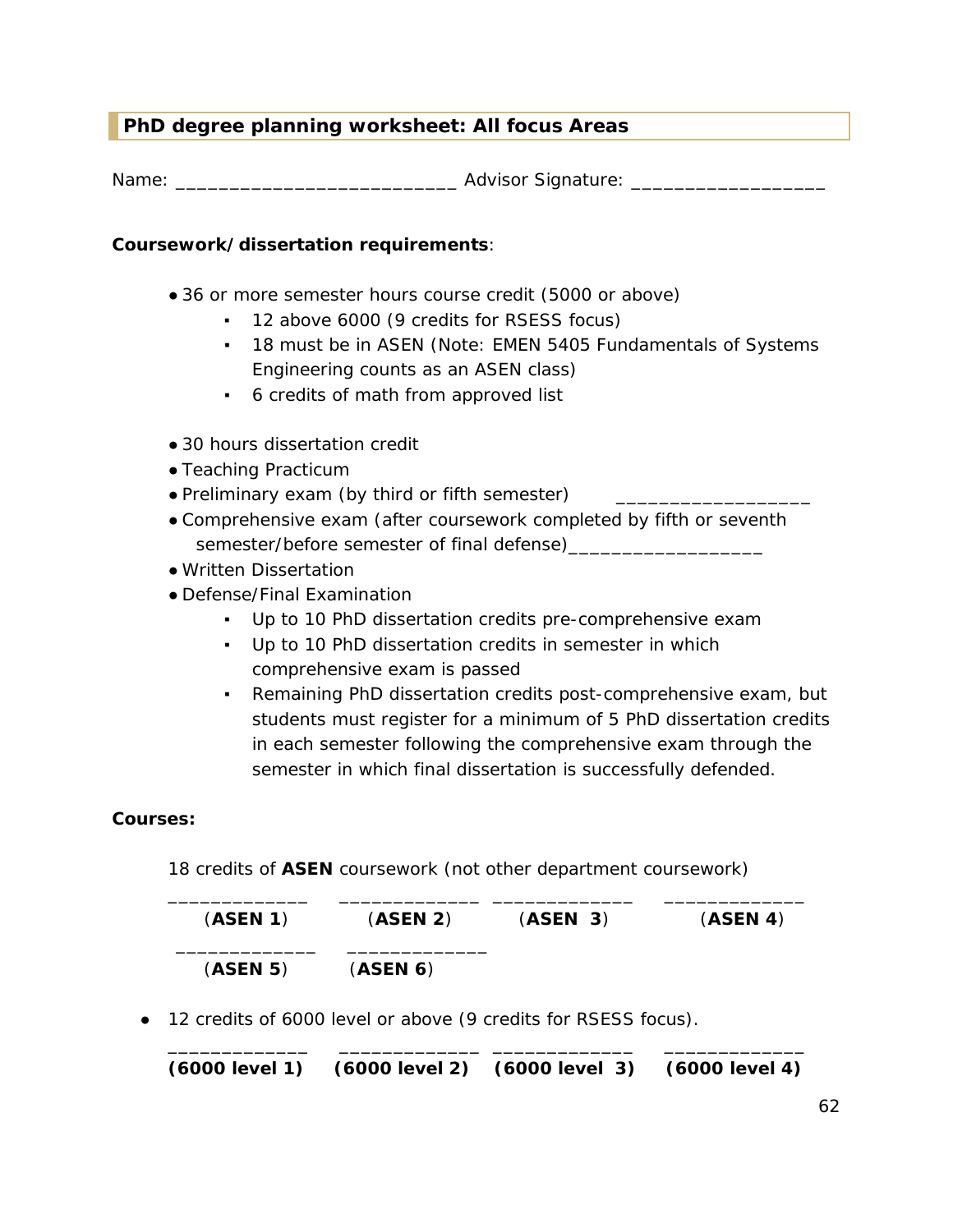## PhD degree planning worksheet: All focus Areas

Name: __________________________ Advisor Signature: __________________

**Coursework/dissertation requirements**:

- 36 or more semester hours course credit (5000 or above)
  - 12 above 6000 (9 credits for RSESS focus)
  - 18 must be in ASEN (Note: EMEN 5405 Fundamentals of Systems Engineering counts as an ASEN class)
  - 6 credits of math from approved list

- 30 hours dissertation credit
- Teaching Practicum
- Preliminary exam (by third or fifth semester) __________________
- Comprehensive exam (after coursework completed by fifth or seventh semester/before semester of final defense)__________________
- Written Dissertation
- Defense/Final Examination
  - Up to 10 PhD dissertation credits pre-comprehensive exam
  - Up to 10 PhD dissertation credits in semester in which comprehensive exam is passed
  - Remaining PhD dissertation credits post-comprehensive exam, but students must register for a minimum of 5 PhD dissertation credits in each semester following the comprehensive exam through the semester in which final dissertation is successfully defended.

**Courses:**

18 credits of **ASEN** coursework (not other department coursework)

| _____________ | _____________ | _____________ | _____________ |
|---|---|---|---|
| (**ASEN 1**) | (**ASEN 2**) | (**ASEN 3**) | (**ASEN 4**) |
| _____________ | _____________ | | |
| (**ASEN 5**) | (**ASEN 6**) | | |

- 12 credits of 6000 level or above (9 credits for RSESS focus).

| _____________ | _____________ | _____________ | _____________ |
|---|---|---|---|
| **(6000 level 1)** | **(6000 level 2)** | **(6000 level 3)** | **(6000 level 4)** |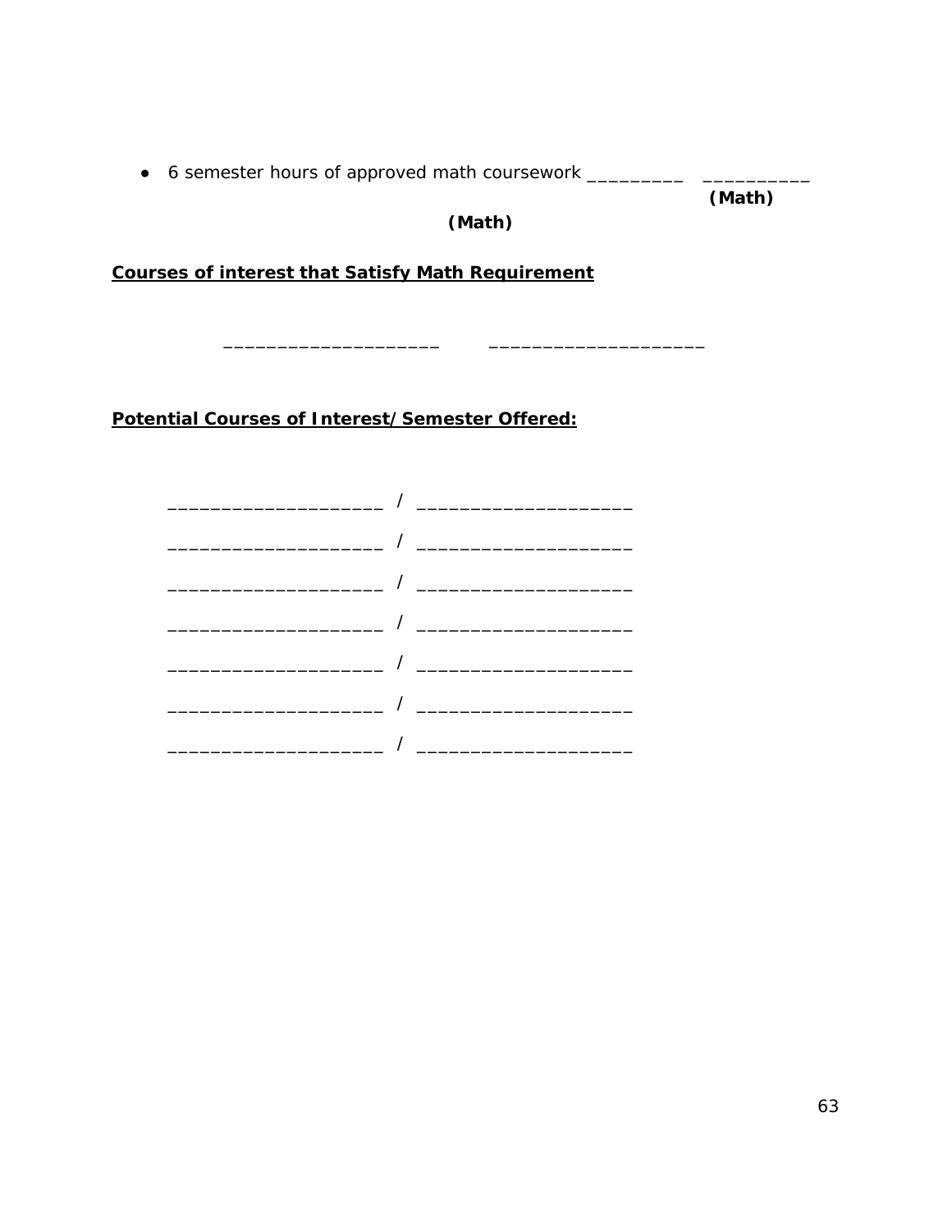- 6 semester hours of approved math coursework _________ __________
  **(Math)** **(Math)**

**<u>Courses of interest that Satisfy Math Requirement</u>**

____________________ ____________________

**<u>Potential Courses of Interest/Semester Offered:</u>**

____________________ / ____________________

____________________ / ____________________

____________________ / ____________________

____________________ / ____________________

____________________ / ____________________

____________________ / ____________________

____________________ / ____________________